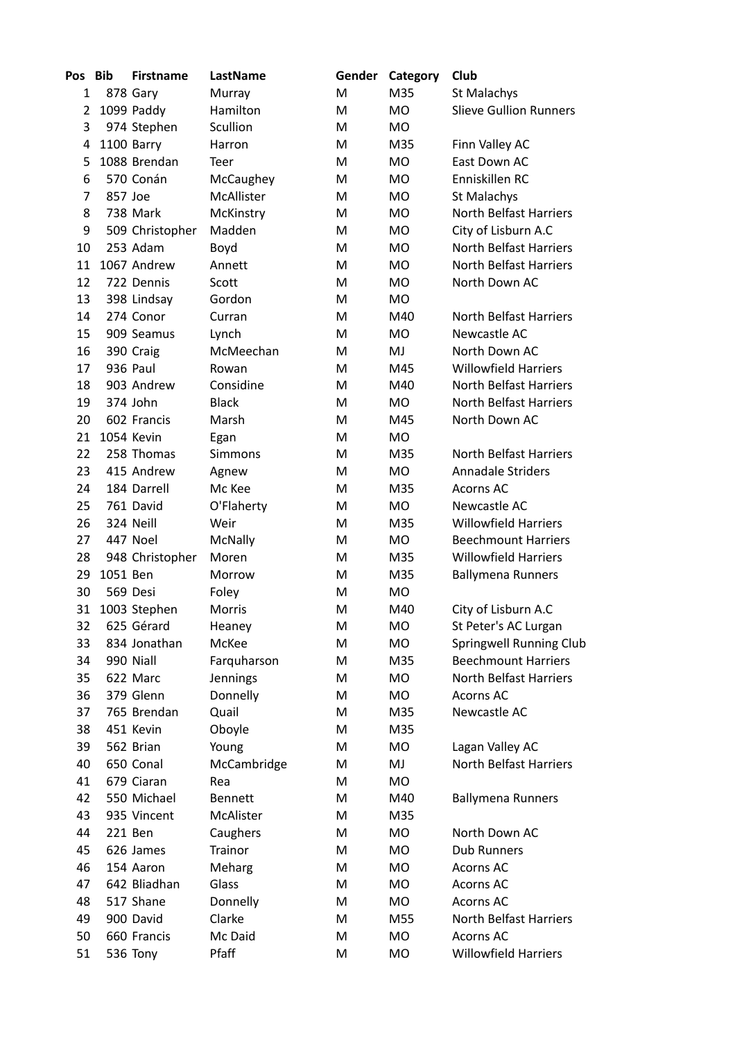| Pos | Bib | Firstname | LastName | Gender | Category | Club |
|---|---|---|---|---|---|---|
| 1 | 878 | Gary | Murray | M | M35 | St Malachys |
| 2 | 1099 | Paddy | Hamilton | M | MO | Slieve Gullion Runners |
| 3 | 974 | Stephen | Scullion | M | MO | |
| 4 | 1100 | Barry | Harron | M | M35 | Finn Valley AC |
| 5 | 1088 | Brendan | Teer | M | MO | East Down AC |
| 6 | 570 | Conán | McCaughey | M | MO | Enniskillen RC |
| 7 | 857 | Joe | McAllister | M | MO | St Malachys |
| 8 | 738 | Mark | McKinstry | M | MO | North Belfast Harriers |
| 9 | 509 | Christopher | Madden | M | MO | City of Lisburn A.C |
| 10 | 253 | Adam | Boyd | M | MO | North Belfast Harriers |
| 11 | 1067 | Andrew | Annett | M | MO | North Belfast Harriers |
| 12 | 722 | Dennis | Scott | M | MO | North Down AC |
| 13 | 398 | Lindsay | Gordon | M | MO | |
| 14 | 274 | Conor | Curran | M | M40 | North Belfast Harriers |
| 15 | 909 | Seamus | Lynch | M | MO | Newcastle AC |
| 16 | 390 | Craig | McMeechan | M | MJ | North Down AC |
| 17 | 936 | Paul | Rowan | M | M45 | Willowfield Harriers |
| 18 | 903 | Andrew | Considine | M | M40 | North Belfast Harriers |
| 19 | 374 | John | Black | M | MO | North Belfast Harriers |
| 20 | 602 | Francis | Marsh | M | M45 | North Down AC |
| 21 | 1054 | Kevin | Egan | M | MO | |
| 22 | 258 | Thomas | Simmons | M | M35 | North Belfast Harriers |
| 23 | 415 | Andrew | Agnew | M | MO | Annadale Striders |
| 24 | 184 | Darrell | Mc Kee | M | M35 | Acorns AC |
| 25 | 761 | David | O'Flaherty | M | MO | Newcastle AC |
| 26 | 324 | Neill | Weir | M | M35 | Willowfield Harriers |
| 27 | 447 | Noel | McNally | M | MO | Beechmount Harriers |
| 28 | 948 | Christopher | Moren | M | M35 | Willowfield Harriers |
| 29 | 1051 | Ben | Morrow | M | M35 | Ballymena Runners |
| 30 | 569 | Desi | Foley | M | MO | |
| 31 | 1003 | Stephen | Morris | M | M40 | City of Lisburn A.C |
| 32 | 625 | Gérard | Heaney | M | MO | St Peter's AC Lurgan |
| 33 | 834 | Jonathan | McKee | M | MO | Springwell Running Club |
| 34 | 990 | Niall | Farquharson | M | M35 | Beechmount Harriers |
| 35 | 622 | Marc | Jennings | M | MO | North Belfast Harriers |
| 36 | 379 | Glenn | Donnelly | M | MO | Acorns AC |
| 37 | 765 | Brendan | Quail | M | M35 | Newcastle AC |
| 38 | 451 | Kevin | Oboyle | M | M35 | |
| 39 | 562 | Brian | Young | M | MO | Lagan Valley AC |
| 40 | 650 | Conal | McCambridge | M | MJ | North Belfast Harriers |
| 41 | 679 | Ciaran | Rea | M | MO | |
| 42 | 550 | Michael | Bennett | M | M40 | Ballymena Runners |
| 43 | 935 | Vincent | McAlister | M | M35 | |
| 44 | 221 | Ben | Caughers | M | MO | North Down AC |
| 45 | 626 | James | Trainor | M | MO | Dub Runners |
| 46 | 154 | Aaron | Meharg | M | MO | Acorns AC |
| 47 | 642 | Bliadhan | Glass | M | MO | Acorns AC |
| 48 | 517 | Shane | Donnelly | M | MO | Acorns AC |
| 49 | 900 | David | Clarke | M | M55 | North Belfast Harriers |
| 50 | 660 | Francis | Mc Daid | M | MO | Acorns AC |
| 51 | 536 | Tony | Pfaff | M | MO | Willowfield Harriers |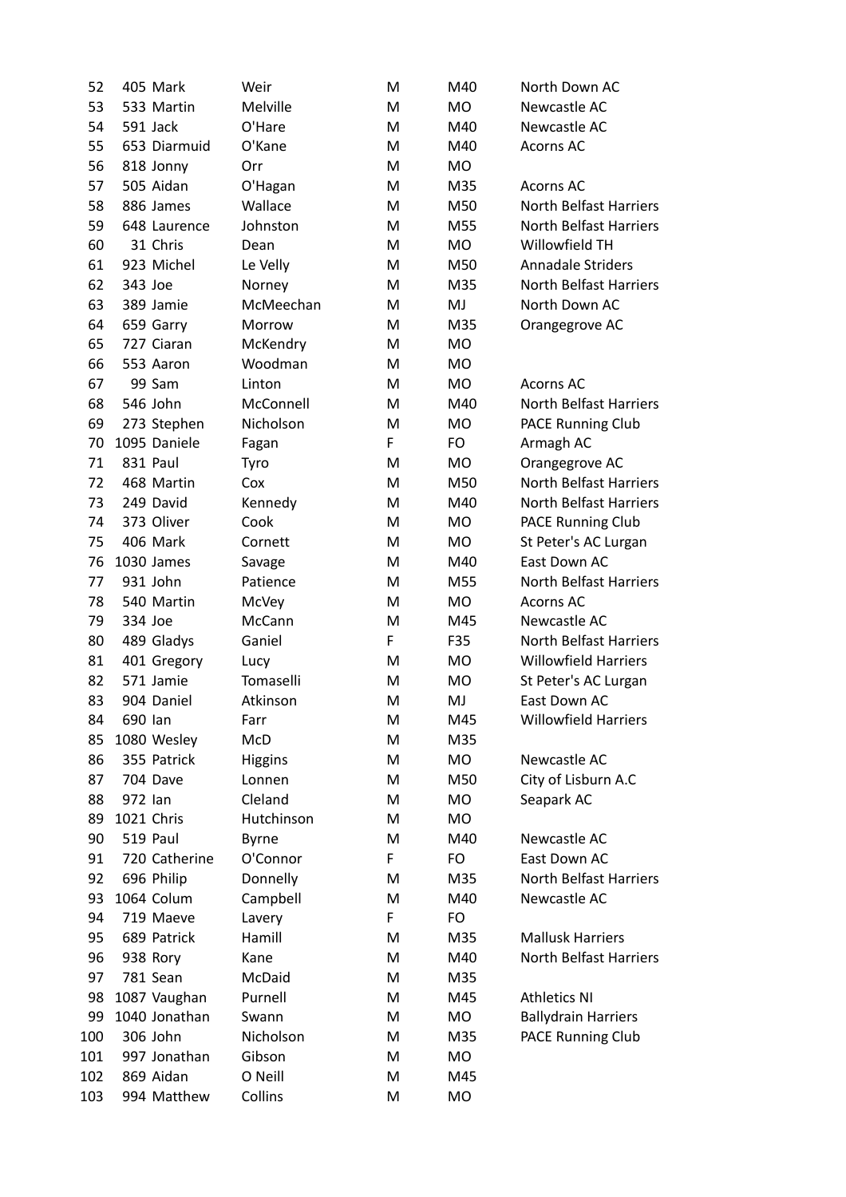| | | | | | | |
|---|---|---|---|---|---|---|
| 52 | 405 | Mark | Weir | M | M40 | North Down AC |
| 53 | 533 | Martin | Melville | M | MO | Newcastle AC |
| 54 | 591 | Jack | O'Hare | M | M40 | Newcastle AC |
| 55 | 653 | Diarmuid | O'Kane | M | M40 | Acorns AC |
| 56 | 818 | Jonny | Orr | M | MO | |
| 57 | 505 | Aidan | O'Hagan | M | M35 | Acorns AC |
| 58 | 886 | James | Wallace | M | M50 | North Belfast Harriers |
| 59 | 648 | Laurence | Johnston | M | M55 | North Belfast Harriers |
| 60 | 31 | Chris | Dean | M | MO | Willowfield TH |
| 61 | 923 | Michel | Le Velly | M | M50 | Annadale Striders |
| 62 | 343 | Joe | Norney | M | M35 | North Belfast Harriers |
| 63 | 389 | Jamie | McMeechan | M | MJ | North Down AC |
| 64 | 659 | Garry | Morrow | M | M35 | Orangegrove AC |
| 65 | 727 | Ciaran | McKendry | M | MO | |
| 66 | 553 | Aaron | Woodman | M | MO | |
| 67 | 99 | Sam | Linton | M | MO | Acorns AC |
| 68 | 546 | John | McConnell | M | M40 | North Belfast Harriers |
| 69 | 273 | Stephen | Nicholson | M | MO | PACE Running Club |
| 70 | 1095 | Daniele | Fagan | F | FO | Armagh AC |
| 71 | 831 | Paul | Tyro | M | MO | Orangegrove AC |
| 72 | 468 | Martin | Cox | M | M50 | North Belfast Harriers |
| 73 | 249 | David | Kennedy | M | M40 | North Belfast Harriers |
| 74 | 373 | Oliver | Cook | M | MO | PACE Running Club |
| 75 | 406 | Mark | Cornett | M | MO | St Peter's AC Lurgan |
| 76 | 1030 | James | Savage | M | M40 | East Down AC |
| 77 | 931 | John | Patience | M | M55 | North Belfast Harriers |
| 78 | 540 | Martin | McVey | M | MO | Acorns AC |
| 79 | 334 | Joe | McCann | M | M45 | Newcastle AC |
| 80 | 489 | Gladys | Ganiel | F | F35 | North Belfast Harriers |
| 81 | 401 | Gregory | Lucy | M | MO | Willowfield Harriers |
| 82 | 571 | Jamie | Tomaselli | M | MO | St Peter's AC Lurgan |
| 83 | 904 | Daniel | Atkinson | M | MJ | East Down AC |
| 84 | 690 | Ian | Farr | M | M45 | Willowfield Harriers |
| 85 | 1080 | Wesley | McD | M | M35 | |
| 86 | 355 | Patrick | Higgins | M | MO | Newcastle AC |
| 87 | 704 | Dave | Lonnen | M | M50 | City of Lisburn A.C |
| 88 | 972 | Ian | Cleland | M | MO | Seapark AC |
| 89 | 1021 | Chris | Hutchinson | M | MO | |
| 90 | 519 | Paul | Byrne | M | M40 | Newcastle AC |
| 91 | 720 | Catherine | O'Connor | F | FO | East Down AC |
| 92 | 696 | Philip | Donnelly | M | M35 | North Belfast Harriers |
| 93 | 1064 | Colum | Campbell | M | M40 | Newcastle AC |
| 94 | 719 | Maeve | Lavery | F | FO | |
| 95 | 689 | Patrick | Hamill | M | M35 | Mallusk Harriers |
| 96 | 938 | Rory | Kane | M | M40 | North Belfast Harriers |
| 97 | 781 | Sean | McDaid | M | M35 | |
| 98 | 1087 | Vaughan | Purnell | M | M45 | Athletics NI |
| 99 | 1040 | Jonathan | Swann | M | MO | Ballydrain Harriers |
| 100 | 306 | John | Nicholson | M | M35 | PACE Running Club |
| 101 | 997 | Jonathan | Gibson | M | MO | |
| 102 | 869 | Aidan | O Neill | M | M45 | |
| 103 | 994 | Matthew | Collins | M | MO | |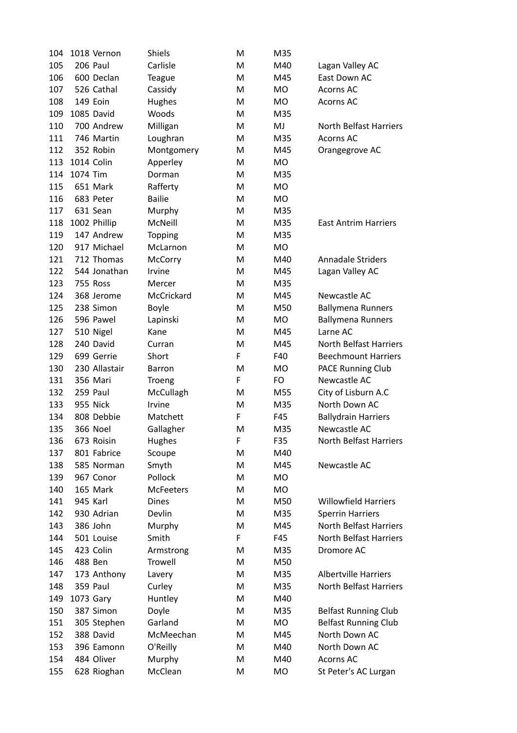| | | | | | | |
|---|---|---|---|---|---|---|
| 104 | 1018 | Vernon | Shiels | M | M35 | |
| 105 | 206 | Paul | Carlisle | M | M40 | Lagan Valley AC |
| 106 | 600 | Declan | Teague | M | M45 | East Down AC |
| 107 | 526 | Cathal | Cassidy | M | MO | Acorns AC |
| 108 | 149 | Eoin | Hughes | M | MO | Acorns AC |
| 109 | 1085 | David | Woods | M | M35 | |
| 110 | 700 | Andrew | Milligan | M | MJ | North Belfast Harriers |
| 111 | 746 | Martin | Loughran | M | M35 | Acorns AC |
| 112 | 352 | Robin | Montgomery | M | M45 | Orangegrove AC |
| 113 | 1014 | Colin | Apperley | M | MO | |
| 114 | 1074 | Tim | Dorman | M | M35 | |
| 115 | 651 | Mark | Rafferty | M | MO | |
| 116 | 683 | Peter | Bailie | M | MO | |
| 117 | 631 | Sean | Murphy | M | M35 | |
| 118 | 1002 | Phillip | McNeill | M | M35 | East Antrim Harriers |
| 119 | 147 | Andrew | Topping | M | M35 | |
| 120 | 917 | Michael | McLarnon | M | MO | |
| 121 | 712 | Thomas | McCorry | M | M40 | Annadale Striders |
| 122 | 544 | Jonathan | Irvine | M | M45 | Lagan Valley AC |
| 123 | 755 | Ross | Mercer | M | M35 | |
| 124 | 368 | Jerome | McCrickard | M | M45 | Newcastle AC |
| 125 | 238 | Simon | Boyle | M | M50 | Ballymena Runners |
| 126 | 596 | Pawel | Lapinski | M | MO | Ballymena Runners |
| 127 | 510 | Nigel | Kane | M | M45 | Larne AC |
| 128 | 240 | David | Curran | M | M45 | North Belfast Harriers |
| 129 | 699 | Gerrie | Short | F | F40 | Beechmount Harriers |
| 130 | 230 | Allastair | Barron | M | MO | PACE Running Club |
| 131 | 356 | Mari | Troeng | F | FO | Newcastle AC |
| 132 | 259 | Paul | McCullagh | M | M55 | City of Lisburn A.C |
| 133 | 955 | Nick | Irvine | M | M35 | North Down AC |
| 134 | 808 | Debbie | Matchett | F | F45 | Ballydrain Harriers |
| 135 | 366 | Noel | Gallagher | M | M35 | Newcastle AC |
| 136 | 673 | Roisin | Hughes | F | F35 | North Belfast Harriers |
| 137 | 801 | Fabrice | Scoupe | M | M40 | |
| 138 | 585 | Norman | Smyth | M | M45 | Newcastle AC |
| 139 | 967 | Conor | Pollock | M | MO | |
| 140 | 165 | Mark | McFeeters | M | MO | |
| 141 | 945 | Karl | Dines | M | M50 | Willowfield Harriers |
| 142 | 930 | Adrian | Devlin | M | M35 | Sperrin Harriers |
| 143 | 386 | John | Murphy | M | M45 | North Belfast Harriers |
| 144 | 501 | Louise | Smith | F | F45 | North Belfast Harriers |
| 145 | 423 | Colin | Armstrong | M | M35 | Dromore AC |
| 146 | 488 | Ben | Trowell | M | M50 | |
| 147 | 173 | Anthony | Lavery | M | M35 | Albertville Harriers |
| 148 | 359 | Paul | Curley | M | M35 | North Belfast Harriers |
| 149 | 1073 | Gary | Huntley | M | M40 | |
| 150 | 387 | Simon | Doyle | M | M35 | Belfast Running Club |
| 151 | 305 | Stephen | Garland | M | MO | Belfast Running Club |
| 152 | 388 | David | McMeechan | M | M45 | North Down AC |
| 153 | 396 | Eamonn | O'Reilly | M | M40 | North Down AC |
| 154 | 484 | Oliver | Murphy | M | M40 | Acorns AC |
| 155 | 628 | Rioghan | McClean | M | MO | St Peter's AC Lurgan |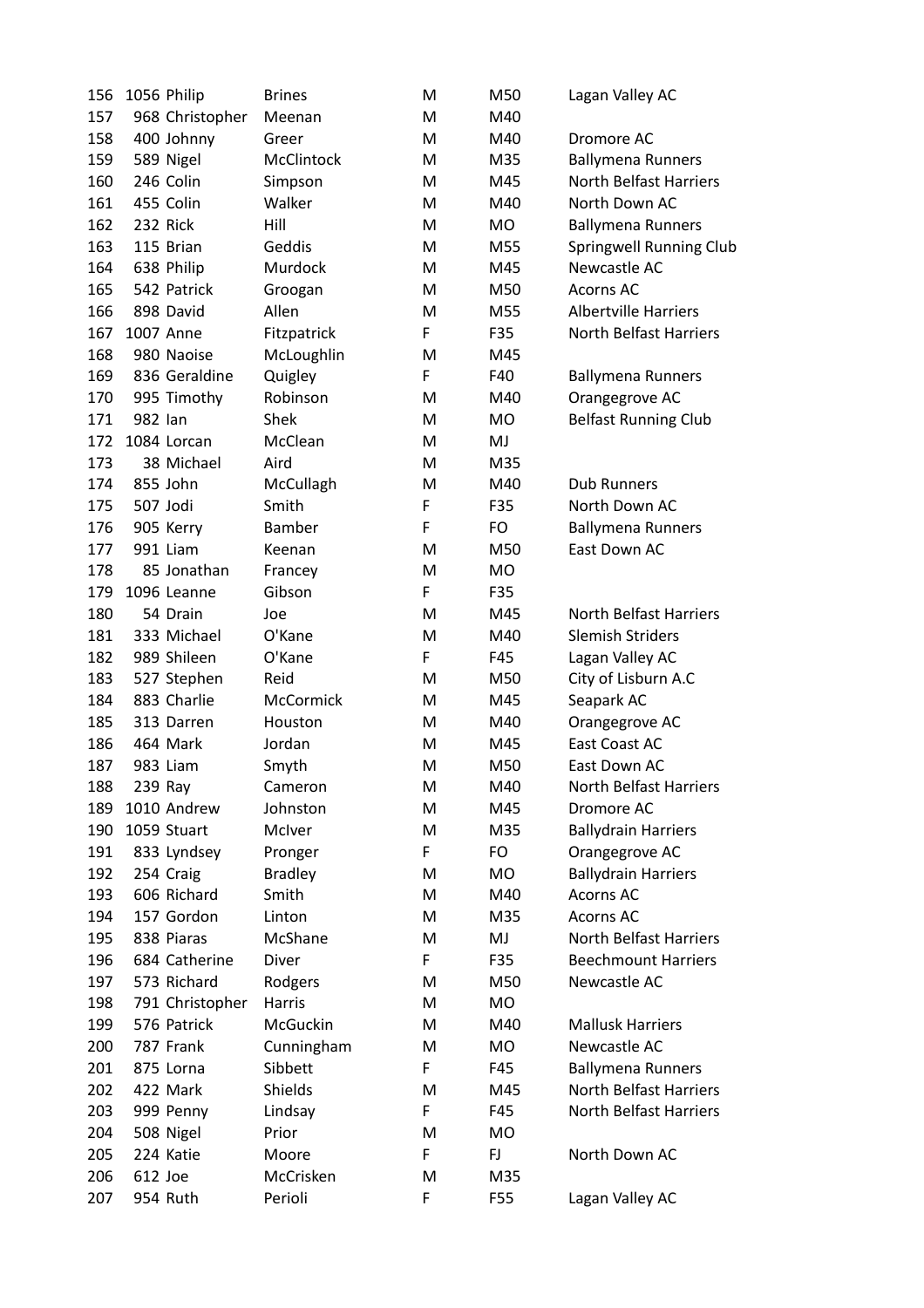| | | | | | | |
|---|---|---|---|---|---|---|
| 156 | 1056 | Philip | Brines | M | M50 | Lagan Valley AC |
| 157 | 968 | Christopher | Meenan | M | M40 | |
| 158 | 400 | Johnny | Greer | M | M40 | Dromore AC |
| 159 | 589 | Nigel | McClintock | M | M35 | Ballymena Runners |
| 160 | 246 | Colin | Simpson | M | M45 | North Belfast Harriers |
| 161 | 455 | Colin | Walker | M | M40 | North Down AC |
| 162 | 232 | Rick | Hill | M | MO | Ballymena Runners |
| 163 | 115 | Brian | Geddis | M | M55 | Springwell Running Club |
| 164 | 638 | Philip | Murdock | M | M45 | Newcastle AC |
| 165 | 542 | Patrick | Groogan | M | M50 | Acorns AC |
| 166 | 898 | David | Allen | M | M55 | Albertville Harriers |
| 167 | 1007 | Anne | Fitzpatrick | F | F35 | North Belfast Harriers |
| 168 | 980 | Naoise | McLoughlin | M | M45 | |
| 169 | 836 | Geraldine | Quigley | F | F40 | Ballymena Runners |
| 170 | 995 | Timothy | Robinson | M | M40 | Orangegrove AC |
| 171 | 982 | Ian | Shek | M | MO | Belfast Running Club |
| 172 | 1084 | Lorcan | McClean | M | MJ | |
| 173 | 38 | Michael | Aird | M | M35 | |
| 174 | 855 | John | McCullagh | M | M40 | Dub Runners |
| 175 | 507 | Jodi | Smith | F | F35 | North Down AC |
| 176 | 905 | Kerry | Bamber | F | FO | Ballymena Runners |
| 177 | 991 | Liam | Keenan | M | M50 | East Down AC |
| 178 | 85 | Jonathan | Francey | M | MO | |
| 179 | 1096 | Leanne | Gibson | F | F35 | |
| 180 | 54 | Drain | Joe | M | M45 | North Belfast Harriers |
| 181 | 333 | Michael | O'Kane | M | M40 | Slemish Striders |
| 182 | 989 | Shileen | O'Kane | F | F45 | Lagan Valley AC |
| 183 | 527 | Stephen | Reid | M | M50 | City of Lisburn A.C |
| 184 | 883 | Charlie | McCormick | M | M45 | Seapark AC |
| 185 | 313 | Darren | Houston | M | M40 | Orangegrove AC |
| 186 | 464 | Mark | Jordan | M | M45 | East Coast AC |
| 187 | 983 | Liam | Smyth | M | M50 | East Down AC |
| 188 | 239 | Ray | Cameron | M | M40 | North Belfast Harriers |
| 189 | 1010 | Andrew | Johnston | M | M45 | Dromore AC |
| 190 | 1059 | Stuart | McIver | M | M35 | Ballydrain Harriers |
| 191 | 833 | Lyndsey | Pronger | F | FO | Orangegrove AC |
| 192 | 254 | Craig | Bradley | M | MO | Ballydrain Harriers |
| 193 | 606 | Richard | Smith | M | M40 | Acorns AC |
| 194 | 157 | Gordon | Linton | M | M35 | Acorns AC |
| 195 | 838 | Piaras | McShane | M | MJ | North Belfast Harriers |
| 196 | 684 | Catherine | Diver | F | F35 | Beechmount Harriers |
| 197 | 573 | Richard | Rodgers | M | M50 | Newcastle AC |
| 198 | 791 | Christopher | Harris | M | MO | |
| 199 | 576 | Patrick | McGuckin | M | M40 | Mallusk Harriers |
| 200 | 787 | Frank | Cunningham | M | MO | Newcastle AC |
| 201 | 875 | Lorna | Sibbett | F | F45 | Ballymena Runners |
| 202 | 422 | Mark | Shields | M | M45 | North Belfast Harriers |
| 203 | 999 | Penny | Lindsay | F | F45 | North Belfast Harriers |
| 204 | 508 | Nigel | Prior | M | MO | |
| 205 | 224 | Katie | Moore | F | FJ | North Down AC |
| 206 | 612 | Joe | McCrisken | M | M35 | |
| 207 | 954 | Ruth | Perioli | F | F55 | Lagan Valley AC |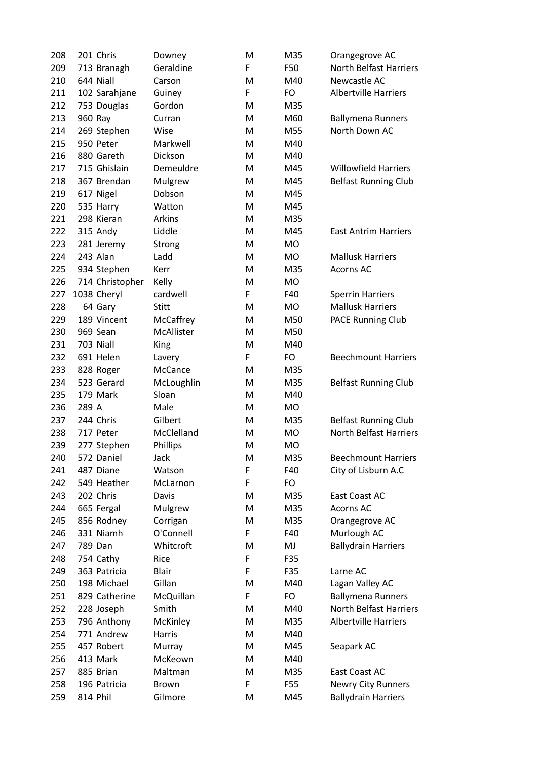| 208 | 201 | Chris | Downey | M | M35 | Orangegrove AC |
|---|---|---|---|---|---|---|
| 209 | 713 | Branagh | Geraldine | F | F50 | North Belfast Harriers |
| 210 | 644 | Niall | Carson | M | M40 | Newcastle AC |
| 211 | 102 | Sarahjane | Guiney | F | FO | Albertville Harriers |
| 212 | 753 | Douglas | Gordon | M | M35 | |
| 213 | 960 | Ray | Curran | M | M60 | Ballymena Runners |
| 214 | 269 | Stephen | Wise | M | M55 | North Down AC |
| 215 | 950 | Peter | Markwell | M | M40 | |
| 216 | 880 | Gareth | Dickson | M | M40 | |
| 217 | 715 | Ghislain | Demeuldre | M | M45 | Willowfield Harriers |
| 218 | 367 | Brendan | Mulgrew | M | M45 | Belfast Running Club |
| 219 | 617 | Nigel | Dobson | M | M45 | |
| 220 | 535 | Harry | Watton | M | M45 | |
| 221 | 298 | Kieran | Arkins | M | M35 | |
| 222 | 315 | Andy | Liddle | M | M45 | East Antrim Harriers |
| 223 | 281 | Jeremy | Strong | M | MO | |
| 224 | 243 | Alan | Ladd | M | MO | Mallusk Harriers |
| 225 | 934 | Stephen | Kerr | M | M35 | Acorns AC |
| 226 | 714 | Christopher | Kelly | M | MO | |
| 227 | 1038 | Cheryl | cardwell | F | F40 | Sperrin Harriers |
| 228 | 64 | Gary | Stitt | M | MO | Mallusk Harriers |
| 229 | 189 | Vincent | McCaffrey | M | M50 | PACE Running Club |
| 230 | 969 | Sean | McAllister | M | M50 | |
| 231 | 703 | Niall | King | M | M40 | |
| 232 | 691 | Helen | Lavery | F | FO | Beechmount Harriers |
| 233 | 828 | Roger | McCance | M | M35 | |
| 234 | 523 | Gerard | McLoughlin | M | M35 | Belfast Running Club |
| 235 | 179 | Mark | Sloan | M | M40 | |
| 236 | 289 | A | Male | M | MO | |
| 237 | 244 | Chris | Gilbert | M | M35 | Belfast Running Club |
| 238 | 717 | Peter | McClelland | M | MO | North Belfast Harriers |
| 239 | 277 | Stephen | Phillips | M | MO | |
| 240 | 572 | Daniel | Jack | M | M35 | Beechmount Harriers |
| 241 | 487 | Diane | Watson | F | F40 | City of Lisburn A.C |
| 242 | 549 | Heather | McLarnon | F | FO | |
| 243 | 202 | Chris | Davis | M | M35 | East Coast AC |
| 244 | 665 | Fergal | Mulgrew | M | M35 | Acorns AC |
| 245 | 856 | Rodney | Corrigan | M | M35 | Orangegrove AC |
| 246 | 331 | Niamh | O'Connell | F | F40 | Murlough AC |
| 247 | 789 | Dan | Whitcroft | M | MJ | Ballydrain Harriers |
| 248 | 754 | Cathy | Rice | F | F35 | |
| 249 | 363 | Patricia | Blair | F | F35 | Larne AC |
| 250 | 198 | Michael | Gillan | M | M40 | Lagan Valley AC |
| 251 | 829 | Catherine | McQuillan | F | FO | Ballymena Runners |
| 252 | 228 | Joseph | Smith | M | M40 | North Belfast Harriers |
| 253 | 796 | Anthony | McKinley | M | M35 | Albertville Harriers |
| 254 | 771 | Andrew | Harris | M | M40 | |
| 255 | 457 | Robert | Murray | M | M45 | Seapark AC |
| 256 | 413 | Mark | McKeown | M | M40 | |
| 257 | 885 | Brian | Maltman | M | M35 | East Coast AC |
| 258 | 196 | Patricia | Brown | F | F55 | Newry City Runners |
| 259 | 814 | Phil | Gilmore | M | M45 | Ballydrain Harriers |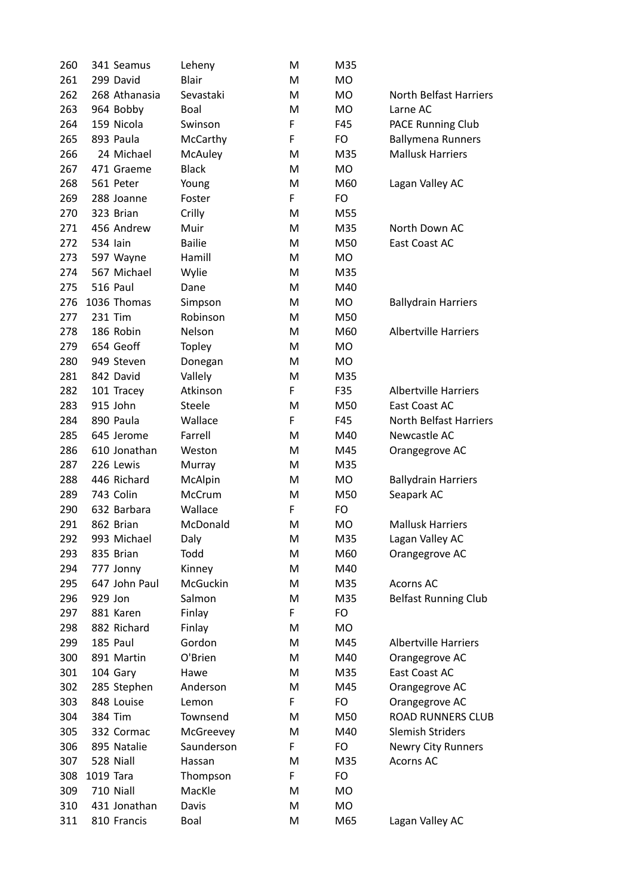| | | | | | | |
|---|---|---|---|---|---|---|
| 260 | 341 | Seamus | Leheny | M | M35 | |
| 261 | 299 | David | Blair | M | MO | |
| 262 | 268 | Athanasia | Sevastaki | M | MO | North Belfast Harriers |
| 263 | 964 | Bobby | Boal | M | MO | Larne AC |
| 264 | 159 | Nicola | Swinson | F | F45 | PACE Running Club |
| 265 | 893 | Paula | McCarthy | F | FO | Ballymena Runners |
| 266 | 24 | Michael | McAuley | M | M35 | Mallusk Harriers |
| 267 | 471 | Graeme | Black | M | MO | |
| 268 | 561 | Peter | Young | M | M60 | Lagan Valley AC |
| 269 | 288 | Joanne | Foster | F | FO | |
| 270 | 323 | Brian | Crilly | M | M55 | |
| 271 | 456 | Andrew | Muir | M | M35 | North Down AC |
| 272 | 534 | Iain | Bailie | M | M50 | East Coast AC |
| 273 | 597 | Wayne | Hamill | M | MO | |
| 274 | 567 | Michael | Wylie | M | M35 | |
| 275 | 516 | Paul | Dane | M | M40 | |
| 276 | 1036 | Thomas | Simpson | M | MO | Ballydrain Harriers |
| 277 | 231 | Tim | Robinson | M | M50 | |
| 278 | 186 | Robin | Nelson | M | M60 | Albertville Harriers |
| 279 | 654 | Geoff | Topley | M | MO | |
| 280 | 949 | Steven | Donegan | M | MO | |
| 281 | 842 | David | Vallely | M | M35 | |
| 282 | 101 | Tracey | Atkinson | F | F35 | Albertville Harriers |
| 283 | 915 | John | Steele | M | M50 | East Coast AC |
| 284 | 890 | Paula | Wallace | F | F45 | North Belfast Harriers |
| 285 | 645 | Jerome | Farrell | M | M40 | Newcastle AC |
| 286 | 610 | Jonathan | Weston | M | M45 | Orangegrove AC |
| 287 | 226 | Lewis | Murray | M | M35 | |
| 288 | 446 | Richard | McAlpin | M | MO | Ballydrain Harriers |
| 289 | 743 | Colin | McCrum | M | M50 | Seapark AC |
| 290 | 632 | Barbara | Wallace | F | FO | |
| 291 | 862 | Brian | McDonald | M | MO | Mallusk Harriers |
| 292 | 993 | Michael | Daly | M | M35 | Lagan Valley AC |
| 293 | 835 | Brian | Todd | M | M60 | Orangegrove AC |
| 294 | 777 | Jonny | Kinney | M | M40 | |
| 295 | 647 | John Paul | McGuckin | M | M35 | Acorns AC |
| 296 | 929 | Jon | Salmon | M | M35 | Belfast Running Club |
| 297 | 881 | Karen | Finlay | F | FO | |
| 298 | 882 | Richard | Finlay | M | MO | |
| 299 | 185 | Paul | Gordon | M | M45 | Albertville Harriers |
| 300 | 891 | Martin | O'Brien | M | M40 | Orangegrove AC |
| 301 | 104 | Gary | Hawe | M | M35 | East Coast AC |
| 302 | 285 | Stephen | Anderson | M | M45 | Orangegrove AC |
| 303 | 848 | Louise | Lemon | F | FO | Orangegrove AC |
| 304 | 384 | Tim | Townsend | M | M50 | ROAD RUNNERS CLUB |
| 305 | 332 | Cormac | McGreevey | M | M40 | Slemish Striders |
| 306 | 895 | Natalie | Saunderson | F | FO | Newry City Runners |
| 307 | 528 | Niall | Hassan | M | M35 | Acorns AC |
| 308 | 1019 | Tara | Thompson | F | FO | |
| 309 | 710 | Niall | MacKle | M | MO | |
| 310 | 431 | Jonathan | Davis | M | MO | |
| 311 | 810 | Francis | Boal | M | M65 | Lagan Valley AC |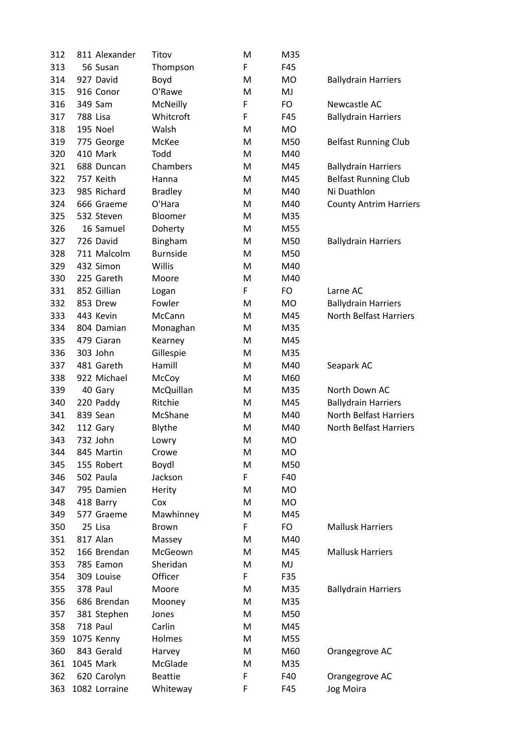| 312 | 811 | Alexander | Titov | M | M35 | |
|---|---|---|---|---|---|---|
| 313 | 56 | Susan | Thompson | F | F45 | |
| 314 | 927 | David | Boyd | M | MO | Ballydrain Harriers |
| 315 | 916 | Conor | O'Rawe | M | MJ | |
| 316 | 349 | Sam | McNeilly | F | FO | Newcastle AC |
| 317 | 788 | Lisa | Whitcroft | F | F45 | Ballydrain Harriers |
| 318 | 195 | Noel | Walsh | M | MO | |
| 319 | 775 | George | McKee | M | M50 | Belfast Running Club |
| 320 | 410 | Mark | Todd | M | M40 | |
| 321 | 688 | Duncan | Chambers | M | M45 | Ballydrain Harriers |
| 322 | 757 | Keith | Hanna | M | M45 | Belfast Running Club |
| 323 | 985 | Richard | Bradley | M | M40 | Ni Duathlon |
| 324 | 666 | Graeme | O'Hara | M | M40 | County Antrim Harriers |
| 325 | 532 | Steven | Bloomer | M | M35 | |
| 326 | 16 | Samuel | Doherty | M | M55 | |
| 327 | 726 | David | Bingham | M | M50 | Ballydrain Harriers |
| 328 | 711 | Malcolm | Burnside | M | M50 | |
| 329 | 432 | Simon | Willis | M | M40 | |
| 330 | 225 | Gareth | Moore | M | M40 | |
| 331 | 852 | Gillian | Logan | F | FO | Larne AC |
| 332 | 853 | Drew | Fowler | M | MO | Ballydrain Harriers |
| 333 | 443 | Kevin | McCann | M | M45 | North Belfast Harriers |
| 334 | 804 | Damian | Monaghan | M | M35 | |
| 335 | 479 | Ciaran | Kearney | M | M45 | |
| 336 | 303 | John | Gillespie | M | M35 | |
| 337 | 481 | Gareth | Hamill | M | M40 | Seapark AC |
| 338 | 922 | Michael | McCoy | M | M60 | |
| 339 | 40 | Gary | McQuillan | M | M35 | North Down AC |
| 340 | 220 | Paddy | Ritchie | M | M45 | Ballydrain Harriers |
| 341 | 839 | Sean | McShane | M | M40 | North Belfast Harriers |
| 342 | 112 | Gary | Blythe | M | M40 | North Belfast Harriers |
| 343 | 732 | John | Lowry | M | MO | |
| 344 | 845 | Martin | Crowe | M | MO | |
| 345 | 155 | Robert | Boydl | M | M50 | |
| 346 | 502 | Paula | Jackson | F | F40 | |
| 347 | 795 | Damien | Herity | M | MO | |
| 348 | 418 | Barry | Cox | M | MO | |
| 349 | 577 | Graeme | Mawhinney | M | M45 | |
| 350 | 25 | Lisa | Brown | F | FO | Mallusk Harriers |
| 351 | 817 | Alan | Massey | M | M40 | |
| 352 | 166 | Brendan | McGeown | M | M45 | Mallusk Harriers |
| 353 | 785 | Eamon | Sheridan | M | MJ | |
| 354 | 309 | Louise | Officer | F | F35 | |
| 355 | 378 | Paul | Moore | M | M35 | Ballydrain Harriers |
| 356 | 686 | Brendan | Mooney | M | M35 | |
| 357 | 381 | Stephen | Jones | M | M50 | |
| 358 | 718 | Paul | Carlin | M | M45 | |
| 359 | 1075 | Kenny | Holmes | M | M55 | |
| 360 | 843 | Gerald | Harvey | M | M60 | Orangegrove AC |
| 361 | 1045 | Mark | McGlade | M | M35 | |
| 362 | 620 | Carolyn | Beattie | F | F40 | Orangegrove AC |
| 363 | 1082 | Lorraine | Whiteway | F | F45 | Jog Moira |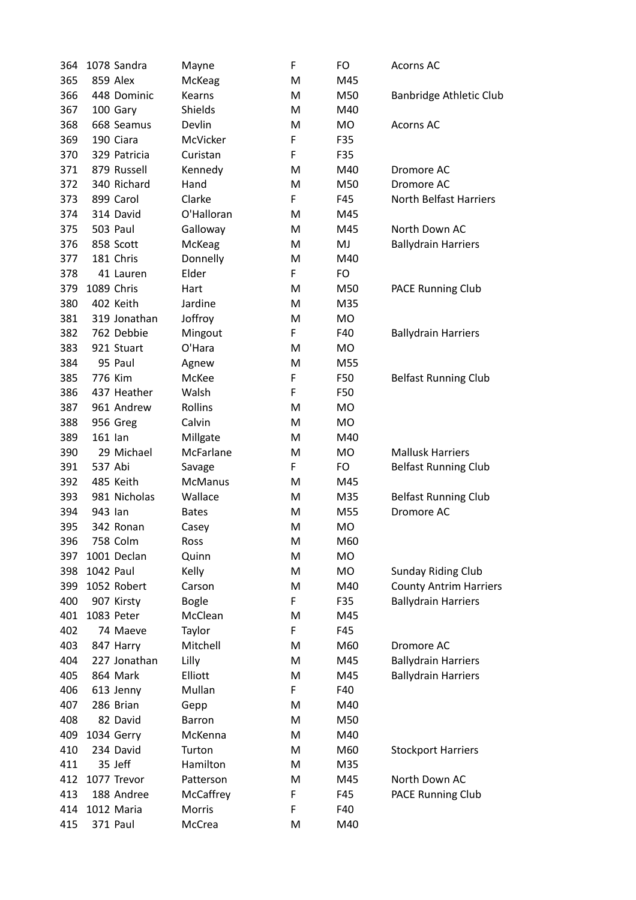| | | | | | | |
|---|---|---|---|---|---|---|
| 364 | 1078 | Sandra | Mayne | F | FO | Acorns AC |
| 365 | 859 | Alex | McKeag | M | M45 | |
| 366 | 448 | Dominic | Kearns | M | M50 | Banbridge Athletic Club |
| 367 | 100 | Gary | Shields | M | M40 | |
| 368 | 668 | Seamus | Devlin | M | MO | Acorns AC |
| 369 | 190 | Ciara | McVicker | F | F35 | |
| 370 | 329 | Patricia | Curistan | F | F35 | |
| 371 | 879 | Russell | Kennedy | M | M40 | Dromore AC |
| 372 | 340 | Richard | Hand | M | M50 | Dromore AC |
| 373 | 899 | Carol | Clarke | F | F45 | North Belfast Harriers |
| 374 | 314 | David | O'Halloran | M | M45 | |
| 375 | 503 | Paul | Galloway | M | M45 | North Down AC |
| 376 | 858 | Scott | McKeag | M | MJ | Ballydrain Harriers |
| 377 | 181 | Chris | Donnelly | M | M40 | |
| 378 | 41 | Lauren | Elder | F | FO | |
| 379 | 1089 | Chris | Hart | M | M50 | PACE Running Club |
| 380 | 402 | Keith | Jardine | M | M35 | |
| 381 | 319 | Jonathan | Joffroy | M | MO | |
| 382 | 762 | Debbie | Mingout | F | F40 | Ballydrain Harriers |
| 383 | 921 | Stuart | O'Hara | M | MO | |
| 384 | 95 | Paul | Agnew | M | M55 | |
| 385 | 776 | Kim | McKee | F | F50 | Belfast Running Club |
| 386 | 437 | Heather | Walsh | F | F50 | |
| 387 | 961 | Andrew | Rollins | M | MO | |
| 388 | 956 | Greg | Calvin | M | MO | |
| 389 | 161 | Ian | Millgate | M | M40 | |
| 390 | 29 | Michael | McFarlane | M | MO | Mallusk Harriers |
| 391 | 537 | Abi | Savage | F | FO | Belfast Running Club |
| 392 | 485 | Keith | McManus | M | M45 | |
| 393 | 981 | Nicholas | Wallace | M | M35 | Belfast Running Club |
| 394 | 943 | Ian | Bates | M | M55 | Dromore AC |
| 395 | 342 | Ronan | Casey | M | MO | |
| 396 | 758 | Colm | Ross | M | M60 | |
| 397 | 1001 | Declan | Quinn | M | MO | |
| 398 | 1042 | Paul | Kelly | M | MO | Sunday Riding Club |
| 399 | 1052 | Robert | Carson | M | M40 | County Antrim Harriers |
| 400 | 907 | Kirsty | Bogle | F | F35 | Ballydrain Harriers |
| 401 | 1083 | Peter | McClean | M | M45 | |
| 402 | 74 | Maeve | Taylor | F | F45 | |
| 403 | 847 | Harry | Mitchell | M | M60 | Dromore AC |
| 404 | 227 | Jonathan | Lilly | M | M45 | Ballydrain Harriers |
| 405 | 864 | Mark | Elliott | M | M45 | Ballydrain Harriers |
| 406 | 613 | Jenny | Mullan | F | F40 | |
| 407 | 286 | Brian | Gepp | M | M40 | |
| 408 | 82 | David | Barron | M | M50 | |
| 409 | 1034 | Gerry | McKenna | M | M40 | |
| 410 | 234 | David | Turton | M | M60 | Stockport Harriers |
| 411 | 35 | Jeff | Hamilton | M | M35 | |
| 412 | 1077 | Trevor | Patterson | M | M45 | North Down AC |
| 413 | 188 | Andree | McCaffrey | F | F45 | PACE Running Club |
| 414 | 1012 | Maria | Morris | F | F40 | |
| 415 | 371 | Paul | McCrea | M | M40 | |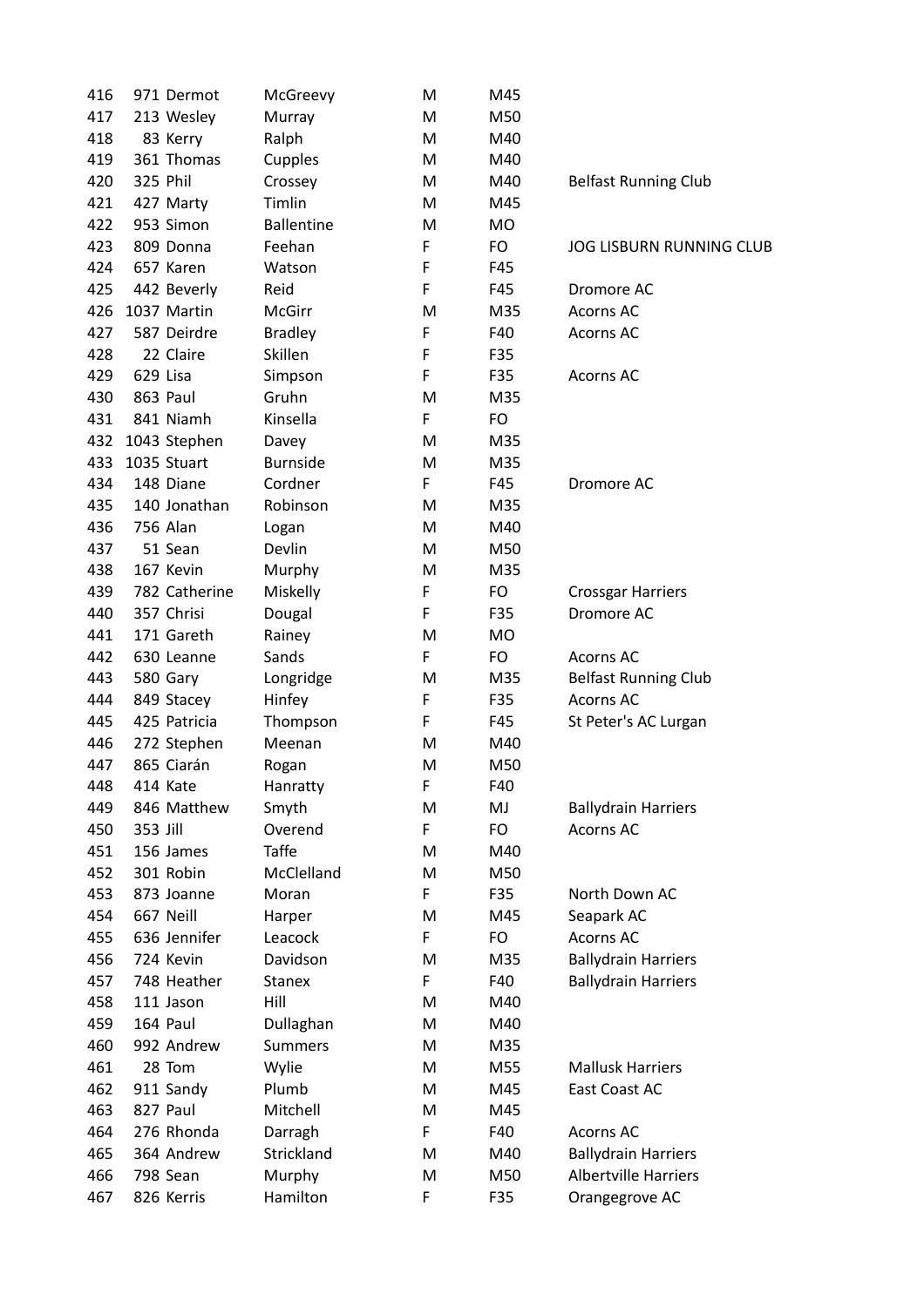| | | | | | | |
|---|---|---|---|---|---|---|
| 416 | 971 | Dermot | McGreevy | M | M45 | |
| 417 | 213 | Wesley | Murray | M | M50 | |
| 418 | 83 | Kerry | Ralph | M | M40 | |
| 419 | 361 | Thomas | Cupples | M | M40 | |
| 420 | 325 | Phil | Crossey | M | M40 | Belfast Running Club |
| 421 | 427 | Marty | Timlin | M | M45 | |
| 422 | 953 | Simon | Ballentine | M | MO | |
| 423 | 809 | Donna | Feehan | F | FO | JOG LISBURN RUNNING CLUB |
| 424 | 657 | Karen | Watson | F | F45 | |
| 425 | 442 | Beverly | Reid | F | F45 | Dromore AC |
| 426 | 1037 | Martin | McGirr | M | M35 | Acorns AC |
| 427 | 587 | Deirdre | Bradley | F | F40 | Acorns AC |
| 428 | 22 | Claire | Skillen | F | F35 | |
| 429 | 629 | Lisa | Simpson | F | F35 | Acorns AC |
| 430 | 863 | Paul | Gruhn | M | M35 | |
| 431 | 841 | Niamh | Kinsella | F | FO | |
| 432 | 1043 | Stephen | Davey | M | M35 | |
| 433 | 1035 | Stuart | Burnside | M | M35 | |
| 434 | 148 | Diane | Cordner | F | F45 | Dromore AC |
| 435 | 140 | Jonathan | Robinson | M | M35 | |
| 436 | 756 | Alan | Logan | M | M40 | |
| 437 | 51 | Sean | Devlin | M | M50 | |
| 438 | 167 | Kevin | Murphy | M | M35 | |
| 439 | 782 | Catherine | Miskelly | F | FO | Crossgar Harriers |
| 440 | 357 | Chrisi | Dougal | F | F35 | Dromore AC |
| 441 | 171 | Gareth | Rainey | M | MO | |
| 442 | 630 | Leanne | Sands | F | FO | Acorns AC |
| 443 | 580 | Gary | Longridge | M | M35 | Belfast Running Club |
| 444 | 849 | Stacey | Hinfey | F | F35 | Acorns AC |
| 445 | 425 | Patricia | Thompson | F | F45 | St Peter's AC Lurgan |
| 446 | 272 | Stephen | Meenan | M | M40 | |
| 447 | 865 | Ciarán | Rogan | M | M50 | |
| 448 | 414 | Kate | Hanratty | F | F40 | |
| 449 | 846 | Matthew | Smyth | M | MJ | Ballydrain Harriers |
| 450 | 353 | Jill | Overend | F | FO | Acorns AC |
| 451 | 156 | James | Taffe | M | M40 | |
| 452 | 301 | Robin | McClelland | M | M50 | |
| 453 | 873 | Joanne | Moran | F | F35 | North Down AC |
| 454 | 667 | Neill | Harper | M | M45 | Seapark AC |
| 455 | 636 | Jennifer | Leacock | F | FO | Acorns AC |
| 456 | 724 | Kevin | Davidson | M | M35 | Ballydrain Harriers |
| 457 | 748 | Heather | Stanex | F | F40 | Ballydrain Harriers |
| 458 | 111 | Jason | Hill | M | M40 | |
| 459 | 164 | Paul | Dullaghan | M | M40 | |
| 460 | 992 | Andrew | Summers | M | M35 | |
| 461 | 28 | Tom | Wylie | M | M55 | Mallusk Harriers |
| 462 | 911 | Sandy | Plumb | M | M45 | East Coast AC |
| 463 | 827 | Paul | Mitchell | M | M45 | |
| 464 | 276 | Rhonda | Darragh | F | F40 | Acorns AC |
| 465 | 364 | Andrew | Strickland | M | M40 | Ballydrain Harriers |
| 466 | 798 | Sean | Murphy | M | M50 | Albertville Harriers |
| 467 | 826 | Kerris | Hamilton | F | F35 | Orangegrove AC |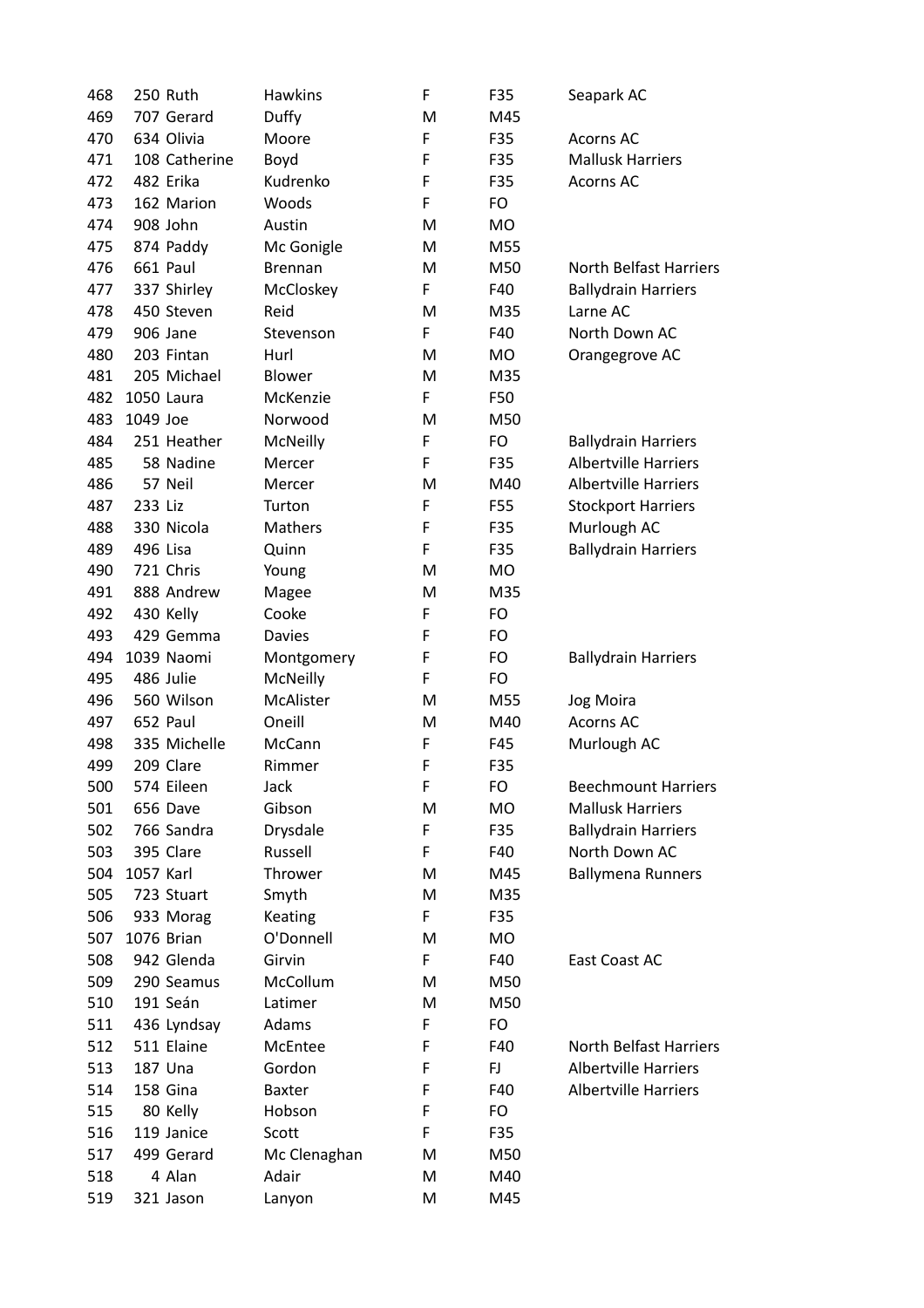| | | | | | | |
|---|---|---|---|---|---|---|
| 468 | 250 | Ruth | Hawkins | F | F35 | Seapark AC |
| 469 | 707 | Gerard | Duffy | M | M45 | |
| 470 | 634 | Olivia | Moore | F | F35 | Acorns AC |
| 471 | 108 | Catherine | Boyd | F | F35 | Mallusk Harriers |
| 472 | 482 | Erika | Kudrenko | F | F35 | Acorns AC |
| 473 | 162 | Marion | Woods | F | FO | |
| 474 | 908 | John | Austin | M | MO | |
| 475 | 874 | Paddy | Mc Gonigle | M | M55 | |
| 476 | 661 | Paul | Brennan | M | M50 | North Belfast Harriers |
| 477 | 337 | Shirley | McCloskey | F | F40 | Ballydrain Harriers |
| 478 | 450 | Steven | Reid | M | M35 | Larne AC |
| 479 | 906 | Jane | Stevenson | F | F40 | North Down AC |
| 480 | 203 | Fintan | Hurl | M | MO | Orangegrove AC |
| 481 | 205 | Michael | Blower | M | M35 | |
| 482 | 1050 | Laura | McKenzie | F | F50 | |
| 483 | 1049 | Joe | Norwood | M | M50 | |
| 484 | 251 | Heather | McNeilly | F | FO | Ballydrain Harriers |
| 485 | 58 | Nadine | Mercer | F | F35 | Albertville Harriers |
| 486 | 57 | Neil | Mercer | M | M40 | Albertville Harriers |
| 487 | 233 | Liz | Turton | F | F55 | Stockport Harriers |
| 488 | 330 | Nicola | Mathers | F | F35 | Murlough AC |
| 489 | 496 | Lisa | Quinn | F | F35 | Ballydrain Harriers |
| 490 | 721 | Chris | Young | M | MO | |
| 491 | 888 | Andrew | Magee | M | M35 | |
| 492 | 430 | Kelly | Cooke | F | FO | |
| 493 | 429 | Gemma | Davies | F | FO | |
| 494 | 1039 | Naomi | Montgomery | F | FO | Ballydrain Harriers |
| 495 | 486 | Julie | McNeilly | F | FO | |
| 496 | 560 | Wilson | McAlister | M | M55 | Jog Moira |
| 497 | 652 | Paul | Oneill | M | M40 | Acorns AC |
| 498 | 335 | Michelle | McCann | F | F45 | Murlough AC |
| 499 | 209 | Clare | Rimmer | F | F35 | |
| 500 | 574 | Eileen | Jack | F | FO | Beechmount Harriers |
| 501 | 656 | Dave | Gibson | M | MO | Mallusk Harriers |
| 502 | 766 | Sandra | Drysdale | F | F35 | Ballydrain Harriers |
| 503 | 395 | Clare | Russell | F | F40 | North Down AC |
| 504 | 1057 | Karl | Thrower | M | M45 | Ballymena Runners |
| 505 | 723 | Stuart | Smyth | M | M35 | |
| 506 | 933 | Morag | Keating | F | F35 | |
| 507 | 1076 | Brian | O'Donnell | M | MO | |
| 508 | 942 | Glenda | Girvin | F | F40 | East Coast AC |
| 509 | 290 | Seamus | McCollum | M | M50 | |
| 510 | 191 | Seán | Latimer | M | M50 | |
| 511 | 436 | Lyndsay | Adams | F | FO | |
| 512 | 511 | Elaine | McEntee | F | F40 | North Belfast Harriers |
| 513 | 187 | Una | Gordon | F | FJ | Albertville Harriers |
| 514 | 158 | Gina | Baxter | F | F40 | Albertville Harriers |
| 515 | 80 | Kelly | Hobson | F | FO | |
| 516 | 119 | Janice | Scott | F | F35 | |
| 517 | 499 | Gerard | Mc Clenaghan | M | M50 | |
| 518 | 4 | Alan | Adair | M | M40 | |
| 519 | 321 | Jason | Lanyon | M | M45 | |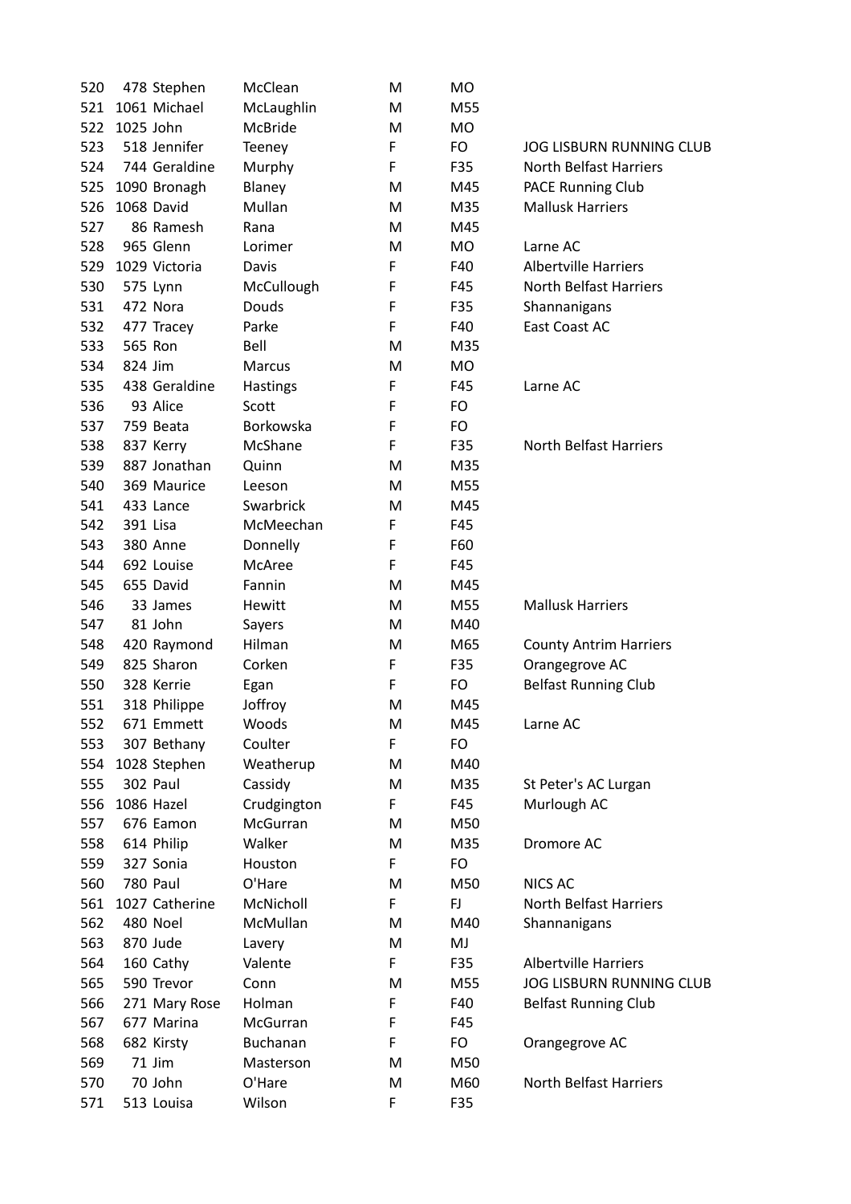| 520 | 478 | Stephen | McClean | M | MO | |
|---|---|---|---|---|---|---|
| 521 | 1061 | Michael | McLaughlin | M | M55 | |
| 522 | 1025 | John | McBride | M | MO | |
| 523 | 518 | Jennifer | Teeney | F | FO | JOG LISBURN RUNNING CLUB |
| 524 | 744 | Geraldine | Murphy | F | F35 | North Belfast Harriers |
| 525 | 1090 | Bronagh | Blaney | M | M45 | PACE Running Club |
| 526 | 1068 | David | Mullan | M | M35 | Mallusk Harriers |
| 527 | 86 | Ramesh | Rana | M | M45 | |
| 528 | 965 | Glenn | Lorimer | M | MO | Larne AC |
| 529 | 1029 | Victoria | Davis | F | F40 | Albertville Harriers |
| 530 | 575 | Lynn | McCullough | F | F45 | North Belfast Harriers |
| 531 | 472 | Nora | Douds | F | F35 | Shannanigans |
| 532 | 477 | Tracey | Parke | F | F40 | East Coast AC |
| 533 | 565 | Ron | Bell | M | M35 | |
| 534 | 824 | Jim | Marcus | M | MO | |
| 535 | 438 | Geraldine | Hastings | F | F45 | Larne AC |
| 536 | 93 | Alice | Scott | F | FO | |
| 537 | 759 | Beata | Borkowska | F | FO | |
| 538 | 837 | Kerry | McShane | F | F35 | North Belfast Harriers |
| 539 | 887 | Jonathan | Quinn | M | M35 | |
| 540 | 369 | Maurice | Leeson | M | M55 | |
| 541 | 433 | Lance | Swarbrick | M | M45 | |
| 542 | 391 | Lisa | McMeechan | F | F45 | |
| 543 | 380 | Anne | Donnelly | F | F60 | |
| 544 | 692 | Louise | McAree | F | F45 | |
| 545 | 655 | David | Fannin | M | M45 | |
| 546 | 33 | James | Hewitt | M | M55 | Mallusk Harriers |
| 547 | 81 | John | Sayers | M | M40 | |
| 548 | 420 | Raymond | Hilman | M | M65 | County Antrim Harriers |
| 549 | 825 | Sharon | Corken | F | F35 | Orangegrove AC |
| 550 | 328 | Kerrie | Egan | F | FO | Belfast Running Club |
| 551 | 318 | Philippe | Joffroy | M | M45 | |
| 552 | 671 | Emmett | Woods | M | M45 | Larne AC |
| 553 | 307 | Bethany | Coulter | F | FO | |
| 554 | 1028 | Stephen | Weatherup | M | M40 | |
| 555 | 302 | Paul | Cassidy | M | M35 | St Peter's AC Lurgan |
| 556 | 1086 | Hazel | Crudgington | F | F45 | Murlough AC |
| 557 | 676 | Eamon | McGurran | M | M50 | |
| 558 | 614 | Philip | Walker | M | M35 | Dromore AC |
| 559 | 327 | Sonia | Houston | F | FO | |
| 560 | 780 | Paul | O'Hare | M | M50 | NICS AC |
| 561 | 1027 | Catherine | McNicholl | F | FJ | North Belfast Harriers |
| 562 | 480 | Noel | McMullan | M | M40 | Shannanigans |
| 563 | 870 | Jude | Lavery | M | MJ | |
| 564 | 160 | Cathy | Valente | F | F35 | Albertville Harriers |
| 565 | 590 | Trevor | Conn | M | M55 | JOG LISBURN RUNNING CLUB |
| 566 | 271 | Mary Rose | Holman | F | F40 | Belfast Running Club |
| 567 | 677 | Marina | McGurran | F | F45 | |
| 568 | 682 | Kirsty | Buchanan | F | FO | Orangegrove AC |
| 569 | 71 | Jim | Masterson | M | M50 | |
| 570 | 70 | John | O'Hare | M | M60 | North Belfast Harriers |
| 571 | 513 | Louisa | Wilson | F | F35 | |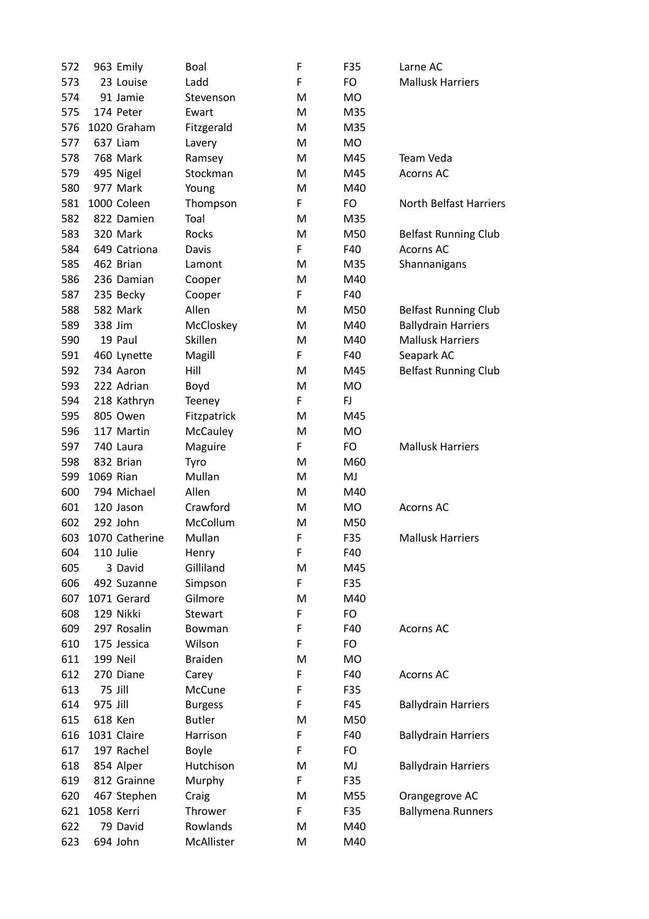| | | | | | | |
|---|---|---|---|---|---|---|
| 572 | 963 | Emily | Boal | F | F35 | Larne AC |
| 573 | 23 | Louise | Ladd | F | FO | Mallusk Harriers |
| 574 | 91 | Jamie | Stevenson | M | MO | |
| 575 | 174 | Peter | Ewart | M | M35 | |
| 576 | 1020 | Graham | Fitzgerald | M | M35 | |
| 577 | 637 | Liam | Lavery | M | MO | |
| 578 | 768 | Mark | Ramsey | M | M45 | Team Veda |
| 579 | 495 | Nigel | Stockman | M | M45 | Acorns AC |
| 580 | 977 | Mark | Young | M | M40 | |
| 581 | 1000 | Coleen | Thompson | F | FO | North Belfast Harriers |
| 582 | 822 | Damien | Toal | M | M35 | |
| 583 | 320 | Mark | Rocks | M | M50 | Belfast Running Club |
| 584 | 649 | Catriona | Davis | F | F40 | Acorns AC |
| 585 | 462 | Brian | Lamont | M | M35 | Shannanigans |
| 586 | 236 | Damian | Cooper | M | M40 | |
| 587 | 235 | Becky | Cooper | F | F40 | |
| 588 | 582 | Mark | Allen | M | M50 | Belfast Running Club |
| 589 | 338 | Jim | McCloskey | M | M40 | Ballydrain Harriers |
| 590 | 19 | Paul | Skillen | M | M40 | Mallusk Harriers |
| 591 | 460 | Lynette | Magill | F | F40 | Seapark AC |
| 592 | 734 | Aaron | Hill | M | M45 | Belfast Running Club |
| 593 | 222 | Adrian | Boyd | M | MO | |
| 594 | 218 | Kathryn | Teeney | F | FJ | |
| 595 | 805 | Owen | Fitzpatrick | M | M45 | |
| 596 | 117 | Martin | McCauley | M | MO | |
| 597 | 740 | Laura | Maguire | F | FO | Mallusk Harriers |
| 598 | 832 | Brian | Tyro | M | M60 | |
| 599 | 1069 | Rian | Mullan | M | MJ | |
| 600 | 794 | Michael | Allen | M | M40 | |
| 601 | 120 | Jason | Crawford | M | MO | Acorns AC |
| 602 | 292 | John | McCollum | M | M50 | |
| 603 | 1070 | Catherine | Mullan | F | F35 | Mallusk Harriers |
| 604 | 110 | Julie | Henry | F | F40 | |
| 605 | 3 | David | Gilliland | M | M45 | |
| 606 | 492 | Suzanne | Simpson | F | F35 | |
| 607 | 1071 | Gerard | Gilmore | M | M40 | |
| 608 | 129 | Nikki | Stewart | F | FO | |
| 609 | 297 | Rosalin | Bowman | F | F40 | Acorns AC |
| 610 | 175 | Jessica | Wilson | F | FO | |
| 611 | 199 | Neil | Braiden | M | MO | |
| 612 | 270 | Diane | Carey | F | F40 | Acorns AC |
| 613 | 75 | Jill | McCune | F | F35 | |
| 614 | 975 | Jill | Burgess | F | F45 | Ballydrain Harriers |
| 615 | 618 | Ken | Butler | M | M50 | |
| 616 | 1031 | Claire | Harrison | F | F40 | Ballydrain Harriers |
| 617 | 197 | Rachel | Boyle | F | FO | |
| 618 | 854 | Alper | Hutchison | M | MJ | Ballydrain Harriers |
| 619 | 812 | Grainne | Murphy | F | F35 | |
| 620 | 467 | Stephen | Craig | M | M55 | Orangegrove AC |
| 621 | 1058 | Kerri | Thrower | F | F35 | Ballymena Runners |
| 622 | 79 | David | Rowlands | M | M40 | |
| 623 | 694 | John | McAllister | M | M40 | |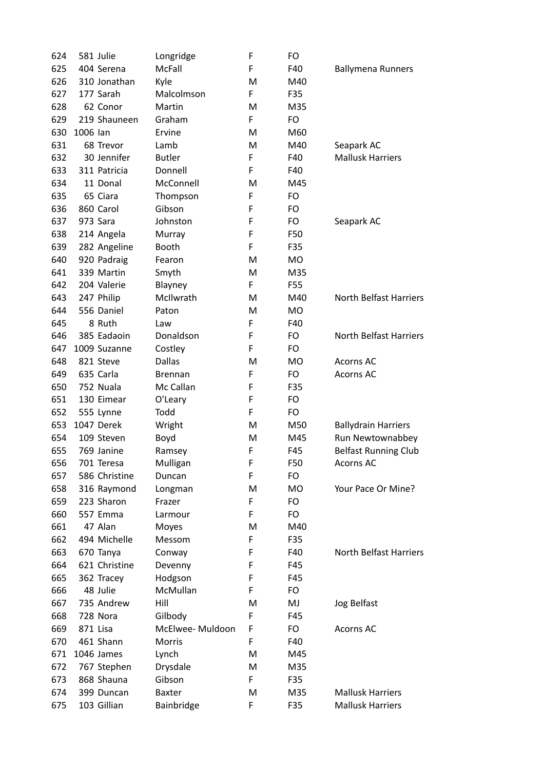| | | | | | | |
|---|---|---|---|---|---|---|
| 624 | 581 | Julie | Longridge | F | FO | |
| 625 | 404 | Serena | McFall | F | F40 | Ballymena Runners |
| 626 | 310 | Jonathan | Kyle | M | M40 | |
| 627 | 177 | Sarah | Malcolmson | F | F35 | |
| 628 | 62 | Conor | Martin | M | M35 | |
| 629 | 219 | Shauneen | Graham | F | FO | |
| 630 | 1006 | Ian | Ervine | M | M60 | |
| 631 | 68 | Trevor | Lamb | M | M40 | Seapark AC |
| 632 | 30 | Jennifer | Butler | F | F40 | Mallusk Harriers |
| 633 | 311 | Patricia | Donnell | F | F40 | |
| 634 | 11 | Donal | McConnell | M | M45 | |
| 635 | 65 | Ciara | Thompson | F | FO | |
| 636 | 860 | Carol | Gibson | F | FO | |
| 637 | 973 | Sara | Johnston | F | FO | Seapark AC |
| 638 | 214 | Angela | Murray | F | F50 | |
| 639 | 282 | Angeline | Booth | F | F35 | |
| 640 | 920 | Padraig | Fearon | M | MO | |
| 641 | 339 | Martin | Smyth | M | M35 | |
| 642 | 204 | Valerie | Blayney | F | F55 | |
| 643 | 247 | Philip | McIlwrath | M | M40 | North Belfast Harriers |
| 644 | 556 | Daniel | Paton | M | MO | |
| 645 | 8 | Ruth | Law | F | F40 | |
| 646 | 385 | Eadaoin | Donaldson | F | FO | North Belfast Harriers |
| 647 | 1009 | Suzanne | Costley | F | FO | |
| 648 | 821 | Steve | Dallas | M | MO | Acorns AC |
| 649 | 635 | Carla | Brennan | F | FO | Acorns AC |
| 650 | 752 | Nuala | Mc Callan | F | F35 | |
| 651 | 130 | Eimear | O'Leary | F | FO | |
| 652 | 555 | Lynne | Todd | F | FO | |
| 653 | 1047 | Derek | Wright | M | M50 | Ballydrain Harriers |
| 654 | 109 | Steven | Boyd | M | M45 | Run Newtownabbey |
| 655 | 769 | Janine | Ramsey | F | F45 | Belfast Running Club |
| 656 | 701 | Teresa | Mulligan | F | F50 | Acorns AC |
| 657 | 586 | Christine | Duncan | F | FO | |
| 658 | 316 | Raymond | Longman | M | MO | Your Pace Or Mine? |
| 659 | 223 | Sharon | Frazer | F | FO | |
| 660 | 557 | Emma | Larmour | F | FO | |
| 661 | 47 | Alan | Moyes | M | M40 | |
| 662 | 494 | Michelle | Messom | F | F35 | |
| 663 | 670 | Tanya | Conway | F | F40 | North Belfast Harriers |
| 664 | 621 | Christine | Devenny | F | F45 | |
| 665 | 362 | Tracey | Hodgson | F | F45 | |
| 666 | 48 | Julie | McMullan | F | FO | |
| 667 | 735 | Andrew | Hill | M | MJ | Jog Belfast |
| 668 | 728 | Nora | Gilbody | F | F45 | |
| 669 | 871 | Lisa | McElwee- Muldoon | F | FO | Acorns AC |
| 670 | 461 | Shann | Morris | F | F40 | |
| 671 | 1046 | James | Lynch | M | M45 | |
| 672 | 767 | Stephen | Drysdale | M | M35 | |
| 673 | 868 | Shauna | Gibson | F | F35 | |
| 674 | 399 | Duncan | Baxter | M | M35 | Mallusk Harriers |
| 675 | 103 | Gillian | Bainbridge | F | F35 | Mallusk Harriers |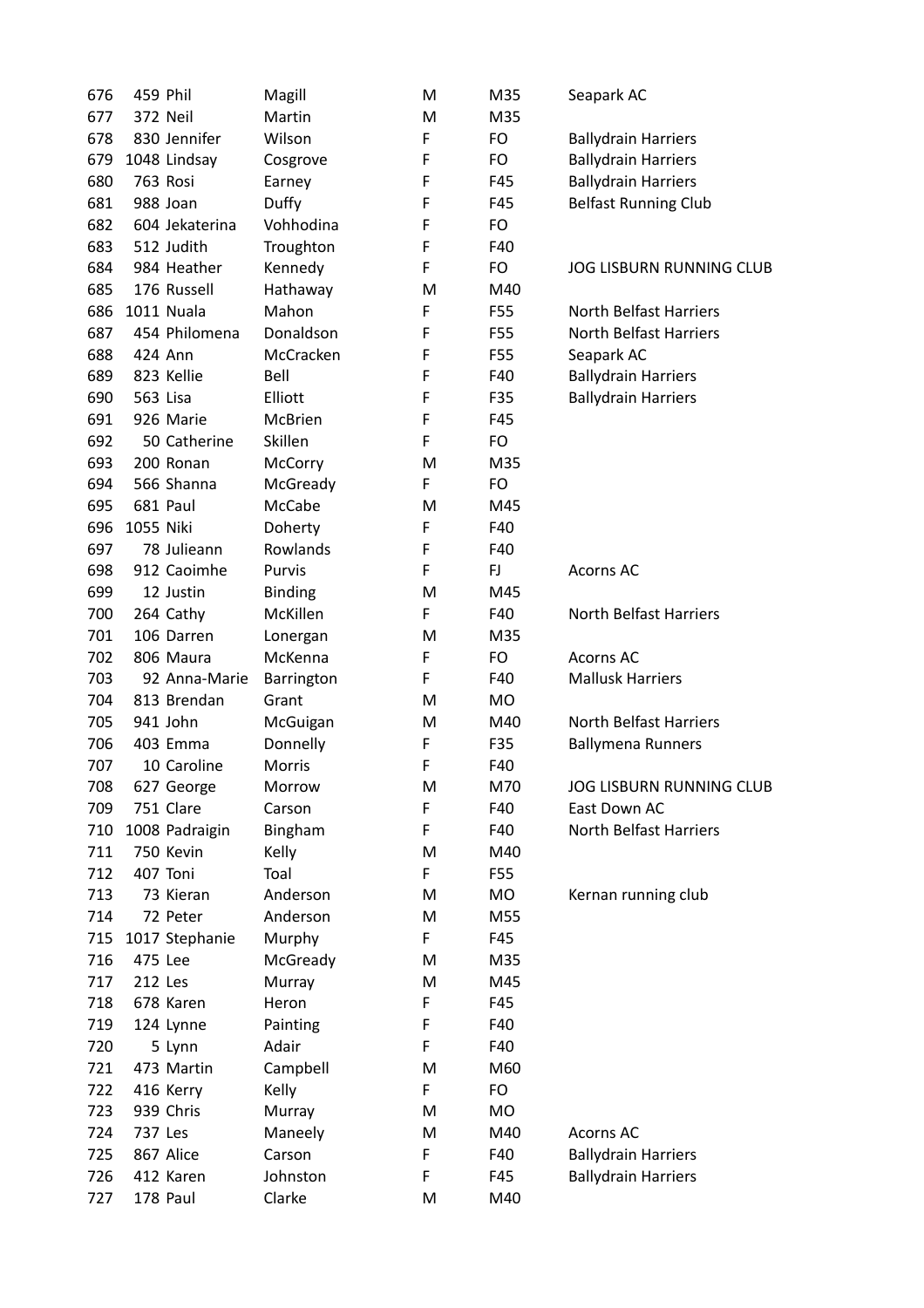| | | | | | | |
|---|---|---|---|---|---|---|
| 676 | 459 | Phil | Magill | M | M35 | Seapark AC |
| 677 | 372 | Neil | Martin | M | M35 | |
| 678 | 830 | Jennifer | Wilson | F | FO | Ballydrain Harriers |
| 679 | 1048 | Lindsay | Cosgrove | F | FO | Ballydrain Harriers |
| 680 | 763 | Rosi | Earney | F | F45 | Ballydrain Harriers |
| 681 | 988 | Joan | Duffy | F | F45 | Belfast Running Club |
| 682 | 604 | Jekaterina | Vohhodina | F | FO | |
| 683 | 512 | Judith | Troughton | F | F40 | |
| 684 | 984 | Heather | Kennedy | F | FO | JOG LISBURN RUNNING CLUB |
| 685 | 176 | Russell | Hathaway | M | M40 | |
| 686 | 1011 | Nuala | Mahon | F | F55 | North Belfast Harriers |
| 687 | 454 | Philomena | Donaldson | F | F55 | North Belfast Harriers |
| 688 | 424 | Ann | McCracken | F | F55 | Seapark AC |
| 689 | 823 | Kellie | Bell | F | F40 | Ballydrain Harriers |
| 690 | 563 | Lisa | Elliott | F | F35 | Ballydrain Harriers |
| 691 | 926 | Marie | McBrien | F | F45 | |
| 692 | 50 | Catherine | Skillen | F | FO | |
| 693 | 200 | Ronan | McCorry | M | M35 | |
| 694 | 566 | Shanna | McGready | F | FO | |
| 695 | 681 | Paul | McCabe | M | M45 | |
| 696 | 1055 | Niki | Doherty | F | F40 | |
| 697 | 78 | Julieann | Rowlands | F | F40 | |
| 698 | 912 | Caoimhe | Purvis | F | FJ | Acorns AC |
| 699 | 12 | Justin | Binding | M | M45 | |
| 700 | 264 | Cathy | McKillen | F | F40 | North Belfast Harriers |
| 701 | 106 | Darren | Lonergan | M | M35 | |
| 702 | 806 | Maura | McKenna | F | FO | Acorns AC |
| 703 | 92 | Anna-Marie | Barrington | F | F40 | Mallusk Harriers |
| 704 | 813 | Brendan | Grant | M | MO | |
| 705 | 941 | John | McGuigan | M | M40 | North Belfast Harriers |
| 706 | 403 | Emma | Donnelly | F | F35 | Ballymena Runners |
| 707 | 10 | Caroline | Morris | F | F40 | |
| 708 | 627 | George | Morrow | M | M70 | JOG LISBURN RUNNING CLUB |
| 709 | 751 | Clare | Carson | F | F40 | East Down AC |
| 710 | 1008 | Padraigin | Bingham | F | F40 | North Belfast Harriers |
| 711 | 750 | Kevin | Kelly | M | M40 | |
| 712 | 407 | Toni | Toal | F | F55 | |
| 713 | 73 | Kieran | Anderson | M | MO | Kernan running club |
| 714 | 72 | Peter | Anderson | M | M55 | |
| 715 | 1017 | Stephanie | Murphy | F | F45 | |
| 716 | 475 | Lee | McGready | M | M35 | |
| 717 | 212 | Les | Murray | M | M45 | |
| 718 | 678 | Karen | Heron | F | F45 | |
| 719 | 124 | Lynne | Painting | F | F40 | |
| 720 | 5 | Lynn | Adair | F | F40 | |
| 721 | 473 | Martin | Campbell | M | M60 | |
| 722 | 416 | Kerry | Kelly | F | FO | |
| 723 | 939 | Chris | Murray | M | MO | |
| 724 | 737 | Les | Maneely | M | M40 | Acorns AC |
| 725 | 867 | Alice | Carson | F | F40 | Ballydrain Harriers |
| 726 | 412 | Karen | Johnston | F | F45 | Ballydrain Harriers |
| 727 | 178 | Paul | Clarke | M | M40 | |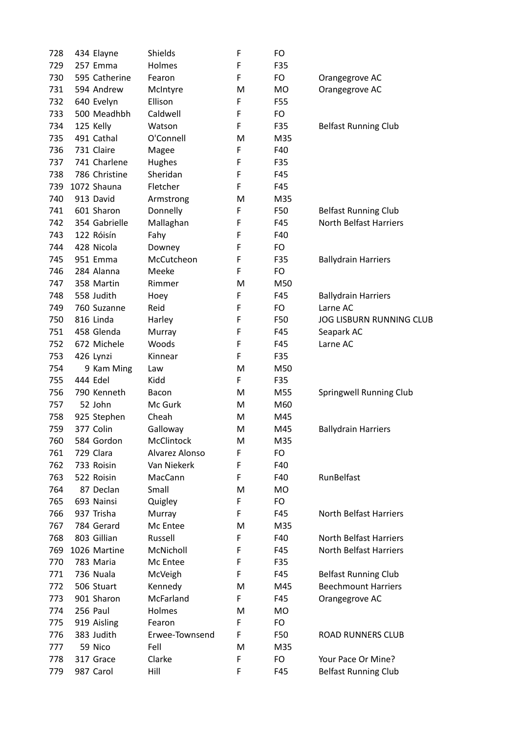| | | | | | | |
|---|---|---|---|---|---|---|
| 728 | 434 | Elayne | Shields | F | FO | |
| 729 | 257 | Emma | Holmes | F | F35 | |
| 730 | 595 | Catherine | Fearon | F | FO | Orangegrove AC |
| 731 | 594 | Andrew | McIntyre | M | MO | Orangegrove AC |
| 732 | 640 | Evelyn | Ellison | F | F55 | |
| 733 | 500 | Meadhbh | Caldwell | F | FO | |
| 734 | 125 | Kelly | Watson | F | F35 | Belfast Running Club |
| 735 | 491 | Cathal | O'Connell | M | M35 | |
| 736 | 731 | Claire | Magee | F | F40 | |
| 737 | 741 | Charlene | Hughes | F | F35 | |
| 738 | 786 | Christine | Sheridan | F | F45 | |
| 739 | 1072 | Shauna | Fletcher | F | F45 | |
| 740 | 913 | David | Armstrong | M | M35 | |
| 741 | 601 | Sharon | Donnelly | F | F50 | Belfast Running Club |
| 742 | 354 | Gabrielle | Mallaghan | F | F45 | North Belfast Harriers |
| 743 | 122 | Róisín | Fahy | F | F40 | |
| 744 | 428 | Nicola | Downey | F | FO | |
| 745 | 951 | Emma | McCutcheon | F | F35 | Ballydrain Harriers |
| 746 | 284 | Alanna | Meeke | F | FO | |
| 747 | 358 | Martin | Rimmer | M | M50 | |
| 748 | 558 | Judith | Hoey | F | F45 | Ballydrain Harriers |
| 749 | 760 | Suzanne | Reid | F | FO | Larne AC |
| 750 | 816 | Linda | Harley | F | F50 | JOG LISBURN RUNNING CLUB |
| 751 | 458 | Glenda | Murray | F | F45 | Seapark AC |
| 752 | 672 | Michele | Woods | F | F45 | Larne AC |
| 753 | 426 | Lynzi | Kinnear | F | F35 | |
| 754 | 9 | Kam Ming | Law | M | M50 | |
| 755 | 444 | Edel | Kidd | F | F35 | |
| 756 | 790 | Kenneth | Bacon | M | M55 | Springwell Running Club |
| 757 | 52 | John | Mc Gurk | M | M60 | |
| 758 | 925 | Stephen | Cheah | M | M45 | |
| 759 | 377 | Colin | Galloway | M | M45 | Ballydrain Harriers |
| 760 | 584 | Gordon | McClintock | M | M35 | |
| 761 | 729 | Clara | Alvarez Alonso | F | FO | |
| 762 | 733 | Roisin | Van Niekerk | F | F40 | |
| 763 | 522 | Roisin | MacCann | F | F40 | RunBelfast |
| 764 | 87 | Declan | Small | M | MO | |
| 765 | 693 | Nainsi | Quigley | F | FO | |
| 766 | 937 | Trisha | Murray | F | F45 | North Belfast Harriers |
| 767 | 784 | Gerard | Mc Entee | M | M35 | |
| 768 | 803 | Gillian | Russell | F | F40 | North Belfast Harriers |
| 769 | 1026 | Martine | McNicholl | F | F45 | North Belfast Harriers |
| 770 | 783 | Maria | Mc Entee | F | F35 | |
| 771 | 736 | Nuala | McVeigh | F | F45 | Belfast Running Club |
| 772 | 506 | Stuart | Kennedy | M | M45 | Beechmount Harriers |
| 773 | 901 | Sharon | McFarland | F | F45 | Orangegrove AC |
| 774 | 256 | Paul | Holmes | M | MO | |
| 775 | 919 | Aisling | Fearon | F | FO | |
| 776 | 383 | Judith | Erwee-Townsend | F | F50 | ROAD RUNNERS CLUB |
| 777 | 59 | Nico | Fell | M | M35 | |
| 778 | 317 | Grace | Clarke | F | FO | Your Pace Or Mine? |
| 779 | 987 | Carol | Hill | F | F45 | Belfast Running Club |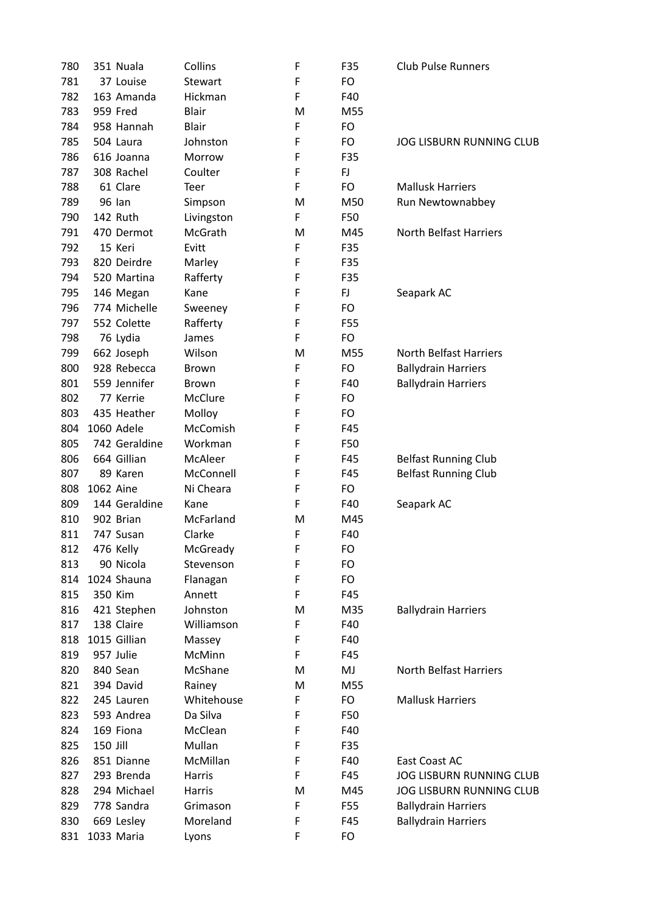| 780 | 351 | Nuala | Collins | F | F35 | Club Pulse Runners |
|---|---|---|---|---|---|---|
| 781 | 37 | Louise | Stewart | F | FO | |
| 782 | 163 | Amanda | Hickman | F | F40 | |
| 783 | 959 | Fred | Blair | M | M55 | |
| 784 | 958 | Hannah | Blair | F | FO | |
| 785 | 504 | Laura | Johnston | F | FO | JOG LISBURN RUNNING CLUB |
| 786 | 616 | Joanna | Morrow | F | F35 | |
| 787 | 308 | Rachel | Coulter | F | FJ | |
| 788 | 61 | Clare | Teer | F | FO | Mallusk Harriers |
| 789 | 96 | Ian | Simpson | M | M50 | Run Newtownabbey |
| 790 | 142 | Ruth | Livingston | F | F50 | |
| 791 | 470 | Dermot | McGrath | M | M45 | North Belfast Harriers |
| 792 | 15 | Keri | Evitt | F | F35 | |
| 793 | 820 | Deirdre | Marley | F | F35 | |
| 794 | 520 | Martina | Rafferty | F | F35 | |
| 795 | 146 | Megan | Kane | F | FJ | Seapark AC |
| 796 | 774 | Michelle | Sweeney | F | FO | |
| 797 | 552 | Colette | Rafferty | F | F55 | |
| 798 | 76 | Lydia | James | F | FO | |
| 799 | 662 | Joseph | Wilson | M | M55 | North Belfast Harriers |
| 800 | 928 | Rebecca | Brown | F | FO | Ballydrain Harriers |
| 801 | 559 | Jennifer | Brown | F | F40 | Ballydrain Harriers |
| 802 | 77 | Kerrie | McClure | F | FO | |
| 803 | 435 | Heather | Molloy | F | FO | |
| 804 | 1060 | Adele | McComish | F | F45 | |
| 805 | 742 | Geraldine | Workman | F | F50 | |
| 806 | 664 | Gillian | McAleer | F | F45 | Belfast Running Club |
| 807 | 89 | Karen | McConnell | F | F45 | Belfast Running Club |
| 808 | 1062 | Aine | Ni Cheara | F | FO | |
| 809 | 144 | Geraldine | Kane | F | F40 | Seapark AC |
| 810 | 902 | Brian | McFarland | M | M45 | |
| 811 | 747 | Susan | Clarke | F | F40 | |
| 812 | 476 | Kelly | McGready | F | FO | |
| 813 | 90 | Nicola | Stevenson | F | FO | |
| 814 | 1024 | Shauna | Flanagan | F | FO | |
| 815 | 350 | Kim | Annett | F | F45 | |
| 816 | 421 | Stephen | Johnston | M | M35 | Ballydrain Harriers |
| 817 | 138 | Claire | Williamson | F | F40 | |
| 818 | 1015 | Gillian | Massey | F | F40 | |
| 819 | 957 | Julie | McMinn | F | F45 | |
| 820 | 840 | Sean | McShane | M | MJ | North Belfast Harriers |
| 821 | 394 | David | Rainey | M | M55 | |
| 822 | 245 | Lauren | Whitehouse | F | FO | Mallusk Harriers |
| 823 | 593 | Andrea | Da Silva | F | F50 | |
| 824 | 169 | Fiona | McClean | F | F40 | |
| 825 | 150 | Jill | Mullan | F | F35 | |
| 826 | 851 | Dianne | McMillan | F | F40 | East Coast AC |
| 827 | 293 | Brenda | Harris | F | F45 | JOG LISBURN RUNNING CLUB |
| 828 | 294 | Michael | Harris | M | M45 | JOG LISBURN RUNNING CLUB |
| 829 | 778 | Sandra | Grimason | F | F55 | Ballydrain Harriers |
| 830 | 669 | Lesley | Moreland | F | F45 | Ballydrain Harriers |
| 831 | 1033 | Maria | Lyons | F | FO | |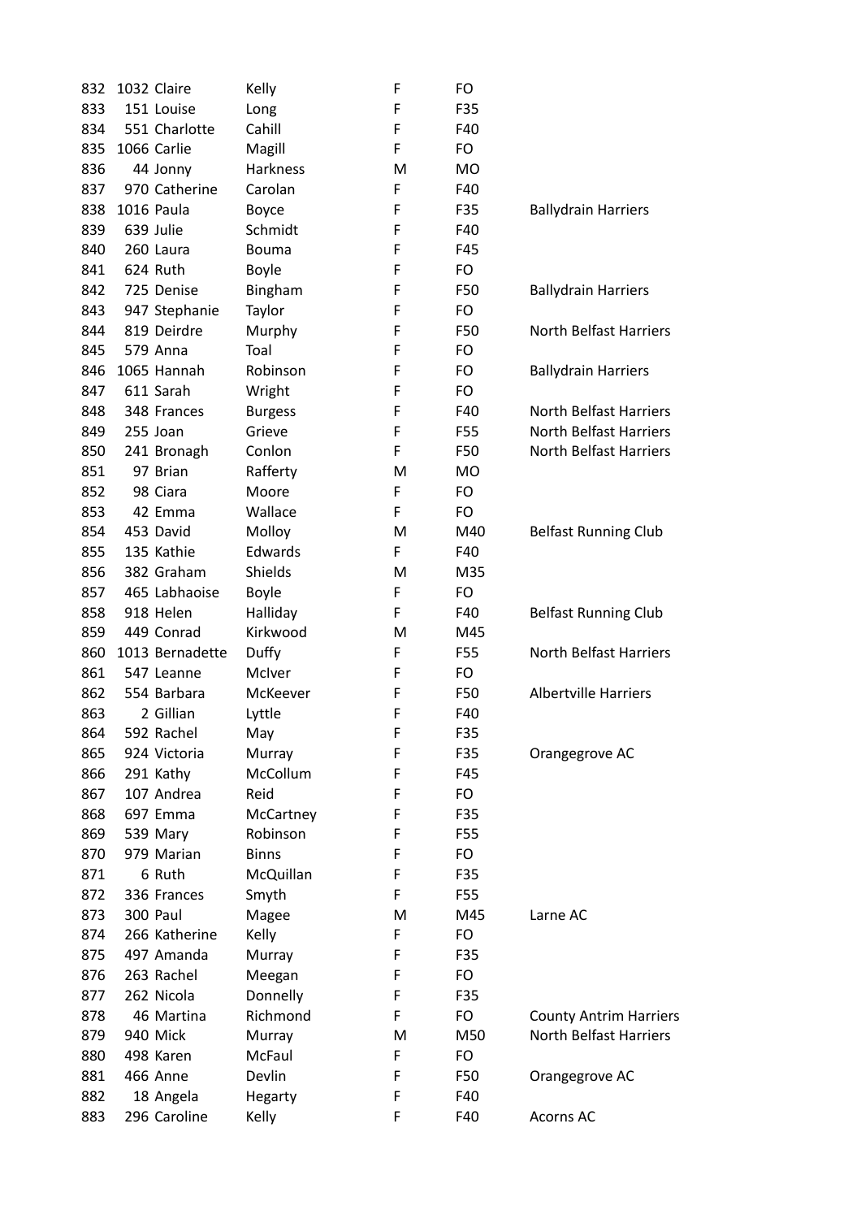| | | | | | | |
|---|---|---|---|---|---|---|
| 832 | 1032 | Claire | Kelly | F | FO | |
| 833 | 151 | Louise | Long | F | F35 | |
| 834 | 551 | Charlotte | Cahill | F | F40 | |
| 835 | 1066 | Carlie | Magill | F | FO | |
| 836 | 44 | Jonny | Harkness | M | MO | |
| 837 | 970 | Catherine | Carolan | F | F40 | |
| 838 | 1016 | Paula | Boyce | F | F35 | Ballydrain Harriers |
| 839 | 639 | Julie | Schmidt | F | F40 | |
| 840 | 260 | Laura | Bouma | F | F45 | |
| 841 | 624 | Ruth | Boyle | F | FO | |
| 842 | 725 | Denise | Bingham | F | F50 | Ballydrain Harriers |
| 843 | 947 | Stephanie | Taylor | F | FO | |
| 844 | 819 | Deirdre | Murphy | F | F50 | North Belfast Harriers |
| 845 | 579 | Anna | Toal | F | FO | |
| 846 | 1065 | Hannah | Robinson | F | FO | Ballydrain Harriers |
| 847 | 611 | Sarah | Wright | F | FO | |
| 848 | 348 | Frances | Burgess | F | F40 | North Belfast Harriers |
| 849 | 255 | Joan | Grieve | F | F55 | North Belfast Harriers |
| 850 | 241 | Bronagh | Conlon | F | F50 | North Belfast Harriers |
| 851 | 97 | Brian | Rafferty | M | MO | |
| 852 | 98 | Ciara | Moore | F | FO | |
| 853 | 42 | Emma | Wallace | F | FO | |
| 854 | 453 | David | Molloy | M | M40 | Belfast Running Club |
| 855 | 135 | Kathie | Edwards | F | F40 | |
| 856 | 382 | Graham | Shields | M | M35 | |
| 857 | 465 | Labhaoise | Boyle | F | FO | |
| 858 | 918 | Helen | Halliday | F | F40 | Belfast Running Club |
| 859 | 449 | Conrad | Kirkwood | M | M45 | |
| 860 | 1013 | Bernadette | Duffy | F | F55 | North Belfast Harriers |
| 861 | 547 | Leanne | McIver | F | FO | |
| 862 | 554 | Barbara | McKeever | F | F50 | Albertville Harriers |
| 863 | 2 | Gillian | Lyttle | F | F40 | |
| 864 | 592 | Rachel | May | F | F35 | |
| 865 | 924 | Victoria | Murray | F | F35 | Orangegrove AC |
| 866 | 291 | Kathy | McCollum | F | F45 | |
| 867 | 107 | Andrea | Reid | F | FO | |
| 868 | 697 | Emma | McCartney | F | F35 | |
| 869 | 539 | Mary | Robinson | F | F55 | |
| 870 | 979 | Marian | Binns | F | FO | |
| 871 | 6 | Ruth | McQuillan | F | F35 | |
| 872 | 336 | Frances | Smyth | F | F55 | |
| 873 | 300 | Paul | Magee | M | M45 | Larne AC |
| 874 | 266 | Katherine | Kelly | F | FO | |
| 875 | 497 | Amanda | Murray | F | F35 | |
| 876 | 263 | Rachel | Meegan | F | FO | |
| 877 | 262 | Nicola | Donnelly | F | F35 | |
| 878 | 46 | Martina | Richmond | F | FO | County Antrim Harriers |
| 879 | 940 | Mick | Murray | M | M50 | North Belfast Harriers |
| 880 | 498 | Karen | McFaul | F | FO | |
| 881 | 466 | Anne | Devlin | F | F50 | Orangegrove AC |
| 882 | 18 | Angela | Hegarty | F | F40 | |
| 883 | 296 | Caroline | Kelly | F | F40 | Acorns AC |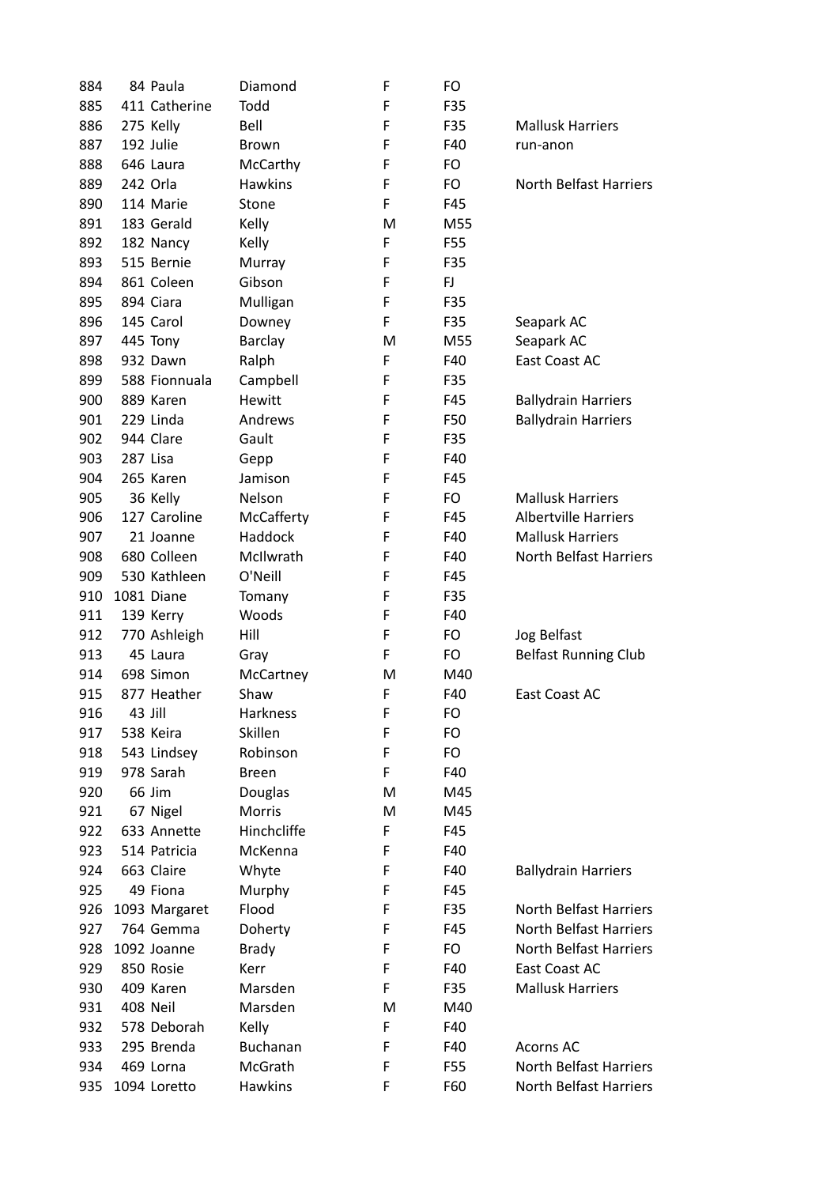| | | | | | | |
|---|---|---|---|---|---|---|
| 884 | 84 | Paula | Diamond | F | FO | |
| 885 | 411 | Catherine | Todd | F | F35 | |
| 886 | 275 | Kelly | Bell | F | F35 | Mallusk Harriers |
| 887 | 192 | Julie | Brown | F | F40 | run-anon |
| 888 | 646 | Laura | McCarthy | F | FO | |
| 889 | 242 | Orla | Hawkins | F | FO | North Belfast Harriers |
| 890 | 114 | Marie | Stone | F | F45 | |
| 891 | 183 | Gerald | Kelly | M | M55 | |
| 892 | 182 | Nancy | Kelly | F | F55 | |
| 893 | 515 | Bernie | Murray | F | F35 | |
| 894 | 861 | Coleen | Gibson | F | FJ | |
| 895 | 894 | Ciara | Mulligan | F | F35 | |
| 896 | 145 | Carol | Downey | F | F35 | Seapark AC |
| 897 | 445 | Tony | Barclay | M | M55 | Seapark AC |
| 898 | 932 | Dawn | Ralph | F | F40 | East Coast AC |
| 899 | 588 | Fionnuala | Campbell | F | F35 | |
| 900 | 889 | Karen | Hewitt | F | F45 | Ballydrain Harriers |
| 901 | 229 | Linda | Andrews | F | F50 | Ballydrain Harriers |
| 902 | 944 | Clare | Gault | F | F35 | |
| 903 | 287 | Lisa | Gepp | F | F40 | |
| 904 | 265 | Karen | Jamison | F | F45 | |
| 905 | 36 | Kelly | Nelson | F | FO | Mallusk Harriers |
| 906 | 127 | Caroline | McCafferty | F | F45 | Albertville Harriers |
| 907 | 21 | Joanne | Haddock | F | F40 | Mallusk Harriers |
| 908 | 680 | Colleen | McIlwrath | F | F40 | North Belfast Harriers |
| 909 | 530 | Kathleen | O'Neill | F | F45 | |
| 910 | 1081 | Diane | Tomany | F | F35 | |
| 911 | 139 | Kerry | Woods | F | F40 | |
| 912 | 770 | Ashleigh | Hill | F | FO | Jog Belfast |
| 913 | 45 | Laura | Gray | F | FO | Belfast Running Club |
| 914 | 698 | Simon | McCartney | M | M40 | |
| 915 | 877 | Heather | Shaw | F | F40 | East Coast AC |
| 916 | 43 | Jill | Harkness | F | FO | |
| 917 | 538 | Keira | Skillen | F | FO | |
| 918 | 543 | Lindsey | Robinson | F | FO | |
| 919 | 978 | Sarah | Breen | F | F40 | |
| 920 | 66 | Jim | Douglas | M | M45 | |
| 921 | 67 | Nigel | Morris | M | M45 | |
| 922 | 633 | Annette | Hinchcliffe | F | F45 | |
| 923 | 514 | Patricia | McKenna | F | F40 | |
| 924 | 663 | Claire | Whyte | F | F40 | Ballydrain Harriers |
| 925 | 49 | Fiona | Murphy | F | F45 | |
| 926 | 1093 | Margaret | Flood | F | F35 | North Belfast Harriers |
| 927 | 764 | Gemma | Doherty | F | F45 | North Belfast Harriers |
| 928 | 1092 | Joanne | Brady | F | FO | North Belfast Harriers |
| 929 | 850 | Rosie | Kerr | F | F40 | East Coast AC |
| 930 | 409 | Karen | Marsden | F | F35 | Mallusk Harriers |
| 931 | 408 | Neil | Marsden | M | M40 | |
| 932 | 578 | Deborah | Kelly | F | F40 | |
| 933 | 295 | Brenda | Buchanan | F | F40 | Acorns AC |
| 934 | 469 | Lorna | McGrath | F | F55 | North Belfast Harriers |
| 935 | 1094 | Loretto | Hawkins | F | F60 | North Belfast Harriers |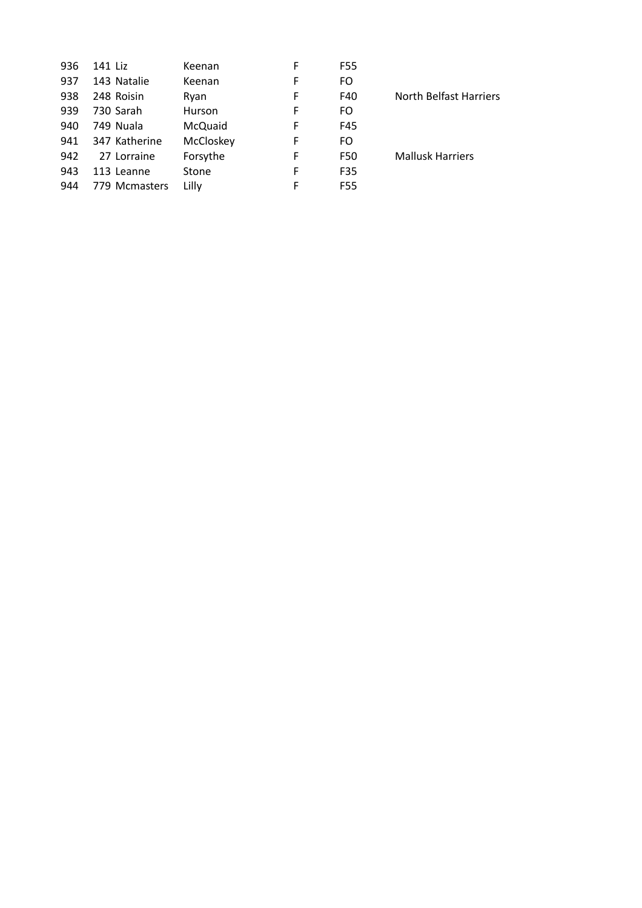| | | | | | | |
|---|---|---|---|---|---|---|
| 936 | 141 | Liz | Keenan | F | F55 | |
| 937 | 143 | Natalie | Keenan | F | FO | |
| 938 | 248 | Roisin | Ryan | F | F40 | North Belfast Harriers |
| 939 | 730 | Sarah | Hurson | F | FO | |
| 940 | 749 | Nuala | McQuaid | F | F45 | |
| 941 | 347 | Katherine | McCloskey | F | FO | |
| 942 | 27 | Lorraine | Forsythe | F | F50 | Mallusk Harriers |
| 943 | 113 | Leanne | Stone | F | F35 | |
| 944 | 779 | Mcmasters | Lilly | F | F55 | |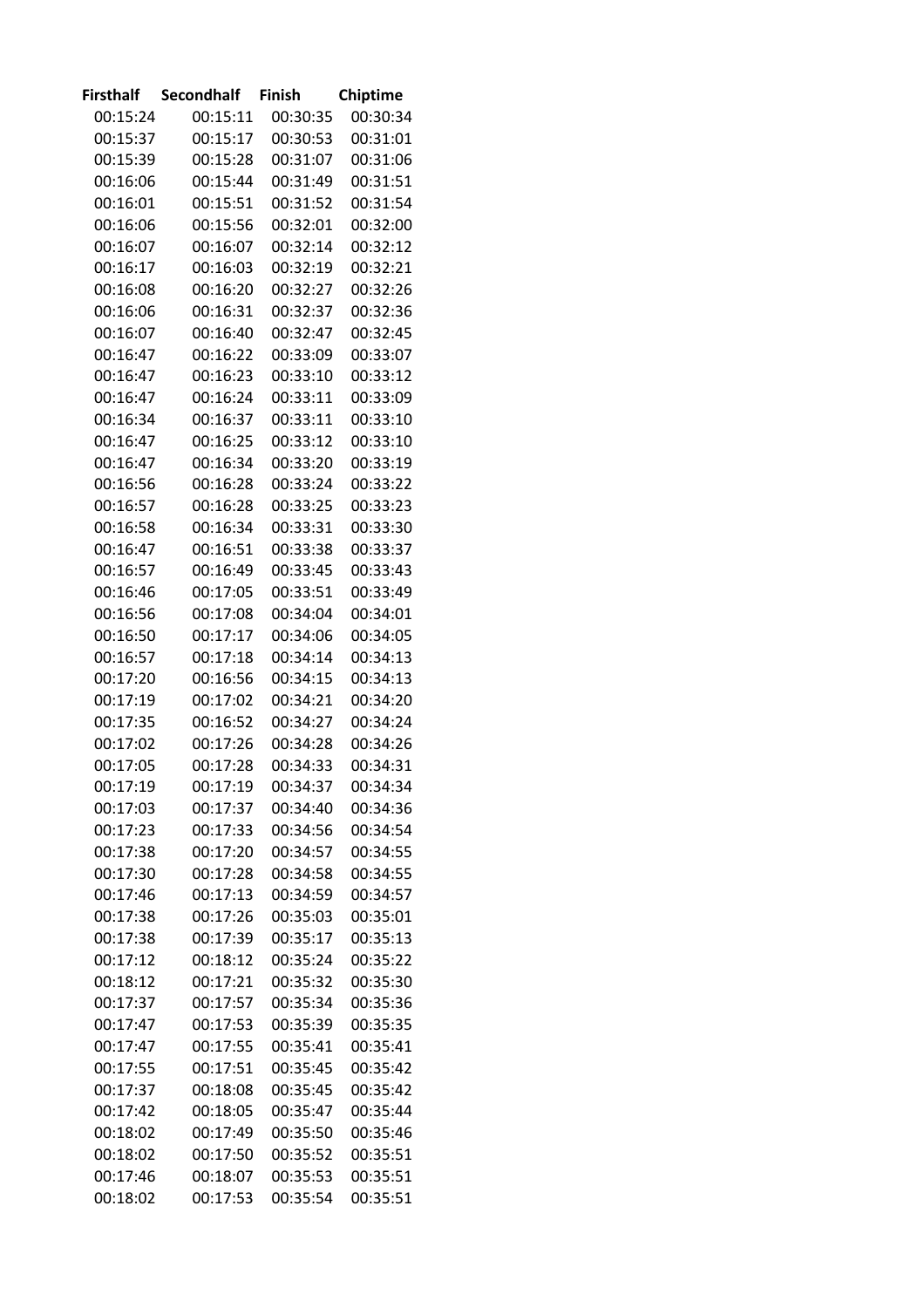| Firsthalf | Secondhalf | Finish | Chiptime |
|---|---|---|---|
| 00:15:24 | 00:15:11 | 00:30:35 | 00:30:34 |
| 00:15:37 | 00:15:17 | 00:30:53 | 00:31:01 |
| 00:15:39 | 00:15:28 | 00:31:07 | 00:31:06 |
| 00:16:06 | 00:15:44 | 00:31:49 | 00:31:51 |
| 00:16:01 | 00:15:51 | 00:31:52 | 00:31:54 |
| 00:16:06 | 00:15:56 | 00:32:01 | 00:32:00 |
| 00:16:07 | 00:16:07 | 00:32:14 | 00:32:12 |
| 00:16:17 | 00:16:03 | 00:32:19 | 00:32:21 |
| 00:16:08 | 00:16:20 | 00:32:27 | 00:32:26 |
| 00:16:06 | 00:16:31 | 00:32:37 | 00:32:36 |
| 00:16:07 | 00:16:40 | 00:32:47 | 00:32:45 |
| 00:16:47 | 00:16:22 | 00:33:09 | 00:33:07 |
| 00:16:47 | 00:16:23 | 00:33:10 | 00:33:12 |
| 00:16:47 | 00:16:24 | 00:33:11 | 00:33:09 |
| 00:16:34 | 00:16:37 | 00:33:11 | 00:33:10 |
| 00:16:47 | 00:16:25 | 00:33:12 | 00:33:10 |
| 00:16:47 | 00:16:34 | 00:33:20 | 00:33:19 |
| 00:16:56 | 00:16:28 | 00:33:24 | 00:33:22 |
| 00:16:57 | 00:16:28 | 00:33:25 | 00:33:23 |
| 00:16:58 | 00:16:34 | 00:33:31 | 00:33:30 |
| 00:16:47 | 00:16:51 | 00:33:38 | 00:33:37 |
| 00:16:57 | 00:16:49 | 00:33:45 | 00:33:43 |
| 00:16:46 | 00:17:05 | 00:33:51 | 00:33:49 |
| 00:16:56 | 00:17:08 | 00:34:04 | 00:34:01 |
| 00:16:50 | 00:17:17 | 00:34:06 | 00:34:05 |
| 00:16:57 | 00:17:18 | 00:34:14 | 00:34:13 |
| 00:17:20 | 00:16:56 | 00:34:15 | 00:34:13 |
| 00:17:19 | 00:17:02 | 00:34:21 | 00:34:20 |
| 00:17:35 | 00:16:52 | 00:34:27 | 00:34:24 |
| 00:17:02 | 00:17:26 | 00:34:28 | 00:34:26 |
| 00:17:05 | 00:17:28 | 00:34:33 | 00:34:31 |
| 00:17:19 | 00:17:19 | 00:34:37 | 00:34:34 |
| 00:17:03 | 00:17:37 | 00:34:40 | 00:34:36 |
| 00:17:23 | 00:17:33 | 00:34:56 | 00:34:54 |
| 00:17:38 | 00:17:20 | 00:34:57 | 00:34:55 |
| 00:17:30 | 00:17:28 | 00:34:58 | 00:34:55 |
| 00:17:46 | 00:17:13 | 00:34:59 | 00:34:57 |
| 00:17:38 | 00:17:26 | 00:35:03 | 00:35:01 |
| 00:17:38 | 00:17:39 | 00:35:17 | 00:35:13 |
| 00:17:12 | 00:18:12 | 00:35:24 | 00:35:22 |
| 00:18:12 | 00:17:21 | 00:35:32 | 00:35:30 |
| 00:17:37 | 00:17:57 | 00:35:34 | 00:35:36 |
| 00:17:47 | 00:17:53 | 00:35:39 | 00:35:35 |
| 00:17:47 | 00:17:55 | 00:35:41 | 00:35:41 |
| 00:17:55 | 00:17:51 | 00:35:45 | 00:35:42 |
| 00:17:37 | 00:18:08 | 00:35:45 | 00:35:42 |
| 00:17:42 | 00:18:05 | 00:35:47 | 00:35:44 |
| 00:18:02 | 00:17:49 | 00:35:50 | 00:35:46 |
| 00:18:02 | 00:17:50 | 00:35:52 | 00:35:51 |
| 00:17:46 | 00:18:07 | 00:35:53 | 00:35:51 |
| 00:18:02 | 00:17:53 | 00:35:54 | 00:35:51 |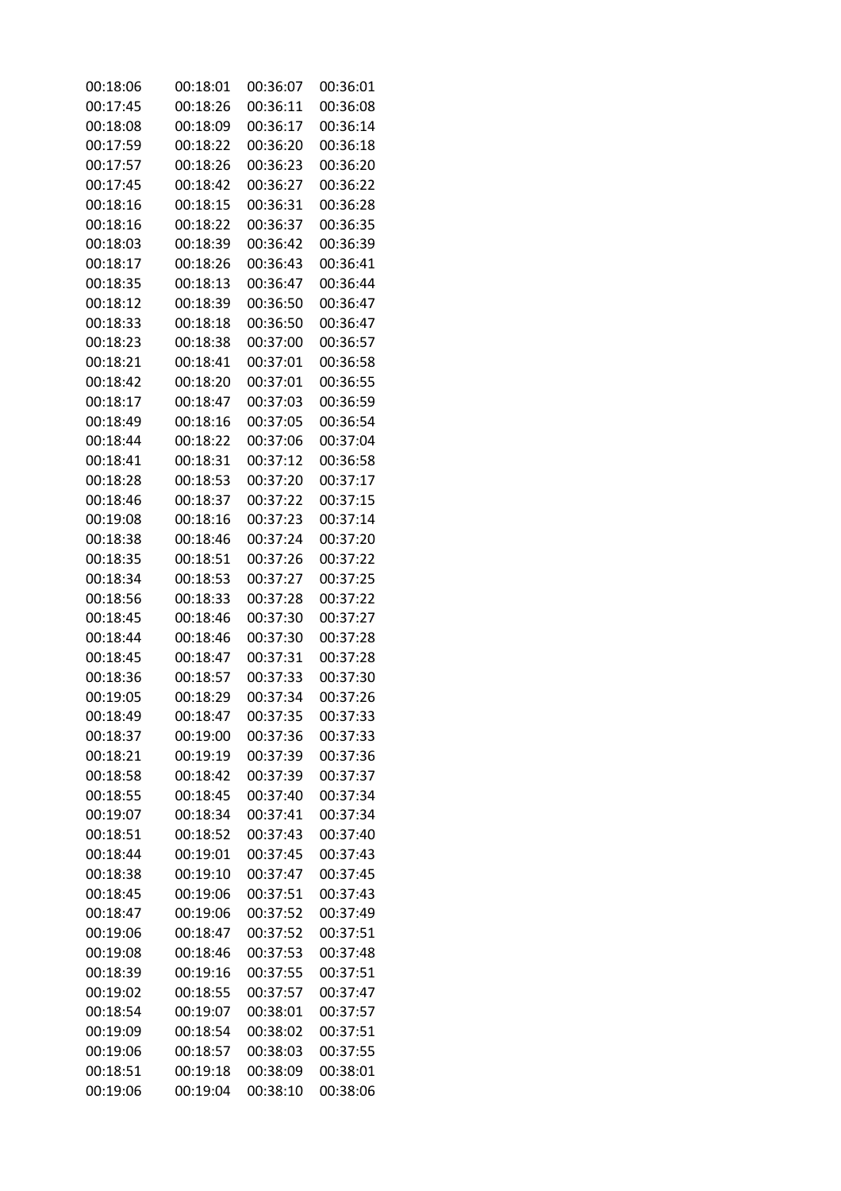| | | | |
|---|---|---|---|
| 00:18:06 | 00:18:01 | 00:36:07 | 00:36:01 |
| 00:17:45 | 00:18:26 | 00:36:11 | 00:36:08 |
| 00:18:08 | 00:18:09 | 00:36:17 | 00:36:14 |
| 00:17:59 | 00:18:22 | 00:36:20 | 00:36:18 |
| 00:17:57 | 00:18:26 | 00:36:23 | 00:36:20 |
| 00:17:45 | 00:18:42 | 00:36:27 | 00:36:22 |
| 00:18:16 | 00:18:15 | 00:36:31 | 00:36:28 |
| 00:18:16 | 00:18:22 | 00:36:37 | 00:36:35 |
| 00:18:03 | 00:18:39 | 00:36:42 | 00:36:39 |
| 00:18:17 | 00:18:26 | 00:36:43 | 00:36:41 |
| 00:18:35 | 00:18:13 | 00:36:47 | 00:36:44 |
| 00:18:12 | 00:18:39 | 00:36:50 | 00:36:47 |
| 00:18:33 | 00:18:18 | 00:36:50 | 00:36:47 |
| 00:18:23 | 00:18:38 | 00:37:00 | 00:36:57 |
| 00:18:21 | 00:18:41 | 00:37:01 | 00:36:58 |
| 00:18:42 | 00:18:20 | 00:37:01 | 00:36:55 |
| 00:18:17 | 00:18:47 | 00:37:03 | 00:36:59 |
| 00:18:49 | 00:18:16 | 00:37:05 | 00:36:54 |
| 00:18:44 | 00:18:22 | 00:37:06 | 00:37:04 |
| 00:18:41 | 00:18:31 | 00:37:12 | 00:36:58 |
| 00:18:28 | 00:18:53 | 00:37:20 | 00:37:17 |
| 00:18:46 | 00:18:37 | 00:37:22 | 00:37:15 |
| 00:19:08 | 00:18:16 | 00:37:23 | 00:37:14 |
| 00:18:38 | 00:18:46 | 00:37:24 | 00:37:20 |
| 00:18:35 | 00:18:51 | 00:37:26 | 00:37:22 |
| 00:18:34 | 00:18:53 | 00:37:27 | 00:37:25 |
| 00:18:56 | 00:18:33 | 00:37:28 | 00:37:22 |
| 00:18:45 | 00:18:46 | 00:37:30 | 00:37:27 |
| 00:18:44 | 00:18:46 | 00:37:30 | 00:37:28 |
| 00:18:45 | 00:18:47 | 00:37:31 | 00:37:28 |
| 00:18:36 | 00:18:57 | 00:37:33 | 00:37:30 |
| 00:19:05 | 00:18:29 | 00:37:34 | 00:37:26 |
| 00:18:49 | 00:18:47 | 00:37:35 | 00:37:33 |
| 00:18:37 | 00:19:00 | 00:37:36 | 00:37:33 |
| 00:18:21 | 00:19:19 | 00:37:39 | 00:37:36 |
| 00:18:58 | 00:18:42 | 00:37:39 | 00:37:37 |
| 00:18:55 | 00:18:45 | 00:37:40 | 00:37:34 |
| 00:19:07 | 00:18:34 | 00:37:41 | 00:37:34 |
| 00:18:51 | 00:18:52 | 00:37:43 | 00:37:40 |
| 00:18:44 | 00:19:01 | 00:37:45 | 00:37:43 |
| 00:18:38 | 00:19:10 | 00:37:47 | 00:37:45 |
| 00:18:45 | 00:19:06 | 00:37:51 | 00:37:43 |
| 00:18:47 | 00:19:06 | 00:37:52 | 00:37:49 |
| 00:19:06 | 00:18:47 | 00:37:52 | 00:37:51 |
| 00:19:08 | 00:18:46 | 00:37:53 | 00:37:48 |
| 00:18:39 | 00:19:16 | 00:37:55 | 00:37:51 |
| 00:19:02 | 00:18:55 | 00:37:57 | 00:37:47 |
| 00:18:54 | 00:19:07 | 00:38:01 | 00:37:57 |
| 00:19:09 | 00:18:54 | 00:38:02 | 00:37:51 |
| 00:19:06 | 00:18:57 | 00:38:03 | 00:37:55 |
| 00:18:51 | 00:19:18 | 00:38:09 | 00:38:01 |
| 00:19:06 | 00:19:04 | 00:38:10 | 00:38:06 |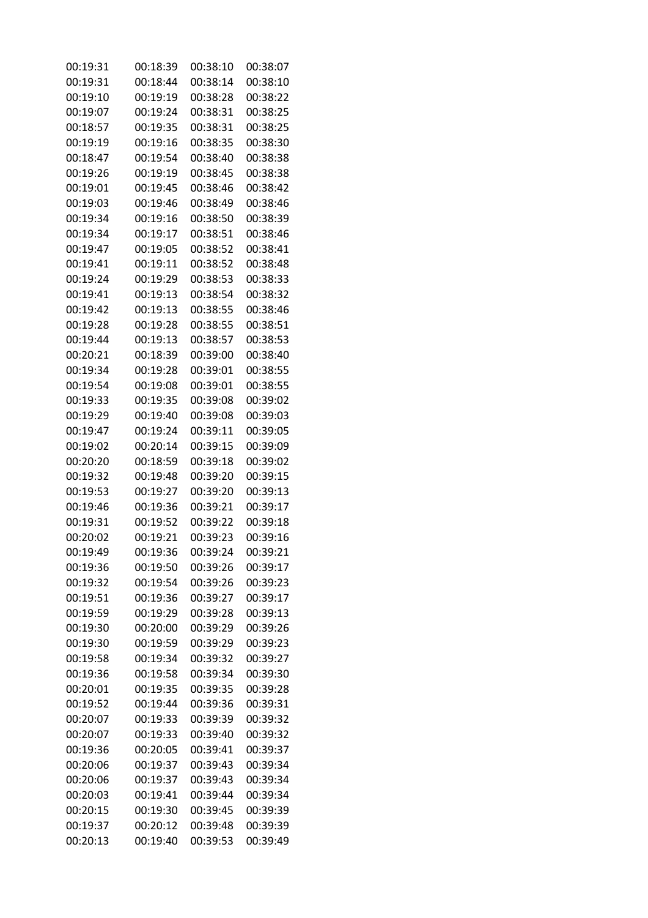| | | | |
|---|---|---|---|
| 00:19:31 | 00:18:39 | 00:38:10 | 00:38:07 |
| 00:19:31 | 00:18:44 | 00:38:14 | 00:38:10 |
| 00:19:10 | 00:19:19 | 00:38:28 | 00:38:22 |
| 00:19:07 | 00:19:24 | 00:38:31 | 00:38:25 |
| 00:18:57 | 00:19:35 | 00:38:31 | 00:38:25 |
| 00:19:19 | 00:19:16 | 00:38:35 | 00:38:30 |
| 00:18:47 | 00:19:54 | 00:38:40 | 00:38:38 |
| 00:19:26 | 00:19:19 | 00:38:45 | 00:38:38 |
| 00:19:01 | 00:19:45 | 00:38:46 | 00:38:42 |
| 00:19:03 | 00:19:46 | 00:38:49 | 00:38:46 |
| 00:19:34 | 00:19:16 | 00:38:50 | 00:38:39 |
| 00:19:34 | 00:19:17 | 00:38:51 | 00:38:46 |
| 00:19:47 | 00:19:05 | 00:38:52 | 00:38:41 |
| 00:19:41 | 00:19:11 | 00:38:52 | 00:38:48 |
| 00:19:24 | 00:19:29 | 00:38:53 | 00:38:33 |
| 00:19:41 | 00:19:13 | 00:38:54 | 00:38:32 |
| 00:19:42 | 00:19:13 | 00:38:55 | 00:38:46 |
| 00:19:28 | 00:19:28 | 00:38:55 | 00:38:51 |
| 00:19:44 | 00:19:13 | 00:38:57 | 00:38:53 |
| 00:20:21 | 00:18:39 | 00:39:00 | 00:38:40 |
| 00:19:34 | 00:19:28 | 00:39:01 | 00:38:55 |
| 00:19:54 | 00:19:08 | 00:39:01 | 00:38:55 |
| 00:19:33 | 00:19:35 | 00:39:08 | 00:39:02 |
| 00:19:29 | 00:19:40 | 00:39:08 | 00:39:03 |
| 00:19:47 | 00:19:24 | 00:39:11 | 00:39:05 |
| 00:19:02 | 00:20:14 | 00:39:15 | 00:39:09 |
| 00:20:20 | 00:18:59 | 00:39:18 | 00:39:02 |
| 00:19:32 | 00:19:48 | 00:39:20 | 00:39:15 |
| 00:19:53 | 00:19:27 | 00:39:20 | 00:39:13 |
| 00:19:46 | 00:19:36 | 00:39:21 | 00:39:17 |
| 00:19:31 | 00:19:52 | 00:39:22 | 00:39:18 |
| 00:20:02 | 00:19:21 | 00:39:23 | 00:39:16 |
| 00:19:49 | 00:19:36 | 00:39:24 | 00:39:21 |
| 00:19:36 | 00:19:50 | 00:39:26 | 00:39:17 |
| 00:19:32 | 00:19:54 | 00:39:26 | 00:39:23 |
| 00:19:51 | 00:19:36 | 00:39:27 | 00:39:17 |
| 00:19:59 | 00:19:29 | 00:39:28 | 00:39:13 |
| 00:19:30 | 00:20:00 | 00:39:29 | 00:39:26 |
| 00:19:30 | 00:19:59 | 00:39:29 | 00:39:23 |
| 00:19:58 | 00:19:34 | 00:39:32 | 00:39:27 |
| 00:19:36 | 00:19:58 | 00:39:34 | 00:39:30 |
| 00:20:01 | 00:19:35 | 00:39:35 | 00:39:28 |
| 00:19:52 | 00:19:44 | 00:39:36 | 00:39:31 |
| 00:20:07 | 00:19:33 | 00:39:39 | 00:39:32 |
| 00:20:07 | 00:19:33 | 00:39:40 | 00:39:32 |
| 00:19:36 | 00:20:05 | 00:39:41 | 00:39:37 |
| 00:20:06 | 00:19:37 | 00:39:43 | 00:39:34 |
| 00:20:06 | 00:19:37 | 00:39:43 | 00:39:34 |
| 00:20:03 | 00:19:41 | 00:39:44 | 00:39:34 |
| 00:20:15 | 00:19:30 | 00:39:45 | 00:39:39 |
| 00:19:37 | 00:20:12 | 00:39:48 | 00:39:39 |
| 00:20:13 | 00:19:40 | 00:39:53 | 00:39:49 |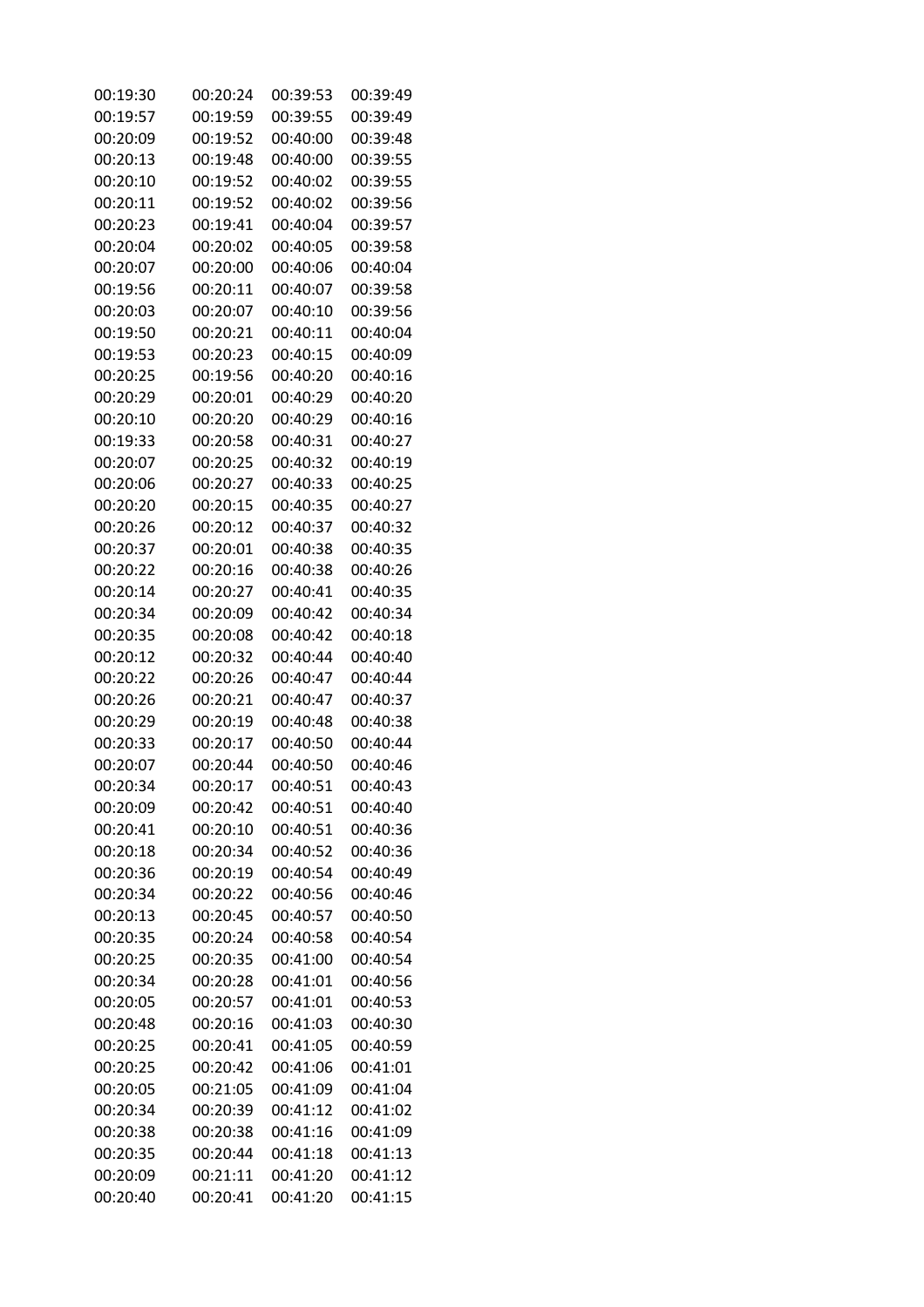| | | | |
|---|---|---|---|
| 00:19:30 | 00:20:24 | 00:39:53 | 00:39:49 |
| 00:19:57 | 00:19:59 | 00:39:55 | 00:39:49 |
| 00:20:09 | 00:19:52 | 00:40:00 | 00:39:48 |
| 00:20:13 | 00:19:48 | 00:40:00 | 00:39:55 |
| 00:20:10 | 00:19:52 | 00:40:02 | 00:39:55 |
| 00:20:11 | 00:19:52 | 00:40:02 | 00:39:56 |
| 00:20:23 | 00:19:41 | 00:40:04 | 00:39:57 |
| 00:20:04 | 00:20:02 | 00:40:05 | 00:39:58 |
| 00:20:07 | 00:20:00 | 00:40:06 | 00:40:04 |
| 00:19:56 | 00:20:11 | 00:40:07 | 00:39:58 |
| 00:20:03 | 00:20:07 | 00:40:10 | 00:39:56 |
| 00:19:50 | 00:20:21 | 00:40:11 | 00:40:04 |
| 00:19:53 | 00:20:23 | 00:40:15 | 00:40:09 |
| 00:20:25 | 00:19:56 | 00:40:20 | 00:40:16 |
| 00:20:29 | 00:20:01 | 00:40:29 | 00:40:20 |
| 00:20:10 | 00:20:20 | 00:40:29 | 00:40:16 |
| 00:19:33 | 00:20:58 | 00:40:31 | 00:40:27 |
| 00:20:07 | 00:20:25 | 00:40:32 | 00:40:19 |
| 00:20:06 | 00:20:27 | 00:40:33 | 00:40:25 |
| 00:20:20 | 00:20:15 | 00:40:35 | 00:40:27 |
| 00:20:26 | 00:20:12 | 00:40:37 | 00:40:32 |
| 00:20:37 | 00:20:01 | 00:40:38 | 00:40:35 |
| 00:20:22 | 00:20:16 | 00:40:38 | 00:40:26 |
| 00:20:14 | 00:20:27 | 00:40:41 | 00:40:35 |
| 00:20:34 | 00:20:09 | 00:40:42 | 00:40:34 |
| 00:20:35 | 00:20:08 | 00:40:42 | 00:40:18 |
| 00:20:12 | 00:20:32 | 00:40:44 | 00:40:40 |
| 00:20:22 | 00:20:26 | 00:40:47 | 00:40:44 |
| 00:20:26 | 00:20:21 | 00:40:47 | 00:40:37 |
| 00:20:29 | 00:20:19 | 00:40:48 | 00:40:38 |
| 00:20:33 | 00:20:17 | 00:40:50 | 00:40:44 |
| 00:20:07 | 00:20:44 | 00:40:50 | 00:40:46 |
| 00:20:34 | 00:20:17 | 00:40:51 | 00:40:43 |
| 00:20:09 | 00:20:42 | 00:40:51 | 00:40:40 |
| 00:20:41 | 00:20:10 | 00:40:51 | 00:40:36 |
| 00:20:18 | 00:20:34 | 00:40:52 | 00:40:36 |
| 00:20:36 | 00:20:19 | 00:40:54 | 00:40:49 |
| 00:20:34 | 00:20:22 | 00:40:56 | 00:40:46 |
| 00:20:13 | 00:20:45 | 00:40:57 | 00:40:50 |
| 00:20:35 | 00:20:24 | 00:40:58 | 00:40:54 |
| 00:20:25 | 00:20:35 | 00:41:00 | 00:40:54 |
| 00:20:34 | 00:20:28 | 00:41:01 | 00:40:56 |
| 00:20:05 | 00:20:57 | 00:41:01 | 00:40:53 |
| 00:20:48 | 00:20:16 | 00:41:03 | 00:40:30 |
| 00:20:25 | 00:20:41 | 00:41:05 | 00:40:59 |
| 00:20:25 | 00:20:42 | 00:41:06 | 00:41:01 |
| 00:20:05 | 00:21:05 | 00:41:09 | 00:41:04 |
| 00:20:34 | 00:20:39 | 00:41:12 | 00:41:02 |
| 00:20:38 | 00:20:38 | 00:41:16 | 00:41:09 |
| 00:20:35 | 00:20:44 | 00:41:18 | 00:41:13 |
| 00:20:09 | 00:21:11 | 00:41:20 | 00:41:12 |
| 00:20:40 | 00:20:41 | 00:41:20 | 00:41:15 |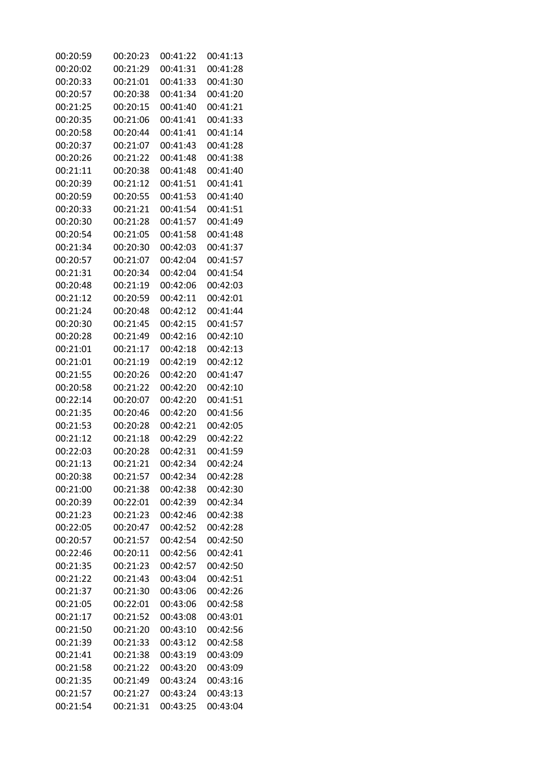| | | | |
|---|---|---|---|
| 00:20:59 | 00:20:23 | 00:41:22 | 00:41:13 |
| 00:20:02 | 00:21:29 | 00:41:31 | 00:41:28 |
| 00:20:33 | 00:21:01 | 00:41:33 | 00:41:30 |
| 00:20:57 | 00:20:38 | 00:41:34 | 00:41:20 |
| 00:21:25 | 00:20:15 | 00:41:40 | 00:41:21 |
| 00:20:35 | 00:21:06 | 00:41:41 | 00:41:33 |
| 00:20:58 | 00:20:44 | 00:41:41 | 00:41:14 |
| 00:20:37 | 00:21:07 | 00:41:43 | 00:41:28 |
| 00:20:26 | 00:21:22 | 00:41:48 | 00:41:38 |
| 00:21:11 | 00:20:38 | 00:41:48 | 00:41:40 |
| 00:20:39 | 00:21:12 | 00:41:51 | 00:41:41 |
| 00:20:59 | 00:20:55 | 00:41:53 | 00:41:40 |
| 00:20:33 | 00:21:21 | 00:41:54 | 00:41:51 |
| 00:20:30 | 00:21:28 | 00:41:57 | 00:41:49 |
| 00:20:54 | 00:21:05 | 00:41:58 | 00:41:48 |
| 00:21:34 | 00:20:30 | 00:42:03 | 00:41:37 |
| 00:20:57 | 00:21:07 | 00:42:04 | 00:41:57 |
| 00:21:31 | 00:20:34 | 00:42:04 | 00:41:54 |
| 00:20:48 | 00:21:19 | 00:42:06 | 00:42:03 |
| 00:21:12 | 00:20:59 | 00:42:11 | 00:42:01 |
| 00:21:24 | 00:20:48 | 00:42:12 | 00:41:44 |
| 00:20:30 | 00:21:45 | 00:42:15 | 00:41:57 |
| 00:20:28 | 00:21:49 | 00:42:16 | 00:42:10 |
| 00:21:01 | 00:21:17 | 00:42:18 | 00:42:13 |
| 00:21:01 | 00:21:19 | 00:42:19 | 00:42:12 |
| 00:21:55 | 00:20:26 | 00:42:20 | 00:41:47 |
| 00:20:58 | 00:21:22 | 00:42:20 | 00:42:10 |
| 00:22:14 | 00:20:07 | 00:42:20 | 00:41:51 |
| 00:21:35 | 00:20:46 | 00:42:20 | 00:41:56 |
| 00:21:53 | 00:20:28 | 00:42:21 | 00:42:05 |
| 00:21:12 | 00:21:18 | 00:42:29 | 00:42:22 |
| 00:22:03 | 00:20:28 | 00:42:31 | 00:41:59 |
| 00:21:13 | 00:21:21 | 00:42:34 | 00:42:24 |
| 00:20:38 | 00:21:57 | 00:42:34 | 00:42:28 |
| 00:21:00 | 00:21:38 | 00:42:38 | 00:42:30 |
| 00:20:39 | 00:22:01 | 00:42:39 | 00:42:34 |
| 00:21:23 | 00:21:23 | 00:42:46 | 00:42:38 |
| 00:22:05 | 00:20:47 | 00:42:52 | 00:42:28 |
| 00:20:57 | 00:21:57 | 00:42:54 | 00:42:50 |
| 00:22:46 | 00:20:11 | 00:42:56 | 00:42:41 |
| 00:21:35 | 00:21:23 | 00:42:57 | 00:42:50 |
| 00:21:22 | 00:21:43 | 00:43:04 | 00:42:51 |
| 00:21:37 | 00:21:30 | 00:43:06 | 00:42:26 |
| 00:21:05 | 00:22:01 | 00:43:06 | 00:42:58 |
| 00:21:17 | 00:21:52 | 00:43:08 | 00:43:01 |
| 00:21:50 | 00:21:20 | 00:43:10 | 00:42:56 |
| 00:21:39 | 00:21:33 | 00:43:12 | 00:42:58 |
| 00:21:41 | 00:21:38 | 00:43:19 | 00:43:09 |
| 00:21:58 | 00:21:22 | 00:43:20 | 00:43:09 |
| 00:21:35 | 00:21:49 | 00:43:24 | 00:43:16 |
| 00:21:57 | 00:21:27 | 00:43:24 | 00:43:13 |
| 00:21:54 | 00:21:31 | 00:43:25 | 00:43:04 |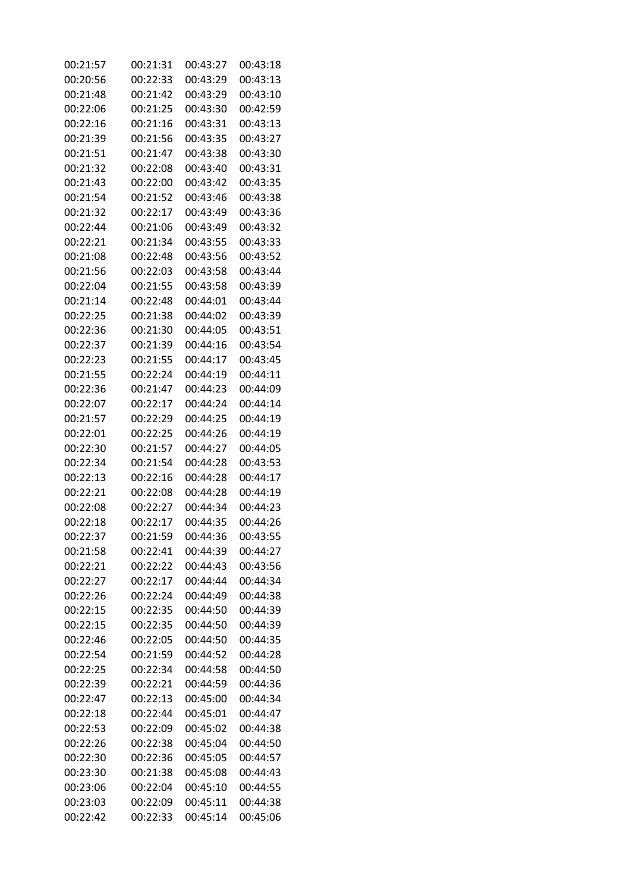| | | | |
|---|---|---|---|
| 00:21:57 | 00:21:31 | 00:43:27 | 00:43:18 |
| 00:20:56 | 00:22:33 | 00:43:29 | 00:43:13 |
| 00:21:48 | 00:21:42 | 00:43:29 | 00:43:10 |
| 00:22:06 | 00:21:25 | 00:43:30 | 00:42:59 |
| 00:22:16 | 00:21:16 | 00:43:31 | 00:43:13 |
| 00:21:39 | 00:21:56 | 00:43:35 | 00:43:27 |
| 00:21:51 | 00:21:47 | 00:43:38 | 00:43:30 |
| 00:21:32 | 00:22:08 | 00:43:40 | 00:43:31 |
| 00:21:43 | 00:22:00 | 00:43:42 | 00:43:35 |
| 00:21:54 | 00:21:52 | 00:43:46 | 00:43:38 |
| 00:21:32 | 00:22:17 | 00:43:49 | 00:43:36 |
| 00:22:44 | 00:21:06 | 00:43:49 | 00:43:32 |
| 00:22:21 | 00:21:34 | 00:43:55 | 00:43:33 |
| 00:21:08 | 00:22:48 | 00:43:56 | 00:43:52 |
| 00:21:56 | 00:22:03 | 00:43:58 | 00:43:44 |
| 00:22:04 | 00:21:55 | 00:43:58 | 00:43:39 |
| 00:21:14 | 00:22:48 | 00:44:01 | 00:43:44 |
| 00:22:25 | 00:21:38 | 00:44:02 | 00:43:39 |
| 00:22:36 | 00:21:30 | 00:44:05 | 00:43:51 |
| 00:22:37 | 00:21:39 | 00:44:16 | 00:43:54 |
| 00:22:23 | 00:21:55 | 00:44:17 | 00:43:45 |
| 00:21:55 | 00:22:24 | 00:44:19 | 00:44:11 |
| 00:22:36 | 00:21:47 | 00:44:23 | 00:44:09 |
| 00:22:07 | 00:22:17 | 00:44:24 | 00:44:14 |
| 00:21:57 | 00:22:29 | 00:44:25 | 00:44:19 |
| 00:22:01 | 00:22:25 | 00:44:26 | 00:44:19 |
| 00:22:30 | 00:21:57 | 00:44:27 | 00:44:05 |
| 00:22:34 | 00:21:54 | 00:44:28 | 00:43:53 |
| 00:22:13 | 00:22:16 | 00:44:28 | 00:44:17 |
| 00:22:21 | 00:22:08 | 00:44:28 | 00:44:19 |
| 00:22:08 | 00:22:27 | 00:44:34 | 00:44:23 |
| 00:22:18 | 00:22:17 | 00:44:35 | 00:44:26 |
| 00:22:37 | 00:21:59 | 00:44:36 | 00:43:55 |
| 00:21:58 | 00:22:41 | 00:44:39 | 00:44:27 |
| 00:22:21 | 00:22:22 | 00:44:43 | 00:43:56 |
| 00:22:27 | 00:22:17 | 00:44:44 | 00:44:34 |
| 00:22:26 | 00:22:24 | 00:44:49 | 00:44:38 |
| 00:22:15 | 00:22:35 | 00:44:50 | 00:44:39 |
| 00:22:15 | 00:22:35 | 00:44:50 | 00:44:39 |
| 00:22:46 | 00:22:05 | 00:44:50 | 00:44:35 |
| 00:22:54 | 00:21:59 | 00:44:52 | 00:44:28 |
| 00:22:25 | 00:22:34 | 00:44:58 | 00:44:50 |
| 00:22:39 | 00:22:21 | 00:44:59 | 00:44:36 |
| 00:22:47 | 00:22:13 | 00:45:00 | 00:44:34 |
| 00:22:18 | 00:22:44 | 00:45:01 | 00:44:47 |
| 00:22:53 | 00:22:09 | 00:45:02 | 00:44:38 |
| 00:22:26 | 00:22:38 | 00:45:04 | 00:44:50 |
| 00:22:30 | 00:22:36 | 00:45:05 | 00:44:57 |
| 00:23:30 | 00:21:38 | 00:45:08 | 00:44:43 |
| 00:23:06 | 00:22:04 | 00:45:10 | 00:44:55 |
| 00:23:03 | 00:22:09 | 00:45:11 | 00:44:38 |
| 00:22:42 | 00:22:33 | 00:45:14 | 00:45:06 |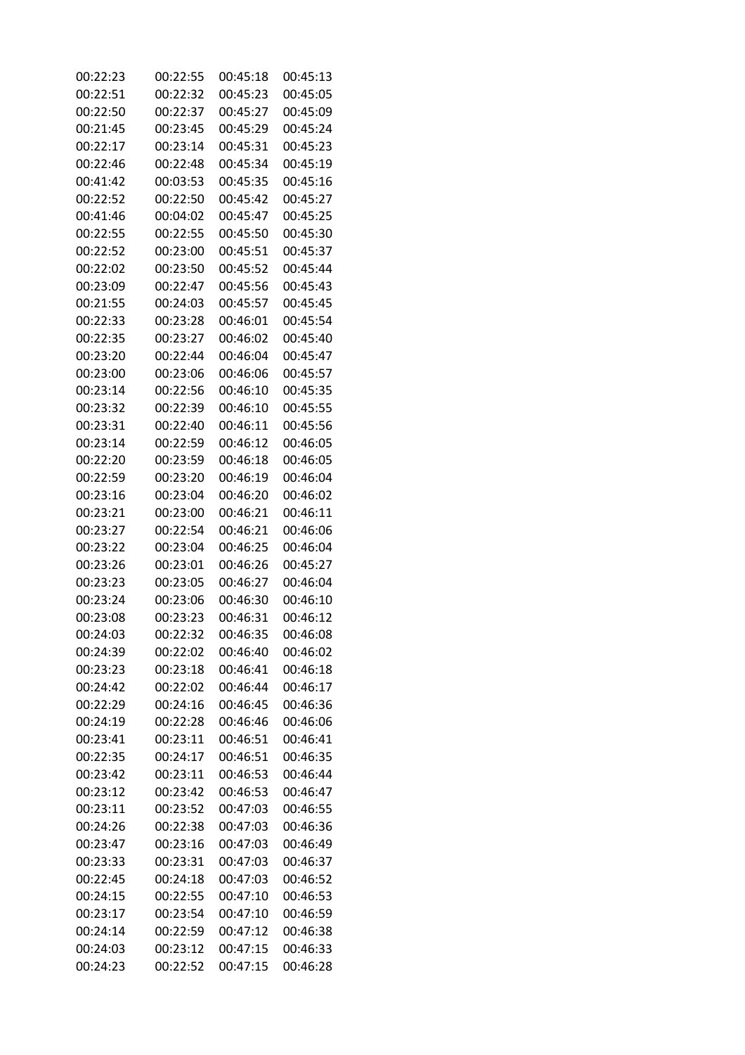| | | | |
|---|---|---|---|
| 00:22:23 | 00:22:55 | 00:45:18 | 00:45:13 |
| 00:22:51 | 00:22:32 | 00:45:23 | 00:45:05 |
| 00:22:50 | 00:22:37 | 00:45:27 | 00:45:09 |
| 00:21:45 | 00:23:45 | 00:45:29 | 00:45:24 |
| 00:22:17 | 00:23:14 | 00:45:31 | 00:45:23 |
| 00:22:46 | 00:22:48 | 00:45:34 | 00:45:19 |
| 00:41:42 | 00:03:53 | 00:45:35 | 00:45:16 |
| 00:22:52 | 00:22:50 | 00:45:42 | 00:45:27 |
| 00:41:46 | 00:04:02 | 00:45:47 | 00:45:25 |
| 00:22:55 | 00:22:55 | 00:45:50 | 00:45:30 |
| 00:22:52 | 00:23:00 | 00:45:51 | 00:45:37 |
| 00:22:02 | 00:23:50 | 00:45:52 | 00:45:44 |
| 00:23:09 | 00:22:47 | 00:45:56 | 00:45:43 |
| 00:21:55 | 00:24:03 | 00:45:57 | 00:45:45 |
| 00:22:33 | 00:23:28 | 00:46:01 | 00:45:54 |
| 00:22:35 | 00:23:27 | 00:46:02 | 00:45:40 |
| 00:23:20 | 00:22:44 | 00:46:04 | 00:45:47 |
| 00:23:00 | 00:23:06 | 00:46:06 | 00:45:57 |
| 00:23:14 | 00:22:56 | 00:46:10 | 00:45:35 |
| 00:23:32 | 00:22:39 | 00:46:10 | 00:45:55 |
| 00:23:31 | 00:22:40 | 00:46:11 | 00:45:56 |
| 00:23:14 | 00:22:59 | 00:46:12 | 00:46:05 |
| 00:22:20 | 00:23:59 | 00:46:18 | 00:46:05 |
| 00:22:59 | 00:23:20 | 00:46:19 | 00:46:04 |
| 00:23:16 | 00:23:04 | 00:46:20 | 00:46:02 |
| 00:23:21 | 00:23:00 | 00:46:21 | 00:46:11 |
| 00:23:27 | 00:22:54 | 00:46:21 | 00:46:06 |
| 00:23:22 | 00:23:04 | 00:46:25 | 00:46:04 |
| 00:23:26 | 00:23:01 | 00:46:26 | 00:45:27 |
| 00:23:23 | 00:23:05 | 00:46:27 | 00:46:04 |
| 00:23:24 | 00:23:06 | 00:46:30 | 00:46:10 |
| 00:23:08 | 00:23:23 | 00:46:31 | 00:46:12 |
| 00:24:03 | 00:22:32 | 00:46:35 | 00:46:08 |
| 00:24:39 | 00:22:02 | 00:46:40 | 00:46:02 |
| 00:23:23 | 00:23:18 | 00:46:41 | 00:46:18 |
| 00:24:42 | 00:22:02 | 00:46:44 | 00:46:17 |
| 00:22:29 | 00:24:16 | 00:46:45 | 00:46:36 |
| 00:24:19 | 00:22:28 | 00:46:46 | 00:46:06 |
| 00:23:41 | 00:23:11 | 00:46:51 | 00:46:41 |
| 00:22:35 | 00:24:17 | 00:46:51 | 00:46:35 |
| 00:23:42 | 00:23:11 | 00:46:53 | 00:46:44 |
| 00:23:12 | 00:23:42 | 00:46:53 | 00:46:47 |
| 00:23:11 | 00:23:52 | 00:47:03 | 00:46:55 |
| 00:24:26 | 00:22:38 | 00:47:03 | 00:46:36 |
| 00:23:47 | 00:23:16 | 00:47:03 | 00:46:49 |
| 00:23:33 | 00:23:31 | 00:47:03 | 00:46:37 |
| 00:22:45 | 00:24:18 | 00:47:03 | 00:46:52 |
| 00:24:15 | 00:22:55 | 00:47:10 | 00:46:53 |
| 00:23:17 | 00:23:54 | 00:47:10 | 00:46:59 |
| 00:24:14 | 00:22:59 | 00:47:12 | 00:46:38 |
| 00:24:03 | 00:23:12 | 00:47:15 | 00:46:33 |
| 00:24:23 | 00:22:52 | 00:47:15 | 00:46:28 |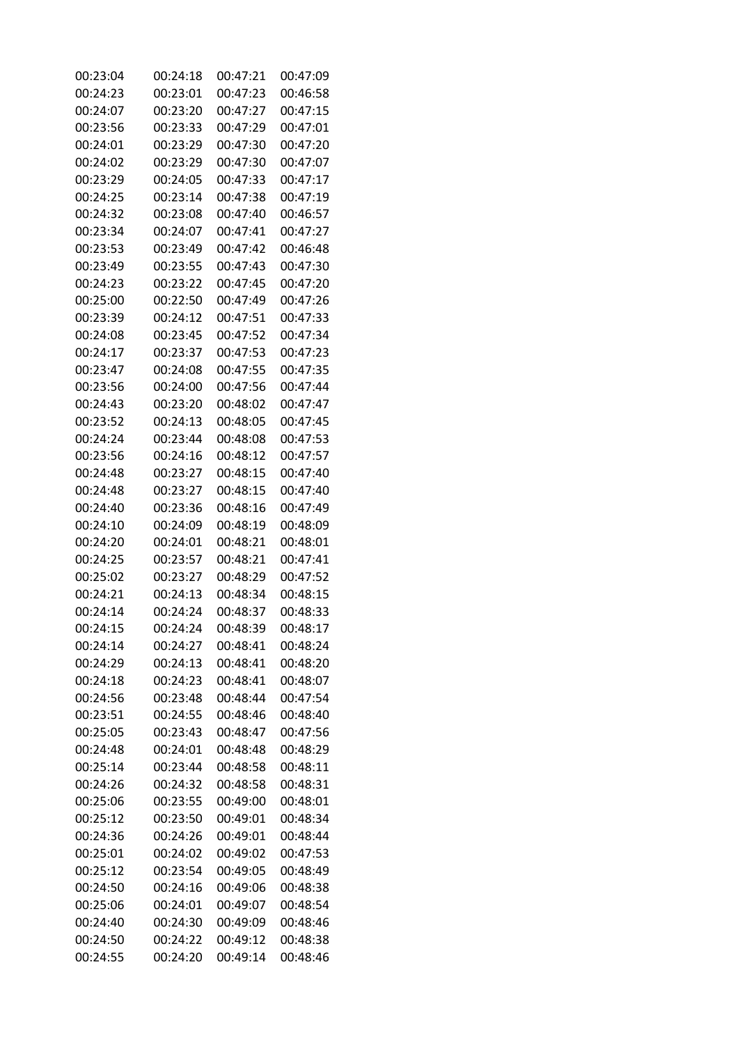| | | | |
|---|---|---|---|
| 00:23:04 | 00:24:18 | 00:47:21 | 00:47:09 |
| 00:24:23 | 00:23:01 | 00:47:23 | 00:46:58 |
| 00:24:07 | 00:23:20 | 00:47:27 | 00:47:15 |
| 00:23:56 | 00:23:33 | 00:47:29 | 00:47:01 |
| 00:24:01 | 00:23:29 | 00:47:30 | 00:47:20 |
| 00:24:02 | 00:23:29 | 00:47:30 | 00:47:07 |
| 00:23:29 | 00:24:05 | 00:47:33 | 00:47:17 |
| 00:24:25 | 00:23:14 | 00:47:38 | 00:47:19 |
| 00:24:32 | 00:23:08 | 00:47:40 | 00:46:57 |
| 00:23:34 | 00:24:07 | 00:47:41 | 00:47:27 |
| 00:23:53 | 00:23:49 | 00:47:42 | 00:46:48 |
| 00:23:49 | 00:23:55 | 00:47:43 | 00:47:30 |
| 00:24:23 | 00:23:22 | 00:47:45 | 00:47:20 |
| 00:25:00 | 00:22:50 | 00:47:49 | 00:47:26 |
| 00:23:39 | 00:24:12 | 00:47:51 | 00:47:33 |
| 00:24:08 | 00:23:45 | 00:47:52 | 00:47:34 |
| 00:24:17 | 00:23:37 | 00:47:53 | 00:47:23 |
| 00:23:47 | 00:24:08 | 00:47:55 | 00:47:35 |
| 00:23:56 | 00:24:00 | 00:47:56 | 00:47:44 |
| 00:24:43 | 00:23:20 | 00:48:02 | 00:47:47 |
| 00:23:52 | 00:24:13 | 00:48:05 | 00:47:45 |
| 00:24:24 | 00:23:44 | 00:48:08 | 00:47:53 |
| 00:23:56 | 00:24:16 | 00:48:12 | 00:47:57 |
| 00:24:48 | 00:23:27 | 00:48:15 | 00:47:40 |
| 00:24:48 | 00:23:27 | 00:48:15 | 00:47:40 |
| 00:24:40 | 00:23:36 | 00:48:16 | 00:47:49 |
| 00:24:10 | 00:24:09 | 00:48:19 | 00:48:09 |
| 00:24:20 | 00:24:01 | 00:48:21 | 00:48:01 |
| 00:24:25 | 00:23:57 | 00:48:21 | 00:47:41 |
| 00:25:02 | 00:23:27 | 00:48:29 | 00:47:52 |
| 00:24:21 | 00:24:13 | 00:48:34 | 00:48:15 |
| 00:24:14 | 00:24:24 | 00:48:37 | 00:48:33 |
| 00:24:15 | 00:24:24 | 00:48:39 | 00:48:17 |
| 00:24:14 | 00:24:27 | 00:48:41 | 00:48:24 |
| 00:24:29 | 00:24:13 | 00:48:41 | 00:48:20 |
| 00:24:18 | 00:24:23 | 00:48:41 | 00:48:07 |
| 00:24:56 | 00:23:48 | 00:48:44 | 00:47:54 |
| 00:23:51 | 00:24:55 | 00:48:46 | 00:48:40 |
| 00:25:05 | 00:23:43 | 00:48:47 | 00:47:56 |
| 00:24:48 | 00:24:01 | 00:48:48 | 00:48:29 |
| 00:25:14 | 00:23:44 | 00:48:58 | 00:48:11 |
| 00:24:26 | 00:24:32 | 00:48:58 | 00:48:31 |
| 00:25:06 | 00:23:55 | 00:49:00 | 00:48:01 |
| 00:25:12 | 00:23:50 | 00:49:01 | 00:48:34 |
| 00:24:36 | 00:24:26 | 00:49:01 | 00:48:44 |
| 00:25:01 | 00:24:02 | 00:49:02 | 00:47:53 |
| 00:25:12 | 00:23:54 | 00:49:05 | 00:48:49 |
| 00:24:50 | 00:24:16 | 00:49:06 | 00:48:38 |
| 00:25:06 | 00:24:01 | 00:49:07 | 00:48:54 |
| 00:24:40 | 00:24:30 | 00:49:09 | 00:48:46 |
| 00:24:50 | 00:24:22 | 00:49:12 | 00:48:38 |
| 00:24:55 | 00:24:20 | 00:49:14 | 00:48:46 |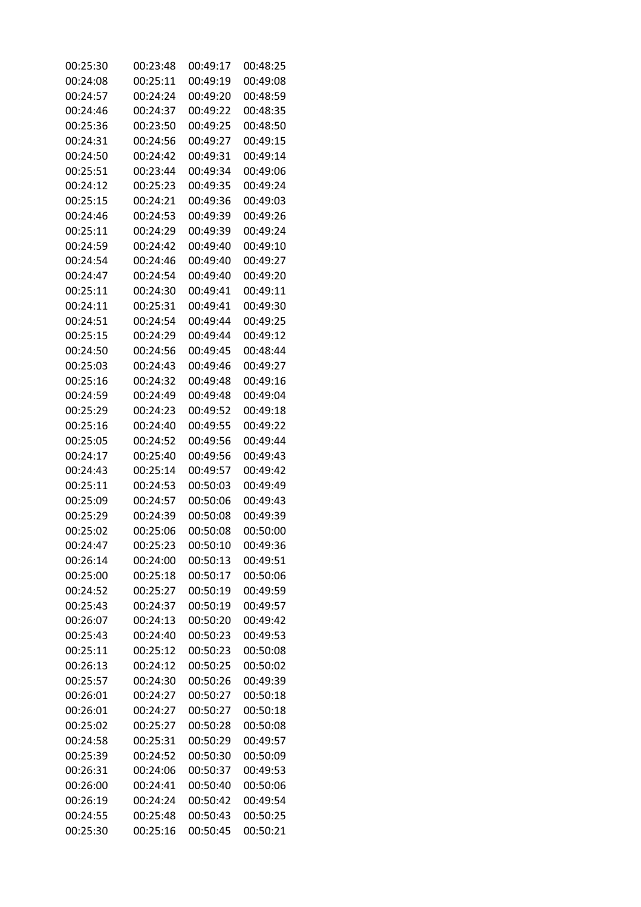| | | | |
|---|---|---|---|
| 00:25:30 | 00:23:48 | 00:49:17 | 00:48:25 |
| 00:24:08 | 00:25:11 | 00:49:19 | 00:49:08 |
| 00:24:57 | 00:24:24 | 00:49:20 | 00:48:59 |
| 00:24:46 | 00:24:37 | 00:49:22 | 00:48:35 |
| 00:25:36 | 00:23:50 | 00:49:25 | 00:48:50 |
| 00:24:31 | 00:24:56 | 00:49:27 | 00:49:15 |
| 00:24:50 | 00:24:42 | 00:49:31 | 00:49:14 |
| 00:25:51 | 00:23:44 | 00:49:34 | 00:49:06 |
| 00:24:12 | 00:25:23 | 00:49:35 | 00:49:24 |
| 00:25:15 | 00:24:21 | 00:49:36 | 00:49:03 |
| 00:24:46 | 00:24:53 | 00:49:39 | 00:49:26 |
| 00:25:11 | 00:24:29 | 00:49:39 | 00:49:24 |
| 00:24:59 | 00:24:42 | 00:49:40 | 00:49:10 |
| 00:24:54 | 00:24:46 | 00:49:40 | 00:49:27 |
| 00:24:47 | 00:24:54 | 00:49:40 | 00:49:20 |
| 00:25:11 | 00:24:30 | 00:49:41 | 00:49:11 |
| 00:24:11 | 00:25:31 | 00:49:41 | 00:49:30 |
| 00:24:51 | 00:24:54 | 00:49:44 | 00:49:25 |
| 00:25:15 | 00:24:29 | 00:49:44 | 00:49:12 |
| 00:24:50 | 00:24:56 | 00:49:45 | 00:48:44 |
| 00:25:03 | 00:24:43 | 00:49:46 | 00:49:27 |
| 00:25:16 | 00:24:32 | 00:49:48 | 00:49:16 |
| 00:24:59 | 00:24:49 | 00:49:48 | 00:49:04 |
| 00:25:29 | 00:24:23 | 00:49:52 | 00:49:18 |
| 00:25:16 | 00:24:40 | 00:49:55 | 00:49:22 |
| 00:25:05 | 00:24:52 | 00:49:56 | 00:49:44 |
| 00:24:17 | 00:25:40 | 00:49:56 | 00:49:43 |
| 00:24:43 | 00:25:14 | 00:49:57 | 00:49:42 |
| 00:25:11 | 00:24:53 | 00:50:03 | 00:49:49 |
| 00:25:09 | 00:24:57 | 00:50:06 | 00:49:43 |
| 00:25:29 | 00:24:39 | 00:50:08 | 00:49:39 |
| 00:25:02 | 00:25:06 | 00:50:08 | 00:50:00 |
| 00:24:47 | 00:25:23 | 00:50:10 | 00:49:36 |
| 00:26:14 | 00:24:00 | 00:50:13 | 00:49:51 |
| 00:25:00 | 00:25:18 | 00:50:17 | 00:50:06 |
| 00:24:52 | 00:25:27 | 00:50:19 | 00:49:59 |
| 00:25:43 | 00:24:37 | 00:50:19 | 00:49:57 |
| 00:26:07 | 00:24:13 | 00:50:20 | 00:49:42 |
| 00:25:43 | 00:24:40 | 00:50:23 | 00:49:53 |
| 00:25:11 | 00:25:12 | 00:50:23 | 00:50:08 |
| 00:26:13 | 00:24:12 | 00:50:25 | 00:50:02 |
| 00:25:57 | 00:24:30 | 00:50:26 | 00:49:39 |
| 00:26:01 | 00:24:27 | 00:50:27 | 00:50:18 |
| 00:26:01 | 00:24:27 | 00:50:27 | 00:50:18 |
| 00:25:02 | 00:25:27 | 00:50:28 | 00:50:08 |
| 00:24:58 | 00:25:31 | 00:50:29 | 00:49:57 |
| 00:25:39 | 00:24:52 | 00:50:30 | 00:50:09 |
| 00:26:31 | 00:24:06 | 00:50:37 | 00:49:53 |
| 00:26:00 | 00:24:41 | 00:50:40 | 00:50:06 |
| 00:26:19 | 00:24:24 | 00:50:42 | 00:49:54 |
| 00:24:55 | 00:25:48 | 00:50:43 | 00:50:25 |
| 00:25:30 | 00:25:16 | 00:50:45 | 00:50:21 |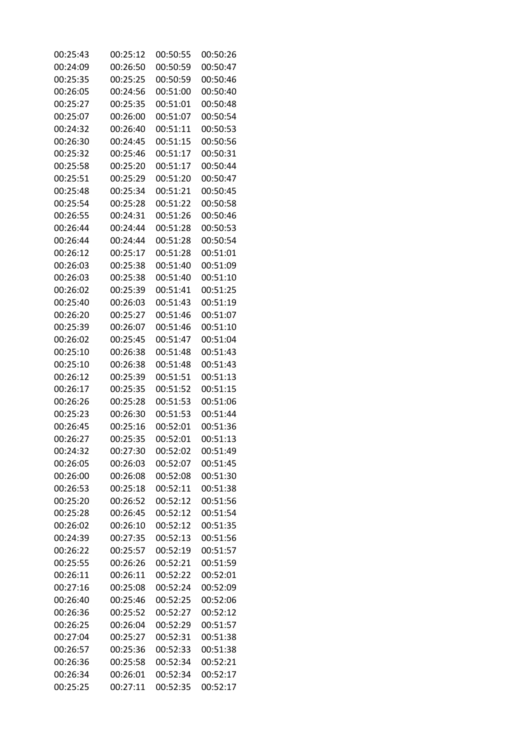| 00:25:43 | 00:25:12 | 00:50:55 | 00:50:26 |
|---|---|---|---|
| 00:24:09 | 00:26:50 | 00:50:59 | 00:50:47 |
| 00:25:35 | 00:25:25 | 00:50:59 | 00:50:46 |
| 00:26:05 | 00:24:56 | 00:51:00 | 00:50:40 |
| 00:25:27 | 00:25:35 | 00:51:01 | 00:50:48 |
| 00:25:07 | 00:26:00 | 00:51:07 | 00:50:54 |
| 00:24:32 | 00:26:40 | 00:51:11 | 00:50:53 |
| 00:26:30 | 00:24:45 | 00:51:15 | 00:50:56 |
| 00:25:32 | 00:25:46 | 00:51:17 | 00:50:31 |
| 00:25:58 | 00:25:20 | 00:51:17 | 00:50:44 |
| 00:25:51 | 00:25:29 | 00:51:20 | 00:50:47 |
| 00:25:48 | 00:25:34 | 00:51:21 | 00:50:45 |
| 00:25:54 | 00:25:28 | 00:51:22 | 00:50:58 |
| 00:26:55 | 00:24:31 | 00:51:26 | 00:50:46 |
| 00:26:44 | 00:24:44 | 00:51:28 | 00:50:53 |
| 00:26:44 | 00:24:44 | 00:51:28 | 00:50:54 |
| 00:26:12 | 00:25:17 | 00:51:28 | 00:51:01 |
| 00:26:03 | 00:25:38 | 00:51:40 | 00:51:09 |
| 00:26:03 | 00:25:38 | 00:51:40 | 00:51:10 |
| 00:26:02 | 00:25:39 | 00:51:41 | 00:51:25 |
| 00:25:40 | 00:26:03 | 00:51:43 | 00:51:19 |
| 00:26:20 | 00:25:27 | 00:51:46 | 00:51:07 |
| 00:25:39 | 00:26:07 | 00:51:46 | 00:51:10 |
| 00:26:02 | 00:25:45 | 00:51:47 | 00:51:04 |
| 00:25:10 | 00:26:38 | 00:51:48 | 00:51:43 |
| 00:25:10 | 00:26:38 | 00:51:48 | 00:51:43 |
| 00:26:12 | 00:25:39 | 00:51:51 | 00:51:13 |
| 00:26:17 | 00:25:35 | 00:51:52 | 00:51:15 |
| 00:26:26 | 00:25:28 | 00:51:53 | 00:51:06 |
| 00:25:23 | 00:26:30 | 00:51:53 | 00:51:44 |
| 00:26:45 | 00:25:16 | 00:52:01 | 00:51:36 |
| 00:26:27 | 00:25:35 | 00:52:01 | 00:51:13 |
| 00:24:32 | 00:27:30 | 00:52:02 | 00:51:49 |
| 00:26:05 | 00:26:03 | 00:52:07 | 00:51:45 |
| 00:26:00 | 00:26:08 | 00:52:08 | 00:51:30 |
| 00:26:53 | 00:25:18 | 00:52:11 | 00:51:38 |
| 00:25:20 | 00:26:52 | 00:52:12 | 00:51:56 |
| 00:25:28 | 00:26:45 | 00:52:12 | 00:51:54 |
| 00:26:02 | 00:26:10 | 00:52:12 | 00:51:35 |
| 00:24:39 | 00:27:35 | 00:52:13 | 00:51:56 |
| 00:26:22 | 00:25:57 | 00:52:19 | 00:51:57 |
| 00:25:55 | 00:26:26 | 00:52:21 | 00:51:59 |
| 00:26:11 | 00:26:11 | 00:52:22 | 00:52:01 |
| 00:27:16 | 00:25:08 | 00:52:24 | 00:52:09 |
| 00:26:40 | 00:25:46 | 00:52:25 | 00:52:06 |
| 00:26:36 | 00:25:52 | 00:52:27 | 00:52:12 |
| 00:26:25 | 00:26:04 | 00:52:29 | 00:51:57 |
| 00:27:04 | 00:25:27 | 00:52:31 | 00:51:38 |
| 00:26:57 | 00:25:36 | 00:52:33 | 00:51:38 |
| 00:26:36 | 00:25:58 | 00:52:34 | 00:52:21 |
| 00:26:34 | 00:26:01 | 00:52:34 | 00:52:17 |
| 00:25:25 | 00:27:11 | 00:52:35 | 00:52:17 |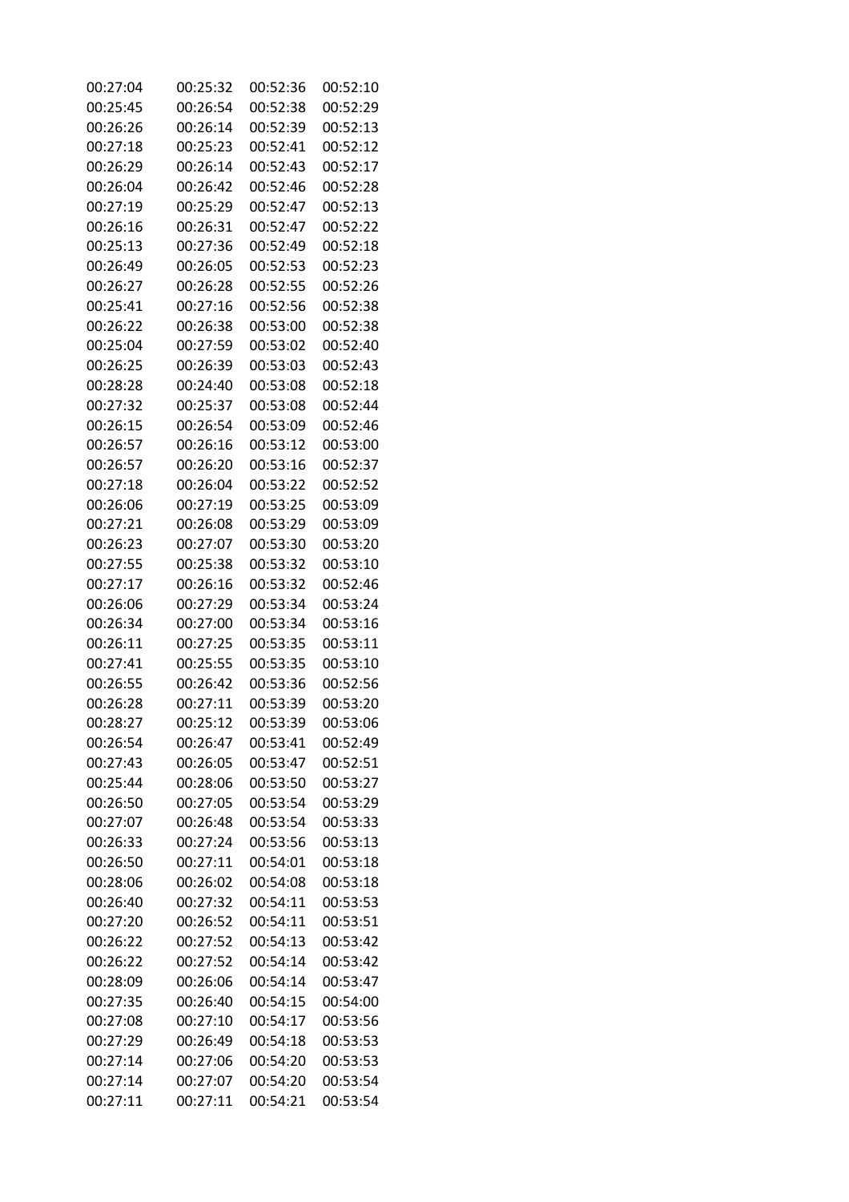| 00:27:04 | 00:25:32 | 00:52:36 | 00:52:10 |
|---|---|---|---|
| 00:25:45 | 00:26:54 | 00:52:38 | 00:52:29 |
| 00:26:26 | 00:26:14 | 00:52:39 | 00:52:13 |
| 00:27:18 | 00:25:23 | 00:52:41 | 00:52:12 |
| 00:26:29 | 00:26:14 | 00:52:43 | 00:52:17 |
| 00:26:04 | 00:26:42 | 00:52:46 | 00:52:28 |
| 00:27:19 | 00:25:29 | 00:52:47 | 00:52:13 |
| 00:26:16 | 00:26:31 | 00:52:47 | 00:52:22 |
| 00:25:13 | 00:27:36 | 00:52:49 | 00:52:18 |
| 00:26:49 | 00:26:05 | 00:52:53 | 00:52:23 |
| 00:26:27 | 00:26:28 | 00:52:55 | 00:52:26 |
| 00:25:41 | 00:27:16 | 00:52:56 | 00:52:38 |
| 00:26:22 | 00:26:38 | 00:53:00 | 00:52:38 |
| 00:25:04 | 00:27:59 | 00:53:02 | 00:52:40 |
| 00:26:25 | 00:26:39 | 00:53:03 | 00:52:43 |
| 00:28:28 | 00:24:40 | 00:53:08 | 00:52:18 |
| 00:27:32 | 00:25:37 | 00:53:08 | 00:52:44 |
| 00:26:15 | 00:26:54 | 00:53:09 | 00:52:46 |
| 00:26:57 | 00:26:16 | 00:53:12 | 00:53:00 |
| 00:26:57 | 00:26:20 | 00:53:16 | 00:52:37 |
| 00:27:18 | 00:26:04 | 00:53:22 | 00:52:52 |
| 00:26:06 | 00:27:19 | 00:53:25 | 00:53:09 |
| 00:27:21 | 00:26:08 | 00:53:29 | 00:53:09 |
| 00:26:23 | 00:27:07 | 00:53:30 | 00:53:20 |
| 00:27:55 | 00:25:38 | 00:53:32 | 00:53:10 |
| 00:27:17 | 00:26:16 | 00:53:32 | 00:52:46 |
| 00:26:06 | 00:27:29 | 00:53:34 | 00:53:24 |
| 00:26:34 | 00:27:00 | 00:53:34 | 00:53:16 |
| 00:26:11 | 00:27:25 | 00:53:35 | 00:53:11 |
| 00:27:41 | 00:25:55 | 00:53:35 | 00:53:10 |
| 00:26:55 | 00:26:42 | 00:53:36 | 00:52:56 |
| 00:26:28 | 00:27:11 | 00:53:39 | 00:53:20 |
| 00:28:27 | 00:25:12 | 00:53:39 | 00:53:06 |
| 00:26:54 | 00:26:47 | 00:53:41 | 00:52:49 |
| 00:27:43 | 00:26:05 | 00:53:47 | 00:52:51 |
| 00:25:44 | 00:28:06 | 00:53:50 | 00:53:27 |
| 00:26:50 | 00:27:05 | 00:53:54 | 00:53:29 |
| 00:27:07 | 00:26:48 | 00:53:54 | 00:53:33 |
| 00:26:33 | 00:27:24 | 00:53:56 | 00:53:13 |
| 00:26:50 | 00:27:11 | 00:54:01 | 00:53:18 |
| 00:28:06 | 00:26:02 | 00:54:08 | 00:53:18 |
| 00:26:40 | 00:27:32 | 00:54:11 | 00:53:53 |
| 00:27:20 | 00:26:52 | 00:54:11 | 00:53:51 |
| 00:26:22 | 00:27:52 | 00:54:13 | 00:53:42 |
| 00:26:22 | 00:27:52 | 00:54:14 | 00:53:42 |
| 00:28:09 | 00:26:06 | 00:54:14 | 00:53:47 |
| 00:27:35 | 00:26:40 | 00:54:15 | 00:54:00 |
| 00:27:08 | 00:27:10 | 00:54:17 | 00:53:56 |
| 00:27:29 | 00:26:49 | 00:54:18 | 00:53:53 |
| 00:27:14 | 00:27:06 | 00:54:20 | 00:53:53 |
| 00:27:14 | 00:27:07 | 00:54:20 | 00:53:54 |
| 00:27:11 | 00:27:11 | 00:54:21 | 00:53:54 |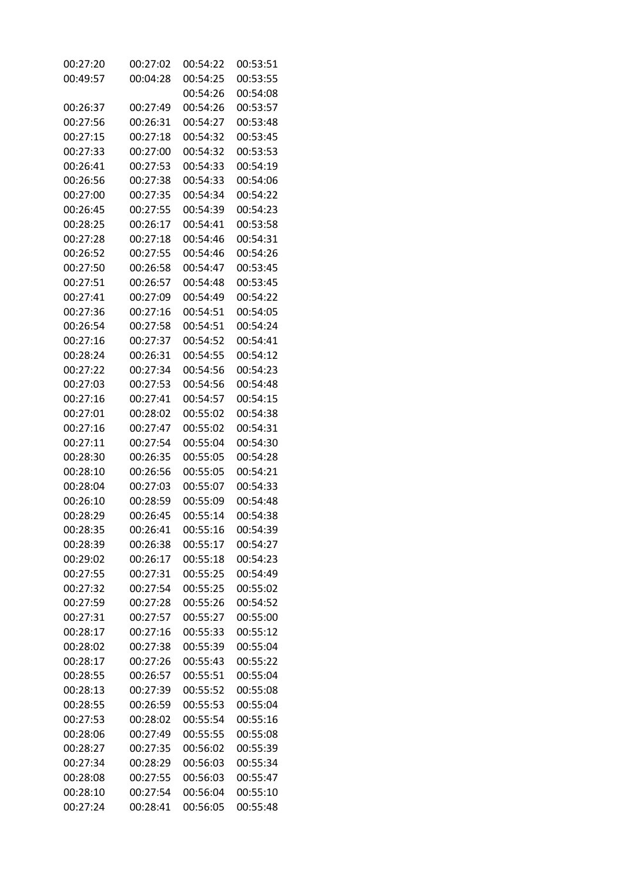| | | | |
|---|---|---|---|
| 00:27:20 | 00:27:02 | 00:54:22 | 00:53:51 |
| 00:49:57 | 00:04:28 | 00:54:25 | 00:53:55 |
| | | 00:54:26 | 00:54:08 |
| 00:26:37 | 00:27:49 | 00:54:26 | 00:53:57 |
| 00:27:56 | 00:26:31 | 00:54:27 | 00:53:48 |
| 00:27:15 | 00:27:18 | 00:54:32 | 00:53:45 |
| 00:27:33 | 00:27:00 | 00:54:32 | 00:53:53 |
| 00:26:41 | 00:27:53 | 00:54:33 | 00:54:19 |
| 00:26:56 | 00:27:38 | 00:54:33 | 00:54:06 |
| 00:27:00 | 00:27:35 | 00:54:34 | 00:54:22 |
| 00:26:45 | 00:27:55 | 00:54:39 | 00:54:23 |
| 00:28:25 | 00:26:17 | 00:54:41 | 00:53:58 |
| 00:27:28 | 00:27:18 | 00:54:46 | 00:54:31 |
| 00:26:52 | 00:27:55 | 00:54:46 | 00:54:26 |
| 00:27:50 | 00:26:58 | 00:54:47 | 00:53:45 |
| 00:27:51 | 00:26:57 | 00:54:48 | 00:53:45 |
| 00:27:41 | 00:27:09 | 00:54:49 | 00:54:22 |
| 00:27:36 | 00:27:16 | 00:54:51 | 00:54:05 |
| 00:26:54 | 00:27:58 | 00:54:51 | 00:54:24 |
| 00:27:16 | 00:27:37 | 00:54:52 | 00:54:41 |
| 00:28:24 | 00:26:31 | 00:54:55 | 00:54:12 |
| 00:27:22 | 00:27:34 | 00:54:56 | 00:54:23 |
| 00:27:03 | 00:27:53 | 00:54:56 | 00:54:48 |
| 00:27:16 | 00:27:41 | 00:54:57 | 00:54:15 |
| 00:27:01 | 00:28:02 | 00:55:02 | 00:54:38 |
| 00:27:16 | 00:27:47 | 00:55:02 | 00:54:31 |
| 00:27:11 | 00:27:54 | 00:55:04 | 00:54:30 |
| 00:28:30 | 00:26:35 | 00:55:05 | 00:54:28 |
| 00:28:10 | 00:26:56 | 00:55:05 | 00:54:21 |
| 00:28:04 | 00:27:03 | 00:55:07 | 00:54:33 |
| 00:26:10 | 00:28:59 | 00:55:09 | 00:54:48 |
| 00:28:29 | 00:26:45 | 00:55:14 | 00:54:38 |
| 00:28:35 | 00:26:41 | 00:55:16 | 00:54:39 |
| 00:28:39 | 00:26:38 | 00:55:17 | 00:54:27 |
| 00:29:02 | 00:26:17 | 00:55:18 | 00:54:23 |
| 00:27:55 | 00:27:31 | 00:55:25 | 00:54:49 |
| 00:27:32 | 00:27:54 | 00:55:25 | 00:55:02 |
| 00:27:59 | 00:27:28 | 00:55:26 | 00:54:52 |
| 00:27:31 | 00:27:57 | 00:55:27 | 00:55:00 |
| 00:28:17 | 00:27:16 | 00:55:33 | 00:55:12 |
| 00:28:02 | 00:27:38 | 00:55:39 | 00:55:04 |
| 00:28:17 | 00:27:26 | 00:55:43 | 00:55:22 |
| 00:28:55 | 00:26:57 | 00:55:51 | 00:55:04 |
| 00:28:13 | 00:27:39 | 00:55:52 | 00:55:08 |
| 00:28:55 | 00:26:59 | 00:55:53 | 00:55:04 |
| 00:27:53 | 00:28:02 | 00:55:54 | 00:55:16 |
| 00:28:06 | 00:27:49 | 00:55:55 | 00:55:08 |
| 00:28:27 | 00:27:35 | 00:56:02 | 00:55:39 |
| 00:27:34 | 00:28:29 | 00:56:03 | 00:55:34 |
| 00:28:08 | 00:27:55 | 00:56:03 | 00:55:47 |
| 00:28:10 | 00:27:54 | 00:56:04 | 00:55:10 |
| 00:27:24 | 00:28:41 | 00:56:05 | 00:55:48 |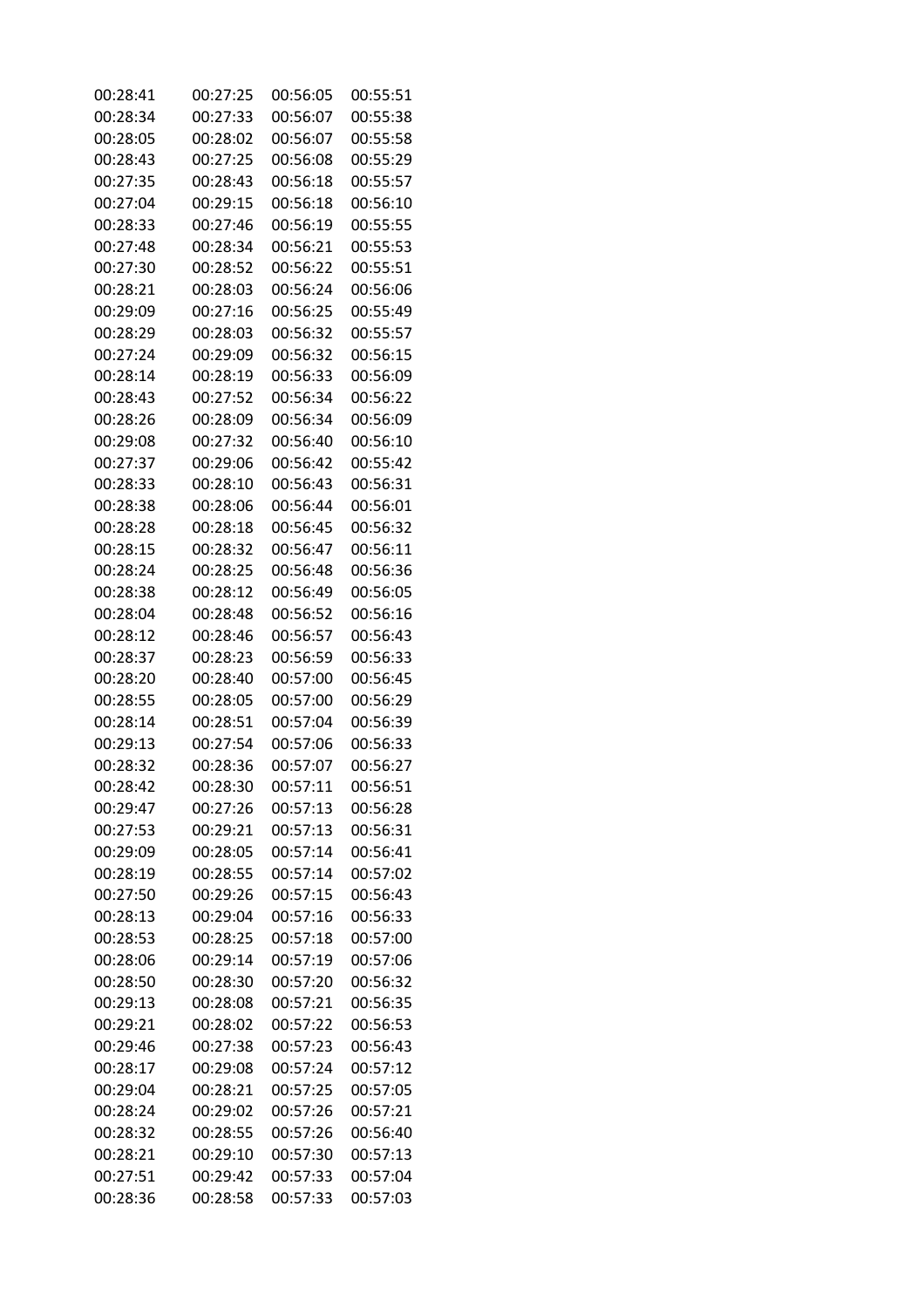| | | | |
|---|---|---|---|
| 00:28:41 | 00:27:25 | 00:56:05 | 00:55:51 |
| 00:28:34 | 00:27:33 | 00:56:07 | 00:55:38 |
| 00:28:05 | 00:28:02 | 00:56:07 | 00:55:58 |
| 00:28:43 | 00:27:25 | 00:56:08 | 00:55:29 |
| 00:27:35 | 00:28:43 | 00:56:18 | 00:55:57 |
| 00:27:04 | 00:29:15 | 00:56:18 | 00:56:10 |
| 00:28:33 | 00:27:46 | 00:56:19 | 00:55:55 |
| 00:27:48 | 00:28:34 | 00:56:21 | 00:55:53 |
| 00:27:30 | 00:28:52 | 00:56:22 | 00:55:51 |
| 00:28:21 | 00:28:03 | 00:56:24 | 00:56:06 |
| 00:29:09 | 00:27:16 | 00:56:25 | 00:55:49 |
| 00:28:29 | 00:28:03 | 00:56:32 | 00:55:57 |
| 00:27:24 | 00:29:09 | 00:56:32 | 00:56:15 |
| 00:28:14 | 00:28:19 | 00:56:33 | 00:56:09 |
| 00:28:43 | 00:27:52 | 00:56:34 | 00:56:22 |
| 00:28:26 | 00:28:09 | 00:56:34 | 00:56:09 |
| 00:29:08 | 00:27:32 | 00:56:40 | 00:56:10 |
| 00:27:37 | 00:29:06 | 00:56:42 | 00:55:42 |
| 00:28:33 | 00:28:10 | 00:56:43 | 00:56:31 |
| 00:28:38 | 00:28:06 | 00:56:44 | 00:56:01 |
| 00:28:28 | 00:28:18 | 00:56:45 | 00:56:32 |
| 00:28:15 | 00:28:32 | 00:56:47 | 00:56:11 |
| 00:28:24 | 00:28:25 | 00:56:48 | 00:56:36 |
| 00:28:38 | 00:28:12 | 00:56:49 | 00:56:05 |
| 00:28:04 | 00:28:48 | 00:56:52 | 00:56:16 |
| 00:28:12 | 00:28:46 | 00:56:57 | 00:56:43 |
| 00:28:37 | 00:28:23 | 00:56:59 | 00:56:33 |
| 00:28:20 | 00:28:40 | 00:57:00 | 00:56:45 |
| 00:28:55 | 00:28:05 | 00:57:00 | 00:56:29 |
| 00:28:14 | 00:28:51 | 00:57:04 | 00:56:39 |
| 00:29:13 | 00:27:54 | 00:57:06 | 00:56:33 |
| 00:28:32 | 00:28:36 | 00:57:07 | 00:56:27 |
| 00:28:42 | 00:28:30 | 00:57:11 | 00:56:51 |
| 00:29:47 | 00:27:26 | 00:57:13 | 00:56:28 |
| 00:27:53 | 00:29:21 | 00:57:13 | 00:56:31 |
| 00:29:09 | 00:28:05 | 00:57:14 | 00:56:41 |
| 00:28:19 | 00:28:55 | 00:57:14 | 00:57:02 |
| 00:27:50 | 00:29:26 | 00:57:15 | 00:56:43 |
| 00:28:13 | 00:29:04 | 00:57:16 | 00:56:33 |
| 00:28:53 | 00:28:25 | 00:57:18 | 00:57:00 |
| 00:28:06 | 00:29:14 | 00:57:19 | 00:57:06 |
| 00:28:50 | 00:28:30 | 00:57:20 | 00:56:32 |
| 00:29:13 | 00:28:08 | 00:57:21 | 00:56:35 |
| 00:29:21 | 00:28:02 | 00:57:22 | 00:56:53 |
| 00:29:46 | 00:27:38 | 00:57:23 | 00:56:43 |
| 00:28:17 | 00:29:08 | 00:57:24 | 00:57:12 |
| 00:29:04 | 00:28:21 | 00:57:25 | 00:57:05 |
| 00:28:24 | 00:29:02 | 00:57:26 | 00:57:21 |
| 00:28:32 | 00:28:55 | 00:57:26 | 00:56:40 |
| 00:28:21 | 00:29:10 | 00:57:30 | 00:57:13 |
| 00:27:51 | 00:29:42 | 00:57:33 | 00:57:04 |
| 00:28:36 | 00:28:58 | 00:57:33 | 00:57:03 |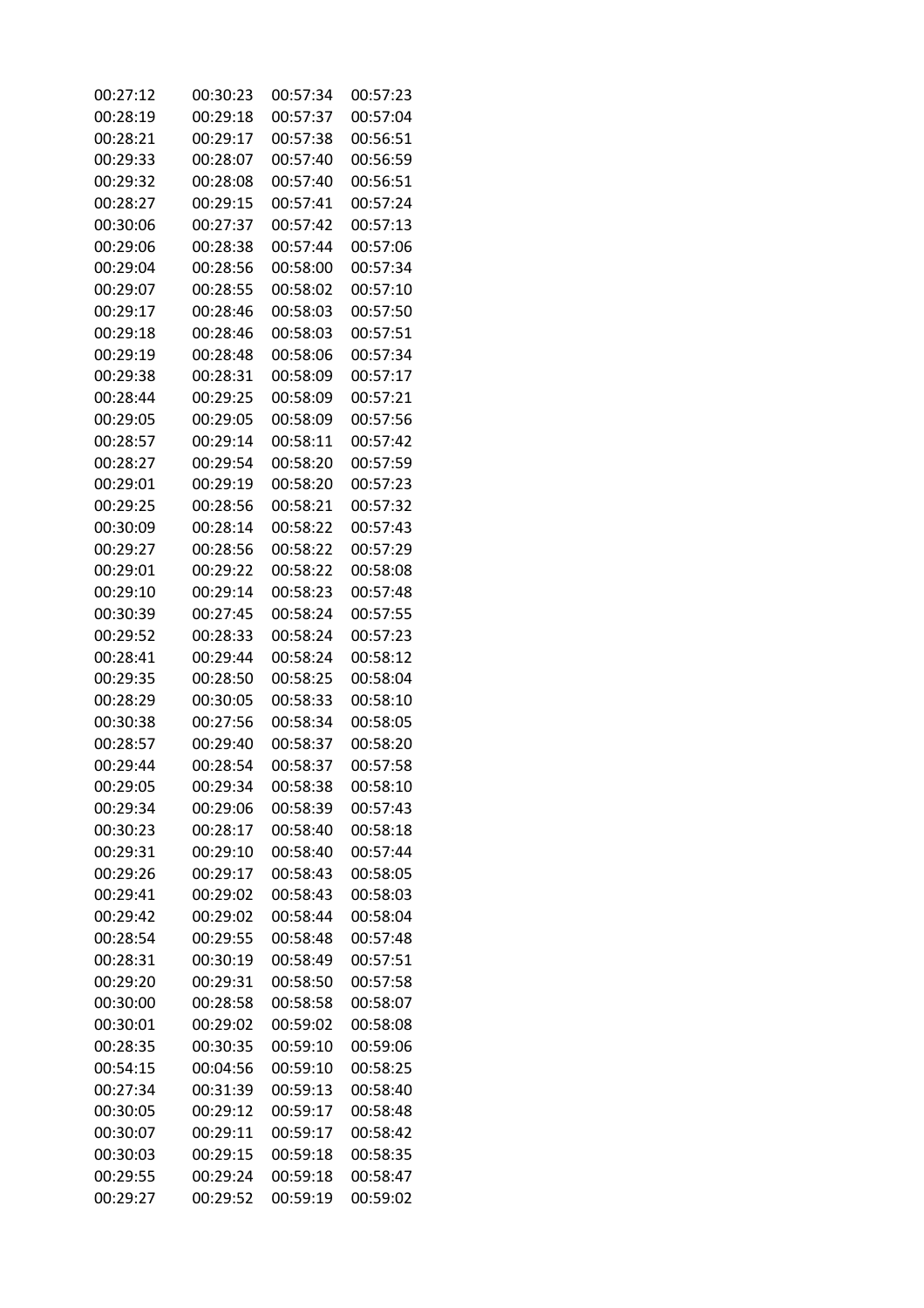| | | | |
|---|---|---|---|
| 00:27:12 | 00:30:23 | 00:57:34 | 00:57:23 |
| 00:28:19 | 00:29:18 | 00:57:37 | 00:57:04 |
| 00:28:21 | 00:29:17 | 00:57:38 | 00:56:51 |
| 00:29:33 | 00:28:07 | 00:57:40 | 00:56:59 |
| 00:29:32 | 00:28:08 | 00:57:40 | 00:56:51 |
| 00:28:27 | 00:29:15 | 00:57:41 | 00:57:24 |
| 00:30:06 | 00:27:37 | 00:57:42 | 00:57:13 |
| 00:29:06 | 00:28:38 | 00:57:44 | 00:57:06 |
| 00:29:04 | 00:28:56 | 00:58:00 | 00:57:34 |
| 00:29:07 | 00:28:55 | 00:58:02 | 00:57:10 |
| 00:29:17 | 00:28:46 | 00:58:03 | 00:57:50 |
| 00:29:18 | 00:28:46 | 00:58:03 | 00:57:51 |
| 00:29:19 | 00:28:48 | 00:58:06 | 00:57:34 |
| 00:29:38 | 00:28:31 | 00:58:09 | 00:57:17 |
| 00:28:44 | 00:29:25 | 00:58:09 | 00:57:21 |
| 00:29:05 | 00:29:05 | 00:58:09 | 00:57:56 |
| 00:28:57 | 00:29:14 | 00:58:11 | 00:57:42 |
| 00:28:27 | 00:29:54 | 00:58:20 | 00:57:59 |
| 00:29:01 | 00:29:19 | 00:58:20 | 00:57:23 |
| 00:29:25 | 00:28:56 | 00:58:21 | 00:57:32 |
| 00:30:09 | 00:28:14 | 00:58:22 | 00:57:43 |
| 00:29:27 | 00:28:56 | 00:58:22 | 00:57:29 |
| 00:29:01 | 00:29:22 | 00:58:22 | 00:58:08 |
| 00:29:10 | 00:29:14 | 00:58:23 | 00:57:48 |
| 00:30:39 | 00:27:45 | 00:58:24 | 00:57:55 |
| 00:29:52 | 00:28:33 | 00:58:24 | 00:57:23 |
| 00:28:41 | 00:29:44 | 00:58:24 | 00:58:12 |
| 00:29:35 | 00:28:50 | 00:58:25 | 00:58:04 |
| 00:28:29 | 00:30:05 | 00:58:33 | 00:58:10 |
| 00:30:38 | 00:27:56 | 00:58:34 | 00:58:05 |
| 00:28:57 | 00:29:40 | 00:58:37 | 00:58:20 |
| 00:29:44 | 00:28:54 | 00:58:37 | 00:57:58 |
| 00:29:05 | 00:29:34 | 00:58:38 | 00:58:10 |
| 00:29:34 | 00:29:06 | 00:58:39 | 00:57:43 |
| 00:30:23 | 00:28:17 | 00:58:40 | 00:58:18 |
| 00:29:31 | 00:29:10 | 00:58:40 | 00:57:44 |
| 00:29:26 | 00:29:17 | 00:58:43 | 00:58:05 |
| 00:29:41 | 00:29:02 | 00:58:43 | 00:58:03 |
| 00:29:42 | 00:29:02 | 00:58:44 | 00:58:04 |
| 00:28:54 | 00:29:55 | 00:58:48 | 00:57:48 |
| 00:28:31 | 00:30:19 | 00:58:49 | 00:57:51 |
| 00:29:20 | 00:29:31 | 00:58:50 | 00:57:58 |
| 00:30:00 | 00:28:58 | 00:58:58 | 00:58:07 |
| 00:30:01 | 00:29:02 | 00:59:02 | 00:58:08 |
| 00:28:35 | 00:30:35 | 00:59:10 | 00:59:06 |
| 00:54:15 | 00:04:56 | 00:59:10 | 00:58:25 |
| 00:27:34 | 00:31:39 | 00:59:13 | 00:58:40 |
| 00:30:05 | 00:29:12 | 00:59:17 | 00:58:48 |
| 00:30:07 | 00:29:11 | 00:59:17 | 00:58:42 |
| 00:30:03 | 00:29:15 | 00:59:18 | 00:58:35 |
| 00:29:55 | 00:29:24 | 00:59:18 | 00:58:47 |
| 00:29:27 | 00:29:52 | 00:59:19 | 00:59:02 |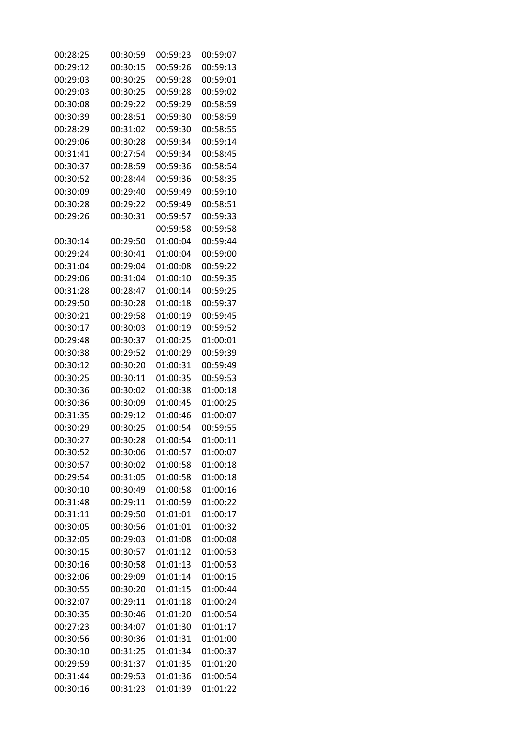| | | | |
|---|---|---|---|
| 00:28:25 | 00:30:59 | 00:59:23 | 00:59:07 |
| 00:29:12 | 00:30:15 | 00:59:26 | 00:59:13 |
| 00:29:03 | 00:30:25 | 00:59:28 | 00:59:01 |
| 00:29:03 | 00:30:25 | 00:59:28 | 00:59:02 |
| 00:30:08 | 00:29:22 | 00:59:29 | 00:58:59 |
| 00:30:39 | 00:28:51 | 00:59:30 | 00:58:59 |
| 00:28:29 | 00:31:02 | 00:59:30 | 00:58:55 |
| 00:29:06 | 00:30:28 | 00:59:34 | 00:59:14 |
| 00:31:41 | 00:27:54 | 00:59:34 | 00:58:45 |
| 00:30:37 | 00:28:59 | 00:59:36 | 00:58:54 |
| 00:30:52 | 00:28:44 | 00:59:36 | 00:58:35 |
| 00:30:09 | 00:29:40 | 00:59:49 | 00:59:10 |
| 00:30:28 | 00:29:22 | 00:59:49 | 00:58:51 |
| 00:29:26 | 00:30:31 | 00:59:57 | 00:59:33 |
| | | 00:59:58 | 00:59:58 |
| 00:30:14 | 00:29:50 | 01:00:04 | 00:59:44 |
| 00:29:24 | 00:30:41 | 01:00:04 | 00:59:00 |
| 00:31:04 | 00:29:04 | 01:00:08 | 00:59:22 |
| 00:29:06 | 00:31:04 | 01:00:10 | 00:59:35 |
| 00:31:28 | 00:28:47 | 01:00:14 | 00:59:25 |
| 00:29:50 | 00:30:28 | 01:00:18 | 00:59:37 |
| 00:30:21 | 00:29:58 | 01:00:19 | 00:59:45 |
| 00:30:17 | 00:30:03 | 01:00:19 | 00:59:52 |
| 00:29:48 | 00:30:37 | 01:00:25 | 01:00:01 |
| 00:30:38 | 00:29:52 | 01:00:29 | 00:59:39 |
| 00:30:12 | 00:30:20 | 01:00:31 | 00:59:49 |
| 00:30:25 | 00:30:11 | 01:00:35 | 00:59:53 |
| 00:30:36 | 00:30:02 | 01:00:38 | 01:00:18 |
| 00:30:36 | 00:30:09 | 01:00:45 | 01:00:25 |
| 00:31:35 | 00:29:12 | 01:00:46 | 01:00:07 |
| 00:30:29 | 00:30:25 | 01:00:54 | 00:59:55 |
| 00:30:27 | 00:30:28 | 01:00:54 | 01:00:11 |
| 00:30:52 | 00:30:06 | 01:00:57 | 01:00:07 |
| 00:30:57 | 00:30:02 | 01:00:58 | 01:00:18 |
| 00:29:54 | 00:31:05 | 01:00:58 | 01:00:18 |
| 00:30:10 | 00:30:49 | 01:00:58 | 01:00:16 |
| 00:31:48 | 00:29:11 | 01:00:59 | 01:00:22 |
| 00:31:11 | 00:29:50 | 01:01:01 | 01:00:17 |
| 00:30:05 | 00:30:56 | 01:01:01 | 01:00:32 |
| 00:32:05 | 00:29:03 | 01:01:08 | 01:00:08 |
| 00:30:15 | 00:30:57 | 01:01:12 | 01:00:53 |
| 00:30:16 | 00:30:58 | 01:01:13 | 01:00:53 |
| 00:32:06 | 00:29:09 | 01:01:14 | 01:00:15 |
| 00:30:55 | 00:30:20 | 01:01:15 | 01:00:44 |
| 00:32:07 | 00:29:11 | 01:01:18 | 01:00:24 |
| 00:30:35 | 00:30:46 | 01:01:20 | 01:00:54 |
| 00:27:23 | 00:34:07 | 01:01:30 | 01:01:17 |
| 00:30:56 | 00:30:36 | 01:01:31 | 01:01:00 |
| 00:30:10 | 00:31:25 | 01:01:34 | 01:00:37 |
| 00:29:59 | 00:31:37 | 01:01:35 | 01:01:20 |
| 00:31:44 | 00:29:53 | 01:01:36 | 01:00:54 |
| 00:30:16 | 00:31:23 | 01:01:39 | 01:01:22 |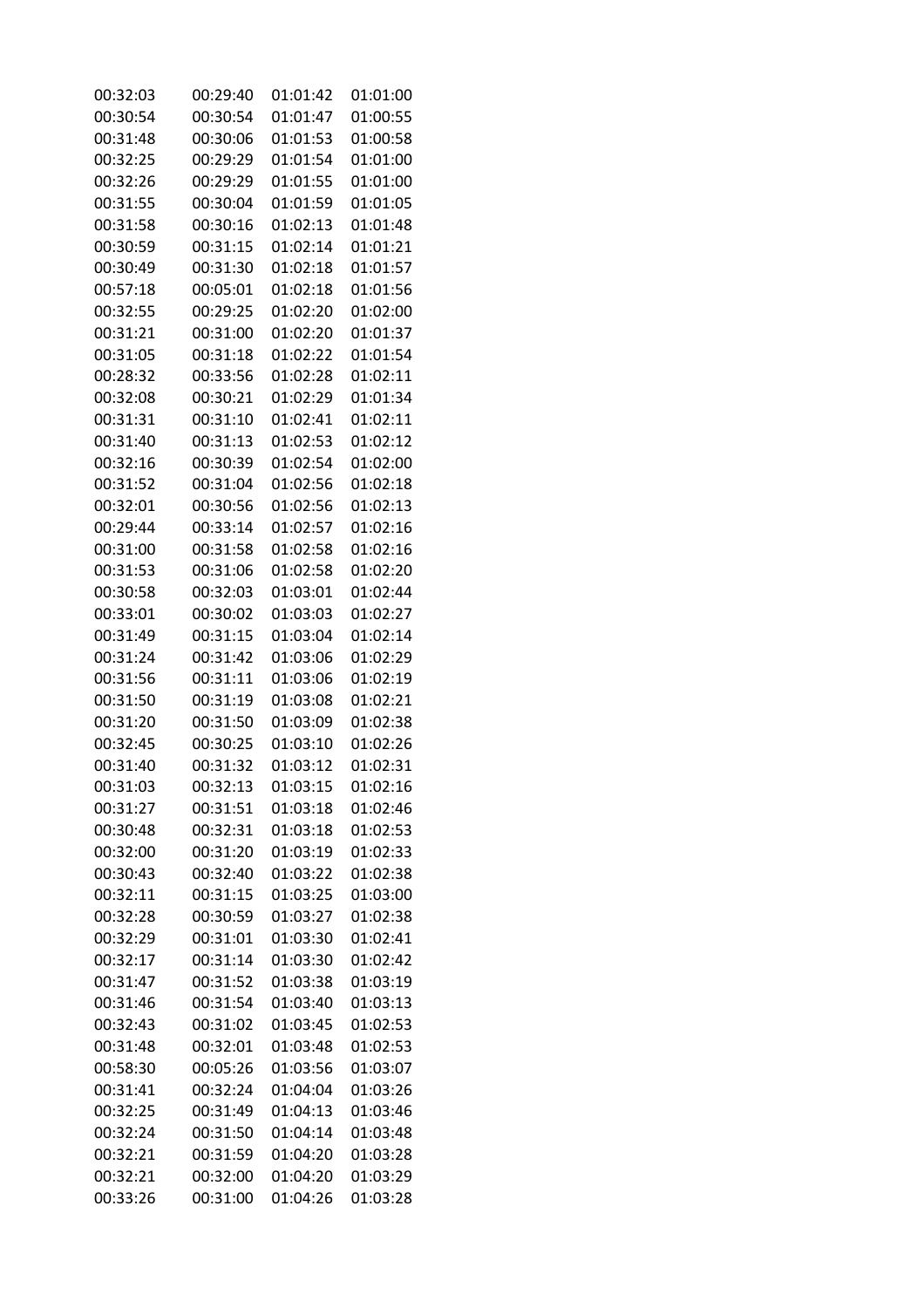| | | | |
|---|---|---|---|
| 00:32:03 | 00:29:40 | 01:01:42 | 01:01:00 |
| 00:30:54 | 00:30:54 | 01:01:47 | 01:00:55 |
| 00:31:48 | 00:30:06 | 01:01:53 | 01:00:58 |
| 00:32:25 | 00:29:29 | 01:01:54 | 01:01:00 |
| 00:32:26 | 00:29:29 | 01:01:55 | 01:01:00 |
| 00:31:55 | 00:30:04 | 01:01:59 | 01:01:05 |
| 00:31:58 | 00:30:16 | 01:02:13 | 01:01:48 |
| 00:30:59 | 00:31:15 | 01:02:14 | 01:01:21 |
| 00:30:49 | 00:31:30 | 01:02:18 | 01:01:57 |
| 00:57:18 | 00:05:01 | 01:02:18 | 01:01:56 |
| 00:32:55 | 00:29:25 | 01:02:20 | 01:02:00 |
| 00:31:21 | 00:31:00 | 01:02:20 | 01:01:37 |
| 00:31:05 | 00:31:18 | 01:02:22 | 01:01:54 |
| 00:28:32 | 00:33:56 | 01:02:28 | 01:02:11 |
| 00:32:08 | 00:30:21 | 01:02:29 | 01:01:34 |
| 00:31:31 | 00:31:10 | 01:02:41 | 01:02:11 |
| 00:31:40 | 00:31:13 | 01:02:53 | 01:02:12 |
| 00:32:16 | 00:30:39 | 01:02:54 | 01:02:00 |
| 00:31:52 | 00:31:04 | 01:02:56 | 01:02:18 |
| 00:32:01 | 00:30:56 | 01:02:56 | 01:02:13 |
| 00:29:44 | 00:33:14 | 01:02:57 | 01:02:16 |
| 00:31:00 | 00:31:58 | 01:02:58 | 01:02:16 |
| 00:31:53 | 00:31:06 | 01:02:58 | 01:02:20 |
| 00:30:58 | 00:32:03 | 01:03:01 | 01:02:44 |
| 00:33:01 | 00:30:02 | 01:03:03 | 01:02:27 |
| 00:31:49 | 00:31:15 | 01:03:04 | 01:02:14 |
| 00:31:24 | 00:31:42 | 01:03:06 | 01:02:29 |
| 00:31:56 | 00:31:11 | 01:03:06 | 01:02:19 |
| 00:31:50 | 00:31:19 | 01:03:08 | 01:02:21 |
| 00:31:20 | 00:31:50 | 01:03:09 | 01:02:38 |
| 00:32:45 | 00:30:25 | 01:03:10 | 01:02:26 |
| 00:31:40 | 00:31:32 | 01:03:12 | 01:02:31 |
| 00:31:03 | 00:32:13 | 01:03:15 | 01:02:16 |
| 00:31:27 | 00:31:51 | 01:03:18 | 01:02:46 |
| 00:30:48 | 00:32:31 | 01:03:18 | 01:02:53 |
| 00:32:00 | 00:31:20 | 01:03:19 | 01:02:33 |
| 00:30:43 | 00:32:40 | 01:03:22 | 01:02:38 |
| 00:32:11 | 00:31:15 | 01:03:25 | 01:03:00 |
| 00:32:28 | 00:30:59 | 01:03:27 | 01:02:38 |
| 00:32:29 | 00:31:01 | 01:03:30 | 01:02:41 |
| 00:32:17 | 00:31:14 | 01:03:30 | 01:02:42 |
| 00:31:47 | 00:31:52 | 01:03:38 | 01:03:19 |
| 00:31:46 | 00:31:54 | 01:03:40 | 01:03:13 |
| 00:32:43 | 00:31:02 | 01:03:45 | 01:02:53 |
| 00:31:48 | 00:32:01 | 01:03:48 | 01:02:53 |
| 00:58:30 | 00:05:26 | 01:03:56 | 01:03:07 |
| 00:31:41 | 00:32:24 | 01:04:04 | 01:03:26 |
| 00:32:25 | 00:31:49 | 01:04:13 | 01:03:46 |
| 00:32:24 | 00:31:50 | 01:04:14 | 01:03:48 |
| 00:32:21 | 00:31:59 | 01:04:20 | 01:03:28 |
| 00:32:21 | 00:32:00 | 01:04:20 | 01:03:29 |
| 00:33:26 | 00:31:00 | 01:04:26 | 01:03:28 |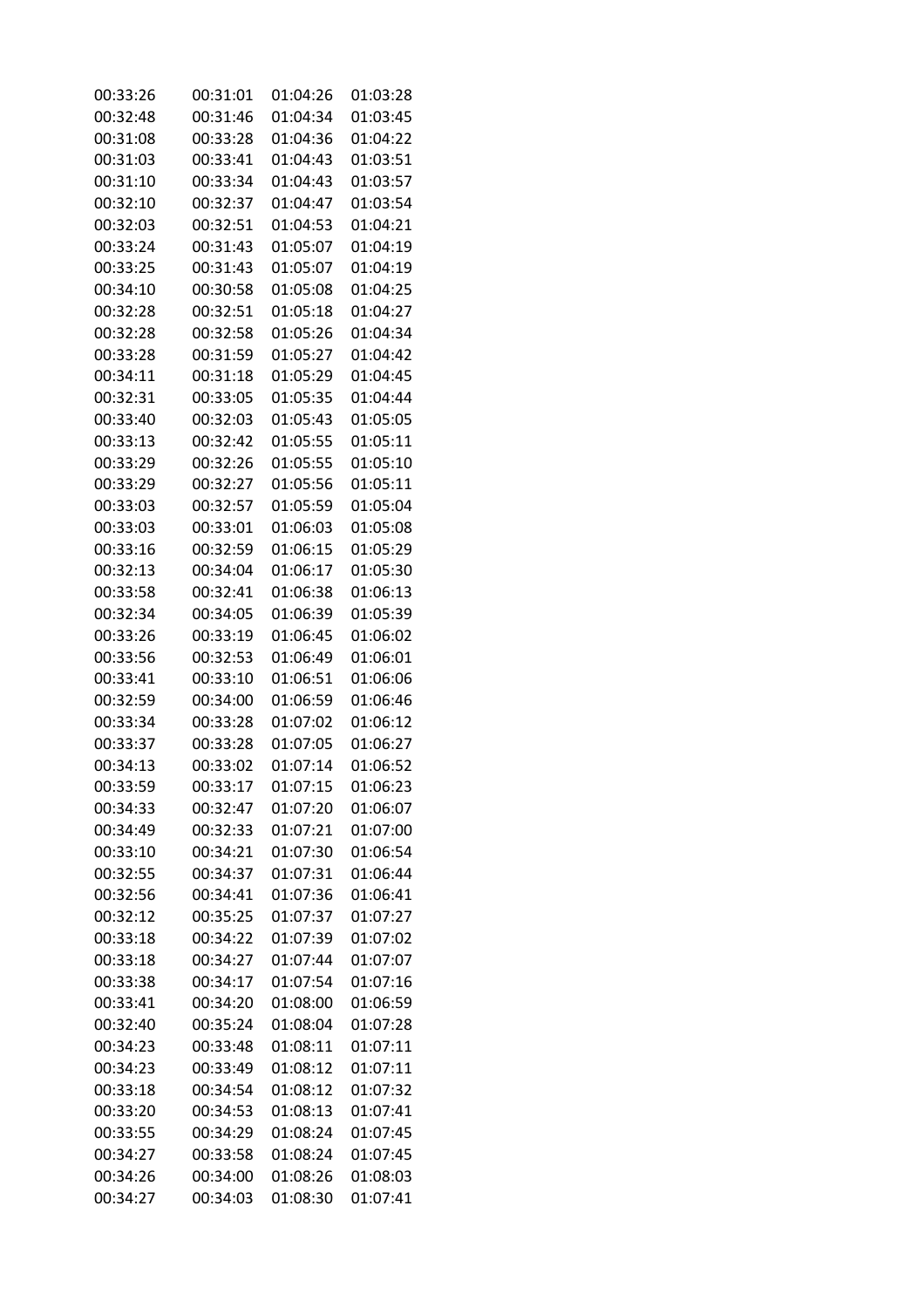| | | | |
|---|---|---|---|
| 00:33:26 | 00:31:01 | 01:04:26 | 01:03:28 |
| 00:32:48 | 00:31:46 | 01:04:34 | 01:03:45 |
| 00:31:08 | 00:33:28 | 01:04:36 | 01:04:22 |
| 00:31:03 | 00:33:41 | 01:04:43 | 01:03:51 |
| 00:31:10 | 00:33:34 | 01:04:43 | 01:03:57 |
| 00:32:10 | 00:32:37 | 01:04:47 | 01:03:54 |
| 00:32:03 | 00:32:51 | 01:04:53 | 01:04:21 |
| 00:33:24 | 00:31:43 | 01:05:07 | 01:04:19 |
| 00:33:25 | 00:31:43 | 01:05:07 | 01:04:19 |
| 00:34:10 | 00:30:58 | 01:05:08 | 01:04:25 |
| 00:32:28 | 00:32:51 | 01:05:18 | 01:04:27 |
| 00:32:28 | 00:32:58 | 01:05:26 | 01:04:34 |
| 00:33:28 | 00:31:59 | 01:05:27 | 01:04:42 |
| 00:34:11 | 00:31:18 | 01:05:29 | 01:04:45 |
| 00:32:31 | 00:33:05 | 01:05:35 | 01:04:44 |
| 00:33:40 | 00:32:03 | 01:05:43 | 01:05:05 |
| 00:33:13 | 00:32:42 | 01:05:55 | 01:05:11 |
| 00:33:29 | 00:32:26 | 01:05:55 | 01:05:10 |
| 00:33:29 | 00:32:27 | 01:05:56 | 01:05:11 |
| 00:33:03 | 00:32:57 | 01:05:59 | 01:05:04 |
| 00:33:03 | 00:33:01 | 01:06:03 | 01:05:08 |
| 00:33:16 | 00:32:59 | 01:06:15 | 01:05:29 |
| 00:32:13 | 00:34:04 | 01:06:17 | 01:05:30 |
| 00:33:58 | 00:32:41 | 01:06:38 | 01:06:13 |
| 00:32:34 | 00:34:05 | 01:06:39 | 01:05:39 |
| 00:33:26 | 00:33:19 | 01:06:45 | 01:06:02 |
| 00:33:56 | 00:32:53 | 01:06:49 | 01:06:01 |
| 00:33:41 | 00:33:10 | 01:06:51 | 01:06:06 |
| 00:32:59 | 00:34:00 | 01:06:59 | 01:06:46 |
| 00:33:34 | 00:33:28 | 01:07:02 | 01:06:12 |
| 00:33:37 | 00:33:28 | 01:07:05 | 01:06:27 |
| 00:34:13 | 00:33:02 | 01:07:14 | 01:06:52 |
| 00:33:59 | 00:33:17 | 01:07:15 | 01:06:23 |
| 00:34:33 | 00:32:47 | 01:07:20 | 01:06:07 |
| 00:34:49 | 00:32:33 | 01:07:21 | 01:07:00 |
| 00:33:10 | 00:34:21 | 01:07:30 | 01:06:54 |
| 00:32:55 | 00:34:37 | 01:07:31 | 01:06:44 |
| 00:32:56 | 00:34:41 | 01:07:36 | 01:06:41 |
| 00:32:12 | 00:35:25 | 01:07:37 | 01:07:27 |
| 00:33:18 | 00:34:22 | 01:07:39 | 01:07:02 |
| 00:33:18 | 00:34:27 | 01:07:44 | 01:07:07 |
| 00:33:38 | 00:34:17 | 01:07:54 | 01:07:16 |
| 00:33:41 | 00:34:20 | 01:08:00 | 01:06:59 |
| 00:32:40 | 00:35:24 | 01:08:04 | 01:07:28 |
| 00:34:23 | 00:33:48 | 01:08:11 | 01:07:11 |
| 00:34:23 | 00:33:49 | 01:08:12 | 01:07:11 |
| 00:33:18 | 00:34:54 | 01:08:12 | 01:07:32 |
| 00:33:20 | 00:34:53 | 01:08:13 | 01:07:41 |
| 00:33:55 | 00:34:29 | 01:08:24 | 01:07:45 |
| 00:34:27 | 00:33:58 | 01:08:24 | 01:07:45 |
| 00:34:26 | 00:34:00 | 01:08:26 | 01:08:03 |
| 00:34:27 | 00:34:03 | 01:08:30 | 01:07:41 |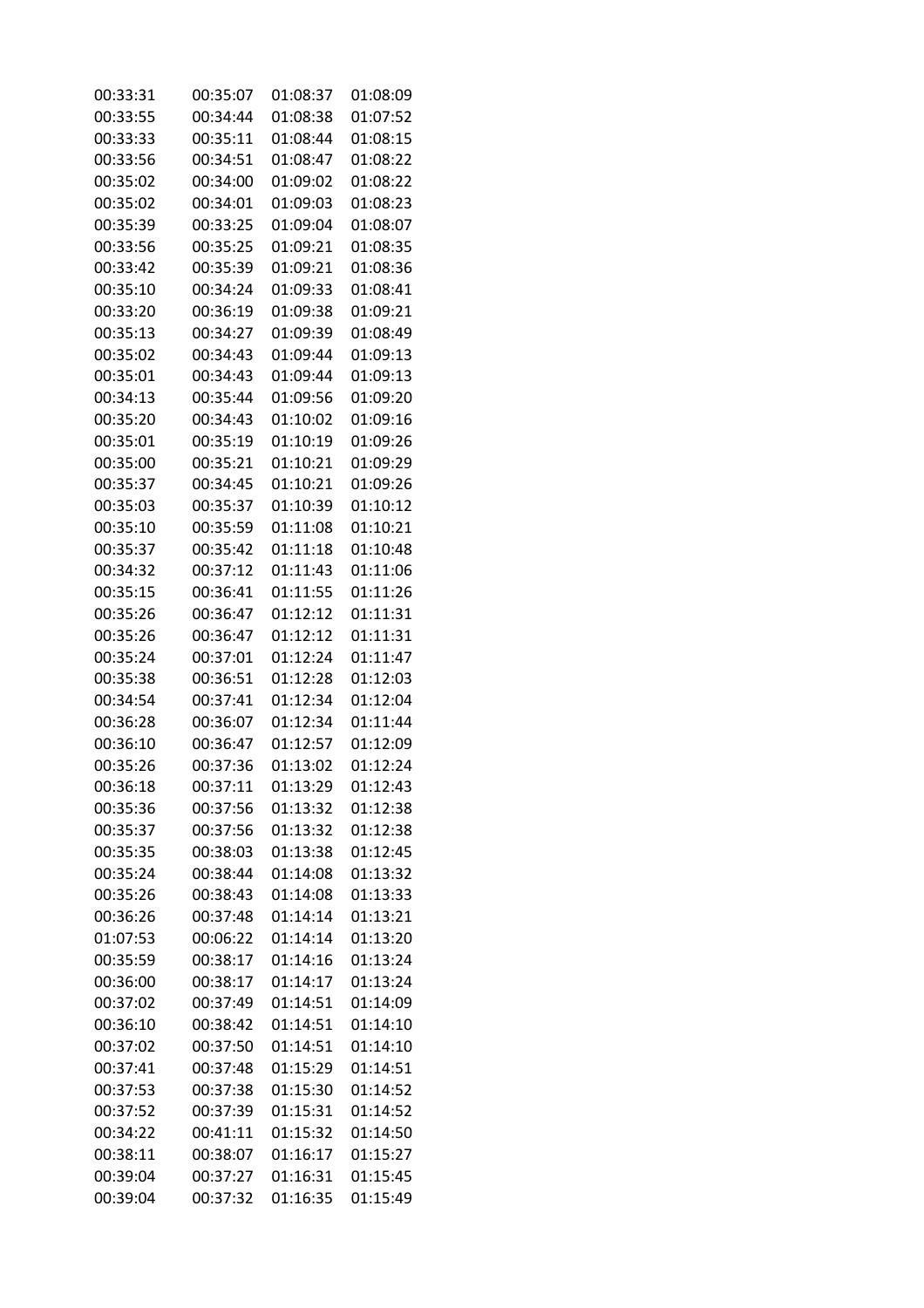| | | | |
|---|---|---|---|
| 00:33:31 | 00:35:07 | 01:08:37 | 01:08:09 |
| 00:33:55 | 00:34:44 | 01:08:38 | 01:07:52 |
| 00:33:33 | 00:35:11 | 01:08:44 | 01:08:15 |
| 00:33:56 | 00:34:51 | 01:08:47 | 01:08:22 |
| 00:35:02 | 00:34:00 | 01:09:02 | 01:08:22 |
| 00:35:02 | 00:34:01 | 01:09:03 | 01:08:23 |
| 00:35:39 | 00:33:25 | 01:09:04 | 01:08:07 |
| 00:33:56 | 00:35:25 | 01:09:21 | 01:08:35 |
| 00:33:42 | 00:35:39 | 01:09:21 | 01:08:36 |
| 00:35:10 | 00:34:24 | 01:09:33 | 01:08:41 |
| 00:33:20 | 00:36:19 | 01:09:38 | 01:09:21 |
| 00:35:13 | 00:34:27 | 01:09:39 | 01:08:49 |
| 00:35:02 | 00:34:43 | 01:09:44 | 01:09:13 |
| 00:35:01 | 00:34:43 | 01:09:44 | 01:09:13 |
| 00:34:13 | 00:35:44 | 01:09:56 | 01:09:20 |
| 00:35:20 | 00:34:43 | 01:10:02 | 01:09:16 |
| 00:35:01 | 00:35:19 | 01:10:19 | 01:09:26 |
| 00:35:00 | 00:35:21 | 01:10:21 | 01:09:29 |
| 00:35:37 | 00:34:45 | 01:10:21 | 01:09:26 |
| 00:35:03 | 00:35:37 | 01:10:39 | 01:10:12 |
| 00:35:10 | 00:35:59 | 01:11:08 | 01:10:21 |
| 00:35:37 | 00:35:42 | 01:11:18 | 01:10:48 |
| 00:34:32 | 00:37:12 | 01:11:43 | 01:11:06 |
| 00:35:15 | 00:36:41 | 01:11:55 | 01:11:26 |
| 00:35:26 | 00:36:47 | 01:12:12 | 01:11:31 |
| 00:35:26 | 00:36:47 | 01:12:12 | 01:11:31 |
| 00:35:24 | 00:37:01 | 01:12:24 | 01:11:47 |
| 00:35:38 | 00:36:51 | 01:12:28 | 01:12:03 |
| 00:34:54 | 00:37:41 | 01:12:34 | 01:12:04 |
| 00:36:28 | 00:36:07 | 01:12:34 | 01:11:44 |
| 00:36:10 | 00:36:47 | 01:12:57 | 01:12:09 |
| 00:35:26 | 00:37:36 | 01:13:02 | 01:12:24 |
| 00:36:18 | 00:37:11 | 01:13:29 | 01:12:43 |
| 00:35:36 | 00:37:56 | 01:13:32 | 01:12:38 |
| 00:35:37 | 00:37:56 | 01:13:32 | 01:12:38 |
| 00:35:35 | 00:38:03 | 01:13:38 | 01:12:45 |
| 00:35:24 | 00:38:44 | 01:14:08 | 01:13:32 |
| 00:35:26 | 00:38:43 | 01:14:08 | 01:13:33 |
| 00:36:26 | 00:37:48 | 01:14:14 | 01:13:21 |
| 01:07:53 | 00:06:22 | 01:14:14 | 01:13:20 |
| 00:35:59 | 00:38:17 | 01:14:16 | 01:13:24 |
| 00:36:00 | 00:38:17 | 01:14:17 | 01:13:24 |
| 00:37:02 | 00:37:49 | 01:14:51 | 01:14:09 |
| 00:36:10 | 00:38:42 | 01:14:51 | 01:14:10 |
| 00:37:02 | 00:37:50 | 01:14:51 | 01:14:10 |
| 00:37:41 | 00:37:48 | 01:15:29 | 01:14:51 |
| 00:37:53 | 00:37:38 | 01:15:30 | 01:14:52 |
| 00:37:52 | 00:37:39 | 01:15:31 | 01:14:52 |
| 00:34:22 | 00:41:11 | 01:15:32 | 01:14:50 |
| 00:38:11 | 00:38:07 | 01:16:17 | 01:15:27 |
| 00:39:04 | 00:37:27 | 01:16:31 | 01:15:45 |
| 00:39:04 | 00:37:32 | 01:16:35 | 01:15:49 |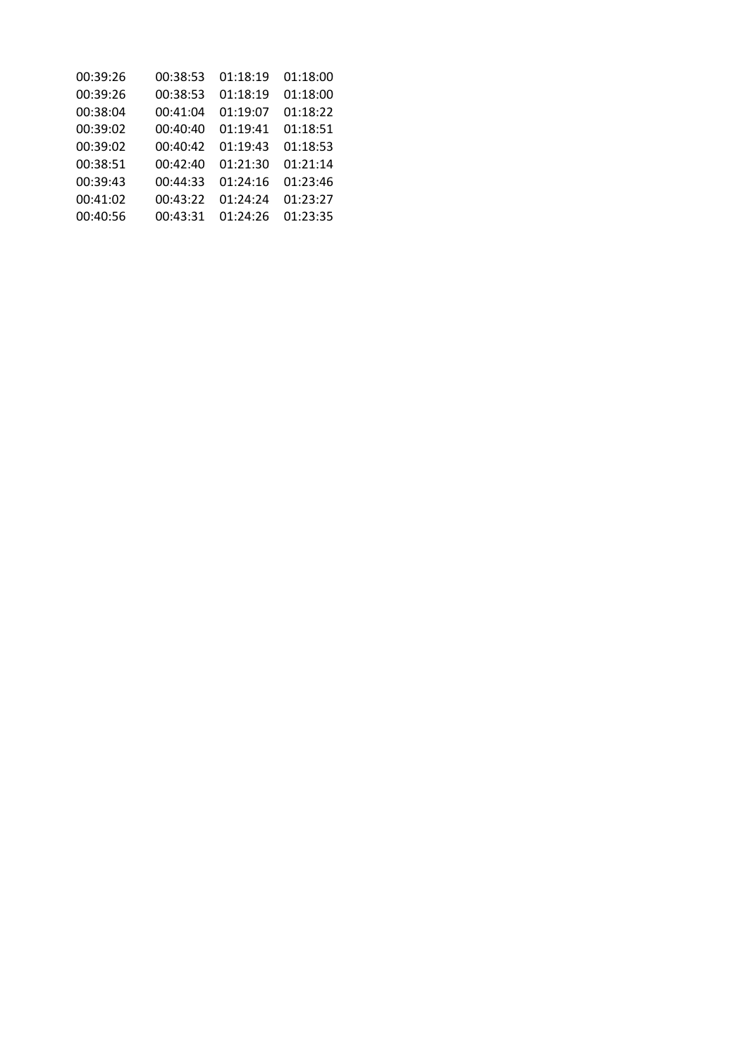| | | | |
|---|---|---|---|
| 00:39:26 | 00:38:53 | 01:18:19 | 01:18:00 |
| 00:39:26 | 00:38:53 | 01:18:19 | 01:18:00 |
| 00:38:04 | 00:41:04 | 01:19:07 | 01:18:22 |
| 00:39:02 | 00:40:40 | 01:19:41 | 01:18:51 |
| 00:39:02 | 00:40:42 | 01:19:43 | 01:18:53 |
| 00:38:51 | 00:42:40 | 01:21:30 | 01:21:14 |
| 00:39:43 | 00:44:33 | 01:24:16 | 01:23:46 |
| 00:41:02 | 00:43:22 | 01:24:24 | 01:23:27 |
| 00:40:56 | 00:43:31 | 01:24:26 | 01:23:35 |